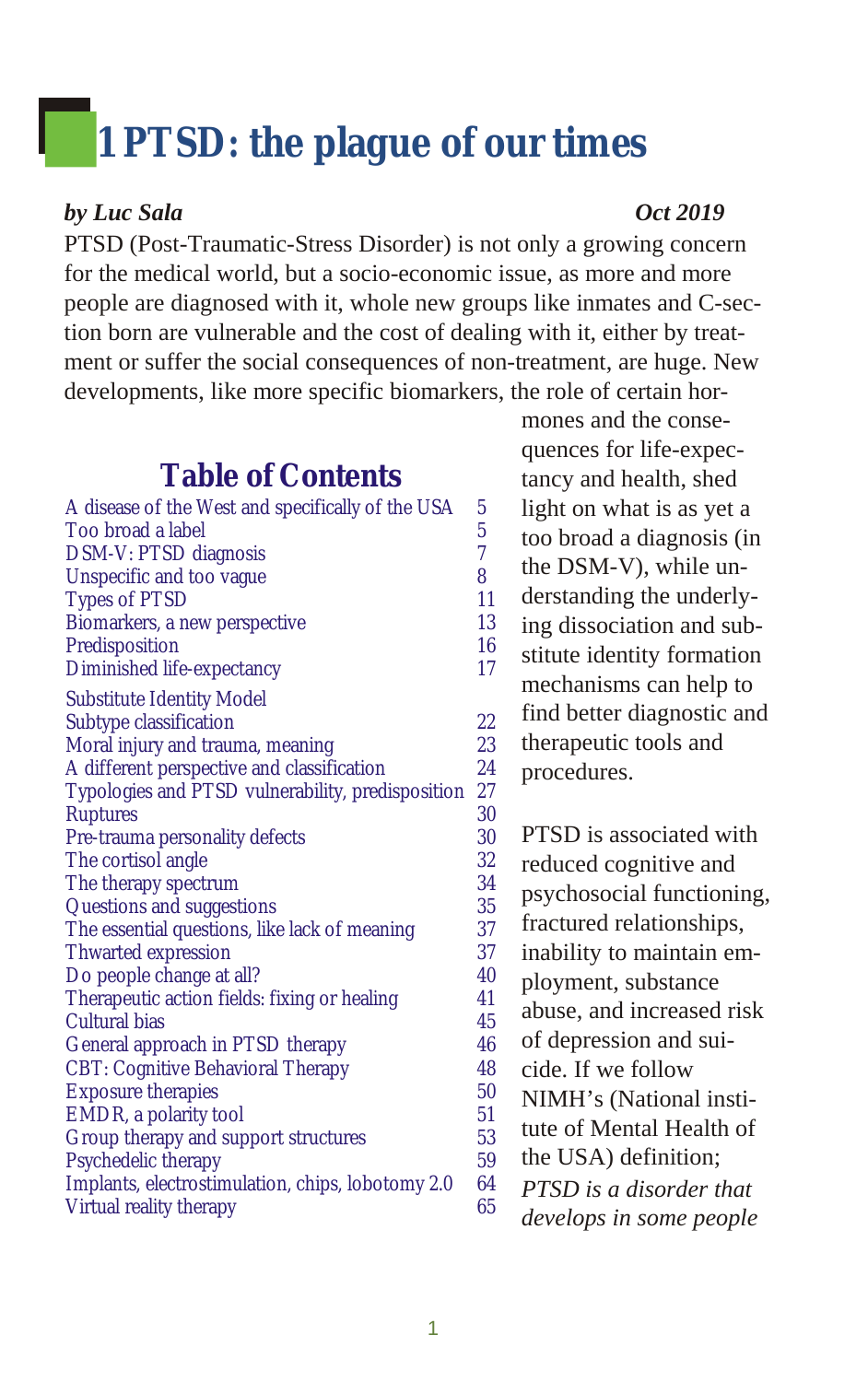# 1 PTSD: the plague of our times

***by Luc Sala*** ***Oct 2019***

PTSD (Post-Traumatic-Stress Disorder) is not only a growing concern for the medical world, but a socio-economic issue, as more and more people are diagnosed with it, whole new groups like inmates and C-section born are vulnerable and the cost of dealing with it, either by treatment or suffer the social consequences of non-treatment, are huge. New developments, like more specific biomarkers, the role of certain hormones and the consequences for life-expectancy and health, shed light on what is as yet a too broad a diagnosis (in the DSM-V), while understanding the underlying dissociation and substitute identity formation mechanisms can help to find better diagnostic and therapeutic tools and procedures.

## Table of Contents

| | |
|---|---|
| A disease of the West and specifically of the USA | 5 |
| Too broad a label | 5 |
| DSM-V: PTSD diagnosis | 7 |
| Unspecific and too vague | 8 |
| Types of PTSD | 11 |
| Biomarkers, a new perspective | 13 |
| Predisposition | 16 |
| Diminished life-expectancy | 17 |
| Substitute Identity Model | |
| Subtype classification | 22 |
| Moral injury and trauma, meaning | 23 |
| A different perspective and classification | 24 |
| Typologies and PTSD vulnerability, predisposition | 27 |
| Ruptures | 30 |
| Pre-trauma personality defects | 30 |
| The cortisol angle | 32 |
| The therapy spectrum | 34 |
| Questions and suggestions | 35 |
| The essential questions, like lack of meaning | 37 |
| Thwarted expression | 37 |
| Do people change at all? | 40 |
| Therapeutic action fields: fixing or healing | 41 |
| Cultural bias | 45 |
| General approach in PTSD therapy | 46 |
| CBT: Cognitive Behavioral Therapy | 48 |
| Exposure therapies | 50 |
| EMDR, a polarity tool | 51 |
| Group therapy and support structures | 53 |
| Psychedelic therapy | 59 |
| Implants, electrostimulation, chips, lobotomy 2.0 | 64 |
| Virtual reality therapy | 65 |

PTSD is associated with reduced cognitive and psychosocial functioning, fractured relationships, inability to maintain employment, substance abuse, and increased risk of depression and suicide. If we follow NIMH's (National institute of Mental Health of the USA) definition; *PTSD is a disorder that develops in some people*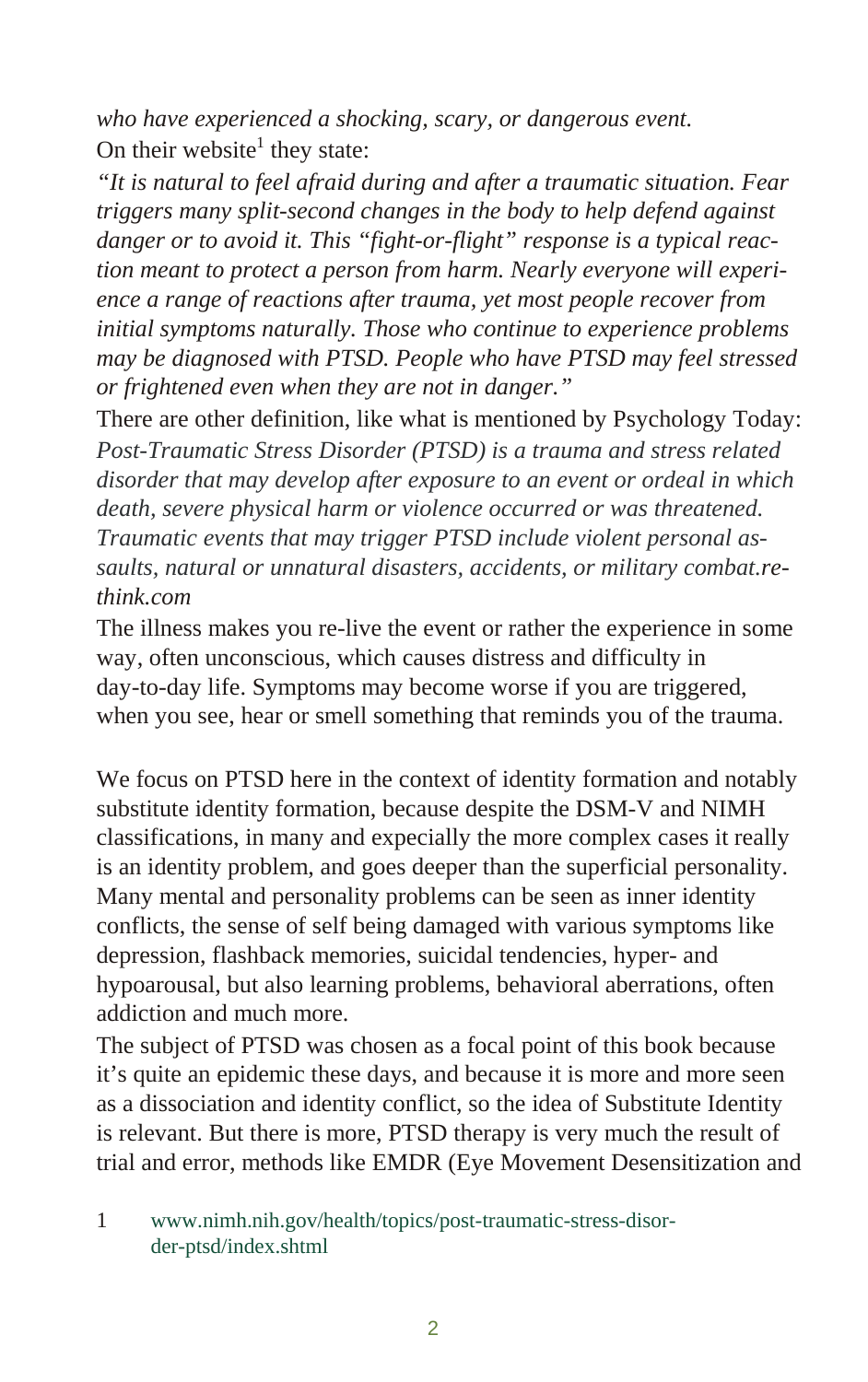*who have experienced a shocking, scary, or dangerous event.*

On their website[1] they state:

*"It is natural to feel afraid during and after a traumatic situation. Fear triggers many split-second changes in the body to help defend against danger or to avoid it. This "fight-or-flight" response is a typical reaction meant to protect a person from harm. Nearly everyone will experience a range of reactions after trauma, yet most people recover from initial symptoms naturally. Those who continue to experience problems may be diagnosed with PTSD. People who have PTSD may feel stressed or frightened even when they are not in danger."*

There are other definition, like what is mentioned by Psychology Today: *Post-Traumatic Stress Disorder (PTSD) is a trauma and stress related disorder that may develop after exposure to an event or ordeal in which death, severe physical harm or violence occurred or was threatened. Traumatic events that may trigger PTSD include violent personal assaults, natural or unnatural disasters, accidents, or military combat.rethink.com*

The illness makes you re-live the event or rather the experience in some way, often unconscious, which causes distress and difficulty in day-to-day life. Symptoms may become worse if you are triggered, when you see, hear or smell something that reminds you of the trauma.

We focus on PTSD here in the context of identity formation and notably substitute identity formation, because despite the DSM-V and NIMH classifications, in many and expecially the more complex cases it really is an identity problem, and goes deeper than the superficial personality. Many mental and personality problems can be seen as inner identity conflicts, the sense of self being damaged with various symptoms like depression, flashback memories, suicidal tendencies, hyper- and hypoarousal, but also learning problems, behavioral aberrations, often addiction and much more.

The subject of PTSD was chosen as a focal point of this book because it's quite an epidemic these days, and because it is more and more seen as a dissociation and identity conflict, so the idea of Substitute Identity is relevant. But there is more, PTSD therapy is very much the result of trial and error, methods like EMDR (Eye Movement Desensitization and

1 www.nimh.nih.gov/health/topics/post-traumatic-stress-disorder-ptsd/index.shtml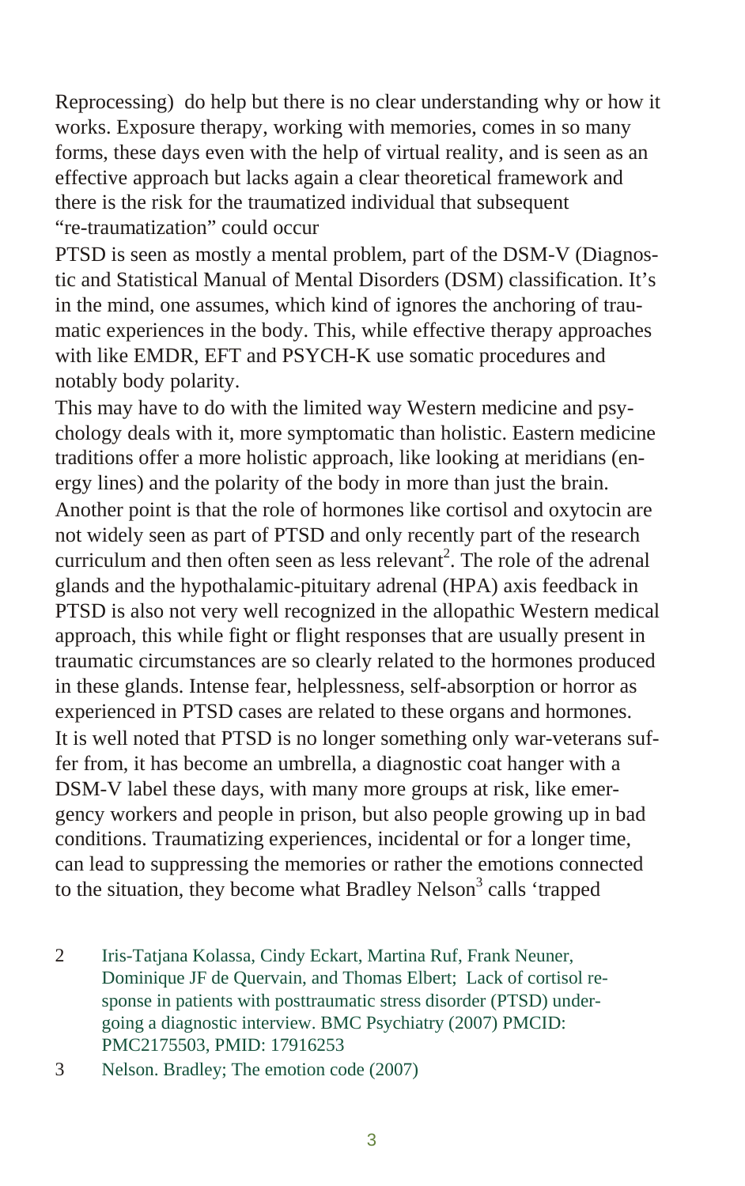Reprocessing) do help but there is no clear understanding why or how it works. Exposure therapy, working with memories, comes in so many forms, these days even with the help of virtual reality, and is seen as an effective approach but lacks again a clear theoretical framework and there is the risk for the traumatized individual that subsequent "re-traumatization" could occur

PTSD is seen as mostly a mental problem, part of the DSM-V (Diagnostic and Statistical Manual of Mental Disorders (DSM) classification. It's in the mind, one assumes, which kind of ignores the anchoring of traumatic experiences in the body. This, while effective therapy approaches with like EMDR, EFT and PSYCH-K use somatic procedures and notably body polarity.

This may have to do with the limited way Western medicine and psychology deals with it, more symptomatic than holistic. Eastern medicine traditions offer a more holistic approach, like looking at meridians (energy lines) and the polarity of the body in more than just the brain.

Another point is that the role of hormones like cortisol and oxytocin are not widely seen as part of PTSD and only recently part of the research curriculum and then often seen as less relevant[2]. The role of the adrenal glands and the hypothalamic-pituitary adrenal (HPA) axis feedback in PTSD is also not very well recognized in the allopathic Western medical approach, this while fight or flight responses that are usually present in traumatic circumstances are so clearly related to the hormones produced in these glands. Intense fear, helplessness, self-absorption or horror as experienced in PTSD cases are related to these organs and hormones.

It is well noted that PTSD is no longer something only war-veterans suffer from, it has become an umbrella, a diagnostic coat hanger with a DSM-V label these days, with many more groups at risk, like emergency workers and people in prison, but also people growing up in bad conditions. Traumatizing experiences, incidental or for a longer time, can lead to suppressing the memories or rather the emotions connected to the situation, they become what Bradley Nelson[3] calls 'trapped

2 Iris-Tatjana Kolassa, Cindy Eckart, Martina Ruf, Frank Neuner, Dominique JF de Quervain, and Thomas Elbert; Lack of cortisol response in patients with posttraumatic stress disorder (PTSD) undergoing a diagnostic interview. BMC Psychiatry (2007) PMCID: PMC2175503, PMID: 17916253

3 Nelson. Bradley; The emotion code (2007)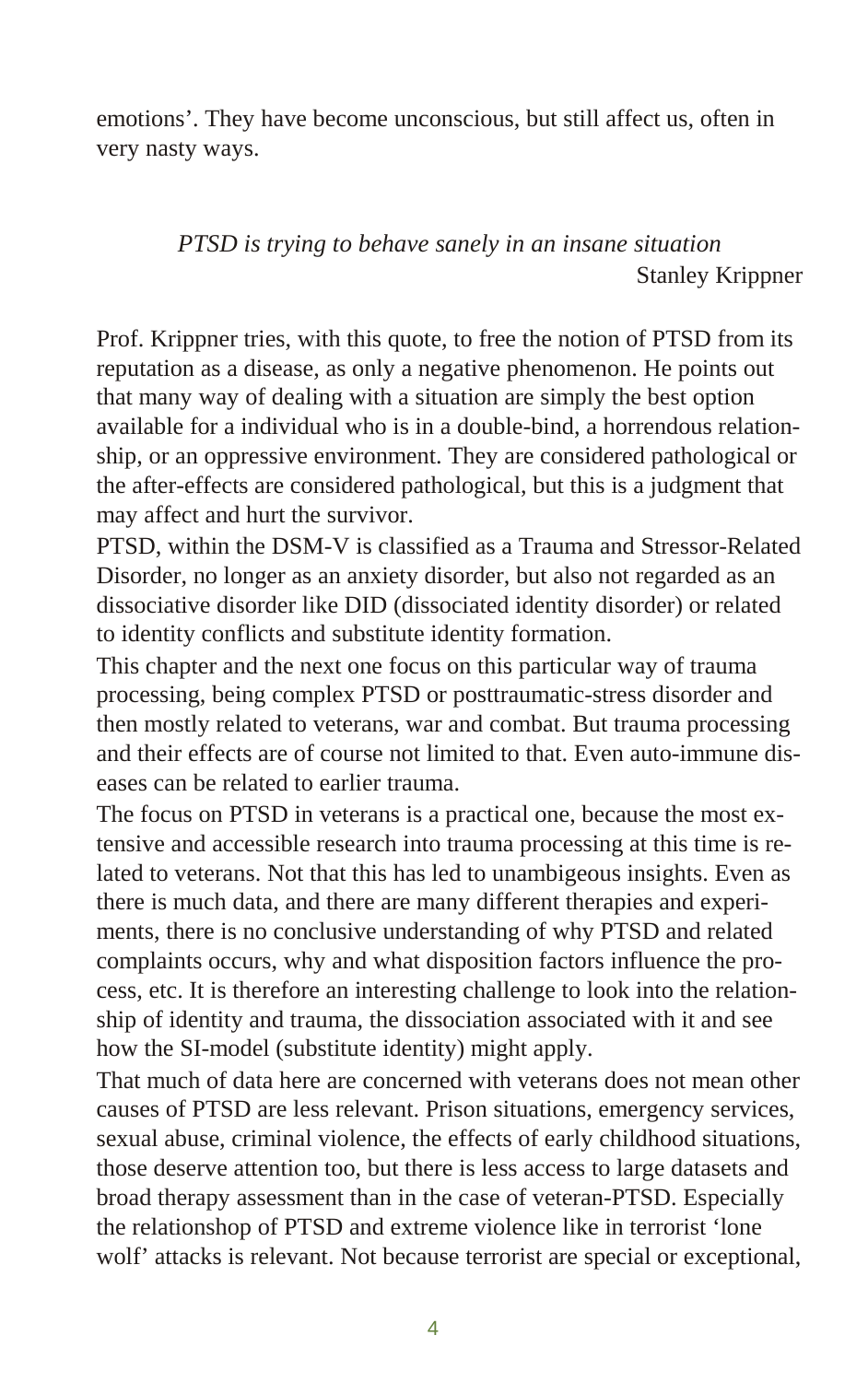emotions'. They have become unconscious, but still affect us, often in very nasty ways.

> *PTSD is trying to behave sanely in an insane situation*
> Stanley Krippner

Prof. Krippner tries, with this quote, to free the notion of PTSD from its reputation as a disease, as only a negative phenomenon. He points out that many way of dealing with a situation are simply the best option available for a individual who is in a double-bind, a horrendous relationship, or an oppressive environment. They are considered pathological or the after-effects are considered pathological, but this is a judgment that may affect and hurt the survivor.

PTSD, within the DSM-V is classified as a Trauma and Stressor-Related Disorder, no longer as an anxiety disorder, but also not regarded as an dissociative disorder like DID (dissociated identity disorder) or related to identity conflicts and substitute identity formation.

This chapter and the next one focus on this particular way of trauma processing, being complex PTSD or posttraumatic-stress disorder and then mostly related to veterans, war and combat. But trauma processing and their effects are of course not limited to that. Even auto-immune diseases can be related to earlier trauma.

The focus on PTSD in veterans is a practical one, because the most extensive and accessible research into trauma processing at this time is related to veterans. Not that this has led to unambigeous insights. Even as there is much data, and there are many different therapies and experiments, there is no conclusive understanding of why PTSD and related complaints occurs, why and what disposition factors influence the process, etc. It is therefore an interesting challenge to look into the relationship of identity and trauma, the dissociation associated with it and see how the SI-model (substitute identity) might apply.

That much of data here are concerned with veterans does not mean other causes of PTSD are less relevant. Prison situations, emergency services, sexual abuse, criminal violence, the effects of early childhood situations, those deserve attention too, but there is less access to large datasets and broad therapy assessment than in the case of veteran-PTSD. Especially the relationshop of PTSD and extreme violence like in terrorist 'lone wolf' attacks is relevant. Not because terrorist are special or exceptional,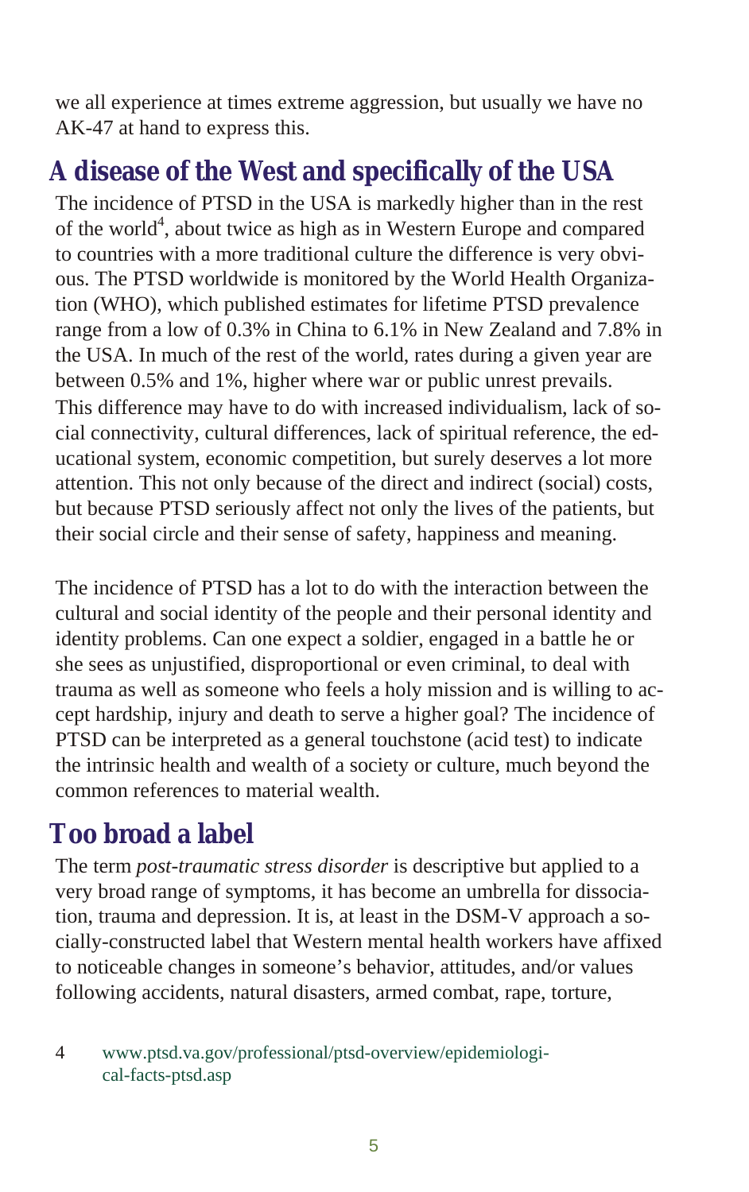we all experience at times extreme aggression, but usually we have no AK-47 at hand to express this.

## A disease of the West and specifically of the USA

The incidence of PTSD in the USA is markedly higher than in the rest of the world[4], about twice as high as in Western Europe and compared to countries with a more traditional culture the difference is very obvious. The PTSD worldwide is monitored by the World Health Organization (WHO), which published estimates for lifetime PTSD prevalence range from a low of 0.3% in China to 6.1% in New Zealand and 7.8% in the USA. In much of the rest of the world, rates during a given year are between 0.5% and 1%, higher where war or public unrest prevails. This difference may have to do with increased individualism, lack of social connectivity, cultural differences, lack of spiritual reference, the educational system, economic competition, but surely deserves a lot more attention. This not only because of the direct and indirect (social) costs, but because PTSD seriously affect not only the lives of the patients, but their social circle and their sense of safety, happiness and meaning.

The incidence of PTSD has a lot to do with the interaction between the cultural and social identity of the people and their personal identity and identity problems. Can one expect a soldier, engaged in a battle he or she sees as unjustified, disproportional or even criminal, to deal with trauma as well as someone who feels a holy mission and is willing to accept hardship, injury and death to serve a higher goal? The incidence of PTSD can be interpreted as a general touchstone (acid test) to indicate the intrinsic health and wealth of a society or culture, much beyond the common references to material wealth.

## Too broad a label

The term *post-traumatic stress disorder* is descriptive but applied to a very broad range of symptoms, it has become an umbrella for dissociation, trauma and depression. It is, at least in the DSM-V approach a socially-constructed label that Western mental health workers have affixed to noticeable changes in someone's behavior, attitudes, and/or values following accidents, natural disasters, armed combat, rape, torture,

4 www.ptsd.va.gov/professional/ptsd-overview/epidemiological-facts-ptsd.asp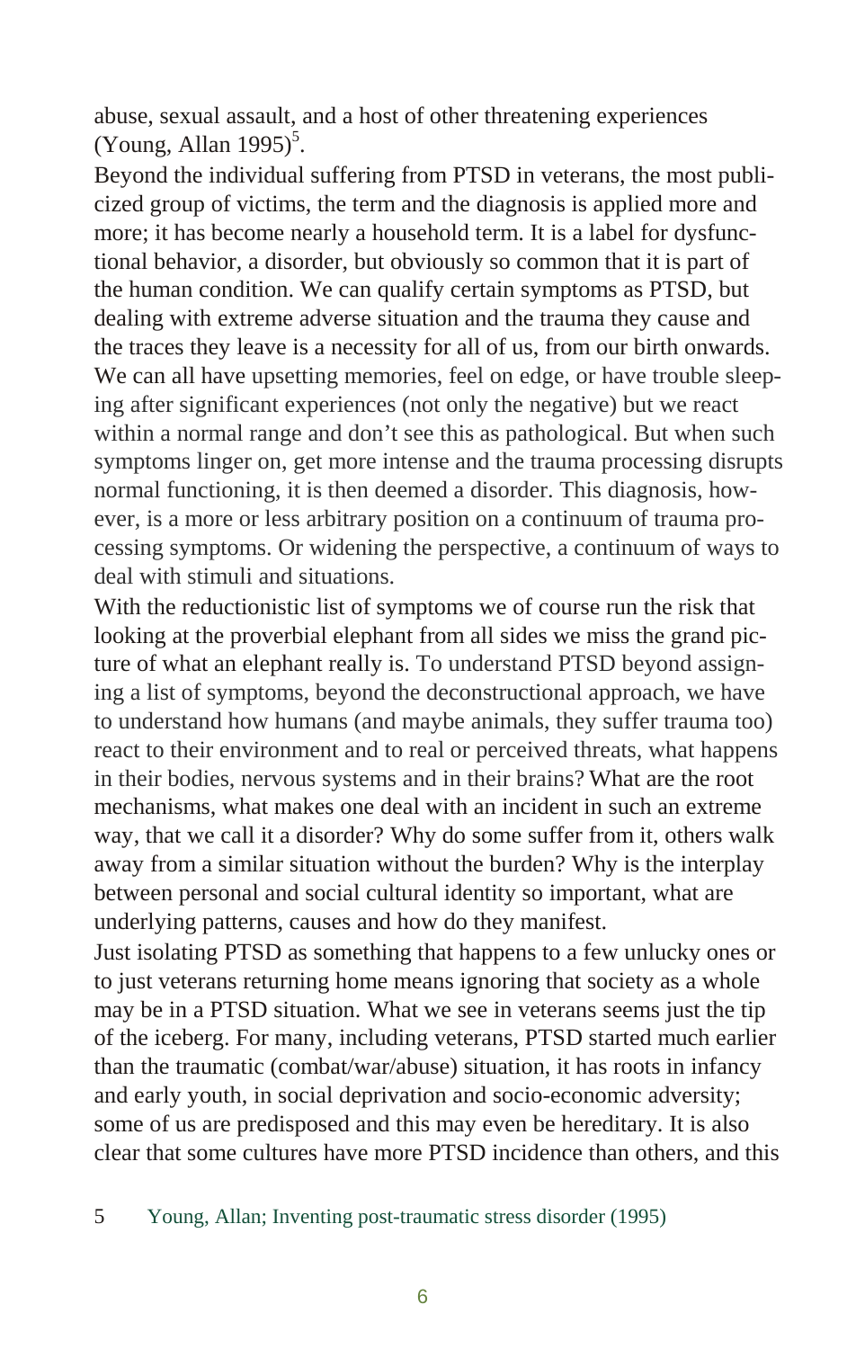abuse, sexual assault, and a host of other threatening experiences (Young, Allan 1995)[5].

Beyond the individual suffering from PTSD in veterans, the most publicized group of victims, the term and the diagnosis is applied more and more; it has become nearly a household term. It is a label for dysfunctional behavior, a disorder, but obviously so common that it is part of the human condition. We can qualify certain symptoms as PTSD, but dealing with extreme adverse situation and the trauma they cause and the traces they leave is a necessity for all of us, from our birth onwards. We can all have upsetting memories, feel on edge, or have trouble sleeping after significant experiences (not only the negative) but we react within a normal range and don't see this as pathological. But when such symptoms linger on, get more intense and the trauma processing disrupts normal functioning, it is then deemed a disorder. This diagnosis, however, is a more or less arbitrary position on a continuum of trauma processing symptoms. Or widening the perspective, a continuum of ways to deal with stimuli and situations.

With the reductionistic list of symptoms we of course run the risk that looking at the proverbial elephant from all sides we miss the grand picture of what an elephant really is. To understand PTSD beyond assigning a list of symptoms, beyond the deconstructional approach, we have to understand how humans (and maybe animals, they suffer trauma too) react to their environment and to real or perceived threats, what happens in their bodies, nervous systems and in their brains? What are the root mechanisms, what makes one deal with an incident in such an extreme way, that we call it a disorder? Why do some suffer from it, others walk away from a similar situation without the burden? Why is the interplay between personal and social cultural identity so important, what are underlying patterns, causes and how do they manifest.

Just isolating PTSD as something that happens to a few unlucky ones or to just veterans returning home means ignoring that society as a whole may be in a PTSD situation. What we see in veterans seems just the tip of the iceberg. For many, including veterans, PTSD started much earlier than the traumatic (combat/war/abuse) situation, it has roots in infancy and early youth, in social deprivation and socio-economic adversity; some of us are predisposed and this may even be hereditary. It is also clear that some cultures have more PTSD incidence than others, and this

5 Young, Allan; Inventing post-traumatic stress disorder (1995)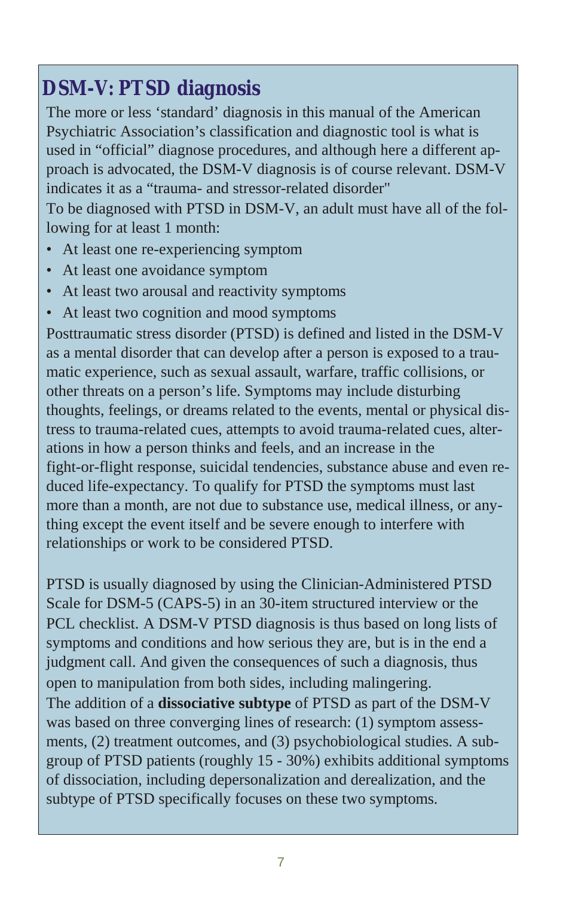## DSM-V: PTSD diagnosis

The more or less ‘standard’ diagnosis in this manual of the American Psychiatric Association’s classification and diagnostic tool is what is used in “official” diagnose procedures, and although here a different approach is advocated, the DSM-V diagnosis is of course relevant. DSM-V indicates it as a “trauma- and stressor-related disorder"

To be diagnosed with PTSD in DSM-V, an adult must have all of the following for at least 1 month:

- At least one re-experiencing symptom
- At least one avoidance symptom
- At least two arousal and reactivity symptoms
- At least two cognition and mood symptoms

Posttraumatic stress disorder (PTSD) is defined and listed in the DSM-V as a mental disorder that can develop after a person is exposed to a traumatic experience, such as sexual assault, warfare, traffic collisions, or other threats on a person’s life. Symptoms may include disturbing thoughts, feelings, or dreams related to the events, mental or physical distress to trauma-related cues, attempts to avoid trauma-related cues, alterations in how a person thinks and feels, and an increase in the fight-or-flight response, suicidal tendencies, substance abuse and even reduced life-expectancy. To qualify for PTSD the symptoms must last more than a month, are not due to substance use, medical illness, or anything except the event itself and be severe enough to interfere with relationships or work to be considered PTSD.

PTSD is usually diagnosed by using the Clinician-Administered PTSD Scale for DSM-5 (CAPS-5) in an 30-item structured interview or the PCL checklist. A DSM-V PTSD diagnosis is thus based on long lists of symptoms and conditions and how serious they are, but is in the end a judgment call. And given the consequences of such a diagnosis, thus open to manipulation from both sides, including malingering.

The addition of a **dissociative subtype** of PTSD as part of the DSM-V was based on three converging lines of research: (1) symptom assessments, (2) treatment outcomes, and (3) psychobiological studies. A subgroup of PTSD patients (roughly 15 - 30%) exhibits additional symptoms of dissociation, including depersonalization and derealization, and the subtype of PTSD specifically focuses on these two symptoms.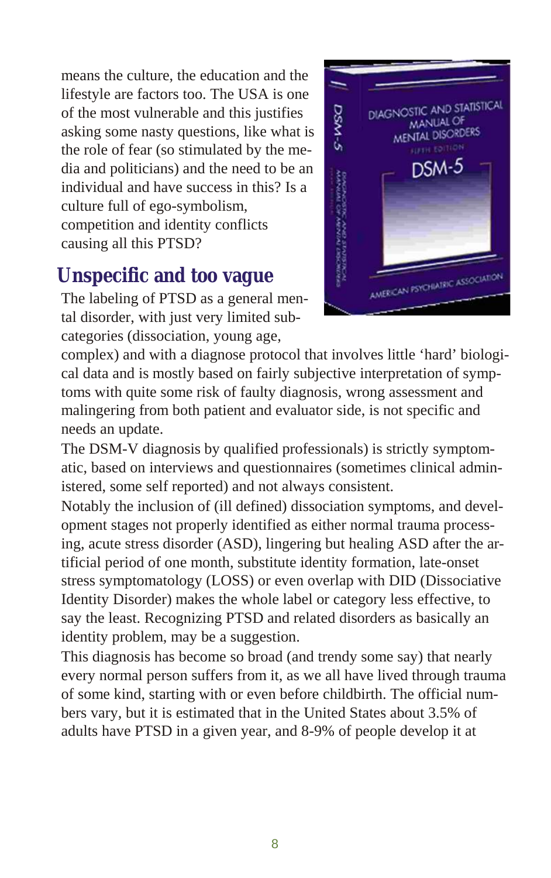means the culture, the education and the lifestyle are factors too. The USA is one of the most vulnerable and this justifies asking some nasty questions, like what is the role of fear (so stimulated by the media and politicians) and the need to be an individual and have success in this? Is a culture full of ego-symbolism, competition and identity conflicts causing all this PTSD?

## Unspecific and too vague

The labeling of PTSD as a general mental disorder, with just very limited subcategories (dissociation, young age, complex) and with a diagnose protocol that involves little 'hard' biological data and is mostly based on fairly subjective interpretation of symptoms with quite some risk of faulty diagnosis, wrong assessment and malingering from both patient and evaluator side, is not specific and needs an update.

The DSM-V diagnosis by qualified professionals) is strictly symptomatic, based on interviews and questionnaires (sometimes clinical administered, some self reported) and not always consistent.

Notably the inclusion of (ill defined) dissociation symptoms, and development stages not properly identified as either normal trauma processing, acute stress disorder (ASD), lingering but healing ASD after the artificial period of one month, substitute identity formation, late-onset stress symptomatology (LOSS) or even overlap with DID (Dissociative Identity Disorder) makes the whole label or category less effective, to say the least. Recognizing PTSD and related disorders as basically an identity problem, may be a suggestion.

This diagnosis has become so broad (and trendy some say) that nearly every normal person suffers from it, as we all have lived through trauma of some kind, starting with or even before childbirth. The official numbers vary, but it is estimated that in the United States about 3.5% of adults have PTSD in a given year, and 8-9% of people develop it at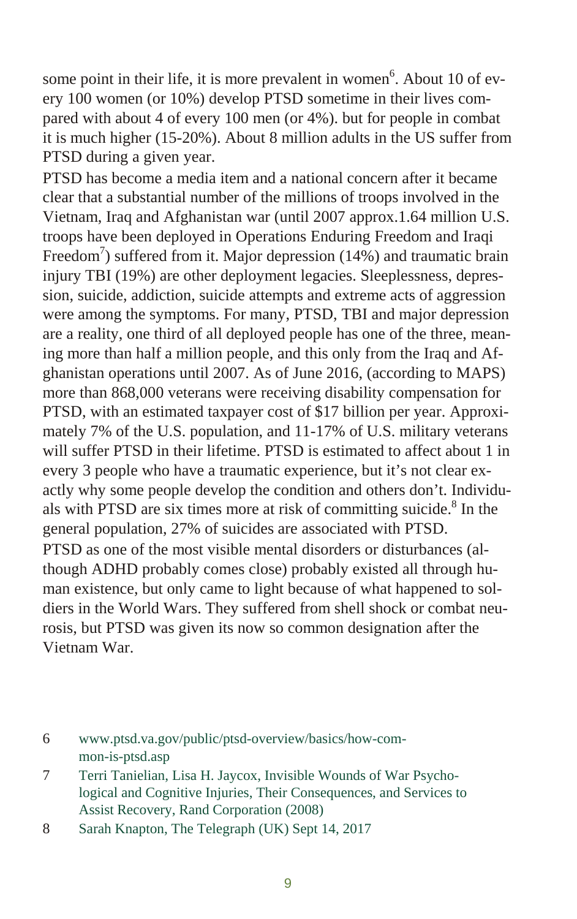some point in their life, it is more prevalent in women[6]. About 10 of every 100 women (or 10%) develop PTSD sometime in their lives compared with about 4 of every 100 men (or 4%). but for people in combat it is much higher (15-20%). About 8 million adults in the US suffer from PTSD during a given year.

PTSD has become a media item and a national concern after it became clear that a substantial number of the millions of troops involved in the Vietnam, Iraq and Afghanistan war (until 2007 approx.1.64 million U.S. troops have been deployed in Operations Enduring Freedom and Iraqi Freedom[7]) suffered from it. Major depression (14%) and traumatic brain injury TBI (19%) are other deployment legacies. Sleeplessness, depression, suicide, addiction, suicide attempts and extreme acts of aggression were among the symptoms. For many, PTSD, TBI and major depression are a reality, one third of all deployed people has one of the three, meaning more than half a million people, and this only from the Iraq and Afghanistan operations until 2007. As of June 2016, (according to MAPS) more than 868,000 veterans were receiving disability compensation for PTSD, with an estimated taxpayer cost of $17 billion per year. Approximately 7% of the U.S. population, and 11-17% of U.S. military veterans will suffer PTSD in their lifetime. PTSD is estimated to affect about 1 in every 3 people who have a traumatic experience, but it's not clear exactly why some people develop the condition and others don't. Individuals with PTSD are six times more at risk of committing suicide.[8] In the general population, 27% of suicides are associated with PTSD.

PTSD as one of the most visible mental disorders or disturbances (although ADHD probably comes close) probably existed all through human existence, but only came to light because of what happened to soldiers in the World Wars. They suffered from shell shock or combat neurosis, but PTSD was given its now so common designation after the Vietnam War.

6 www.ptsd.va.gov/public/ptsd-overview/basics/how-common-is-ptsd.asp

7 Terri Tanielian, Lisa H. Jaycox, Invisible Wounds of War Psychological and Cognitive Injuries, Their Consequences, and Services to Assist Recovery, Rand Corporation (2008)

8 Sarah Knapton, The Telegraph (UK) Sept 14, 2017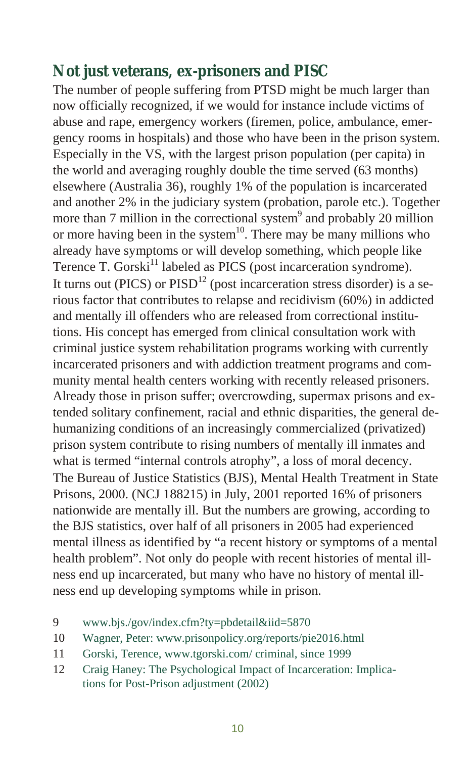## Not just veterans, ex-prisoners and PISC

The number of people suffering from PTSD might be much larger than now officially recognized, if we would for instance include victims of abuse and rape, emergency workers (firemen, police, ambulance, emergency rooms in hospitals) and those who have been in the prison system. Especially in the VS, with the largest prison population (per capita) in the world and averaging roughly double the time served (63 months) elsewhere (Australia 36), roughly 1% of the population is incarcerated and another 2% in the judiciary system (probation, parole etc.). Together more than 7 million in the correctional system[9] and probably 20 million or more having been in the system[10]. There may be many millions who already have symptoms or will develop something, which people like Terence T. Gorski[11] labeled as PICS (post incarceration syndrome). It turns out (PICS) or PISD[12] (post incarceration stress disorder) is a serious factor that contributes to relapse and recidivism (60%) in addicted and mentally ill offenders who are released from correctional institutions. His concept has emerged from clinical consultation work with criminal justice system rehabilitation programs working with currently incarcerated prisoners and with addiction treatment programs and community mental health centers working with recently released prisoners. Already those in prison suffer; overcrowding, supermax prisons and extended solitary confinement, racial and ethnic disparities, the general dehumanizing conditions of an increasingly commercialized (privatized) prison system contribute to rising numbers of mentally ill inmates and what is termed "internal controls atrophy", a loss of moral decency. The Bureau of Justice Statistics (BJS), Mental Health Treatment in State Prisons, 2000. (NCJ 188215) in July, 2001 reported 16% of prisoners nationwide are mentally ill. But the numbers are growing, according to the BJS statistics, over half of all prisoners in 2005 had experienced mental illness as identified by "a recent history or symptoms of a mental health problem". Not only do people with recent histories of mental illness end up incarcerated, but many who have no history of mental illness end up developing symptoms while in prison.

9 www.bjs./gov/index.cfm?ty=pbdetail&iid=5870

10 Wagner, Peter: www.prisonpolicy.org/reports/pie2016.html

11 Gorski, Terence, www.tgorski.com/ criminal, since 1999

12 Craig Haney: The Psychological Impact of Incarceration: Implications for Post-Prison adjustment (2002)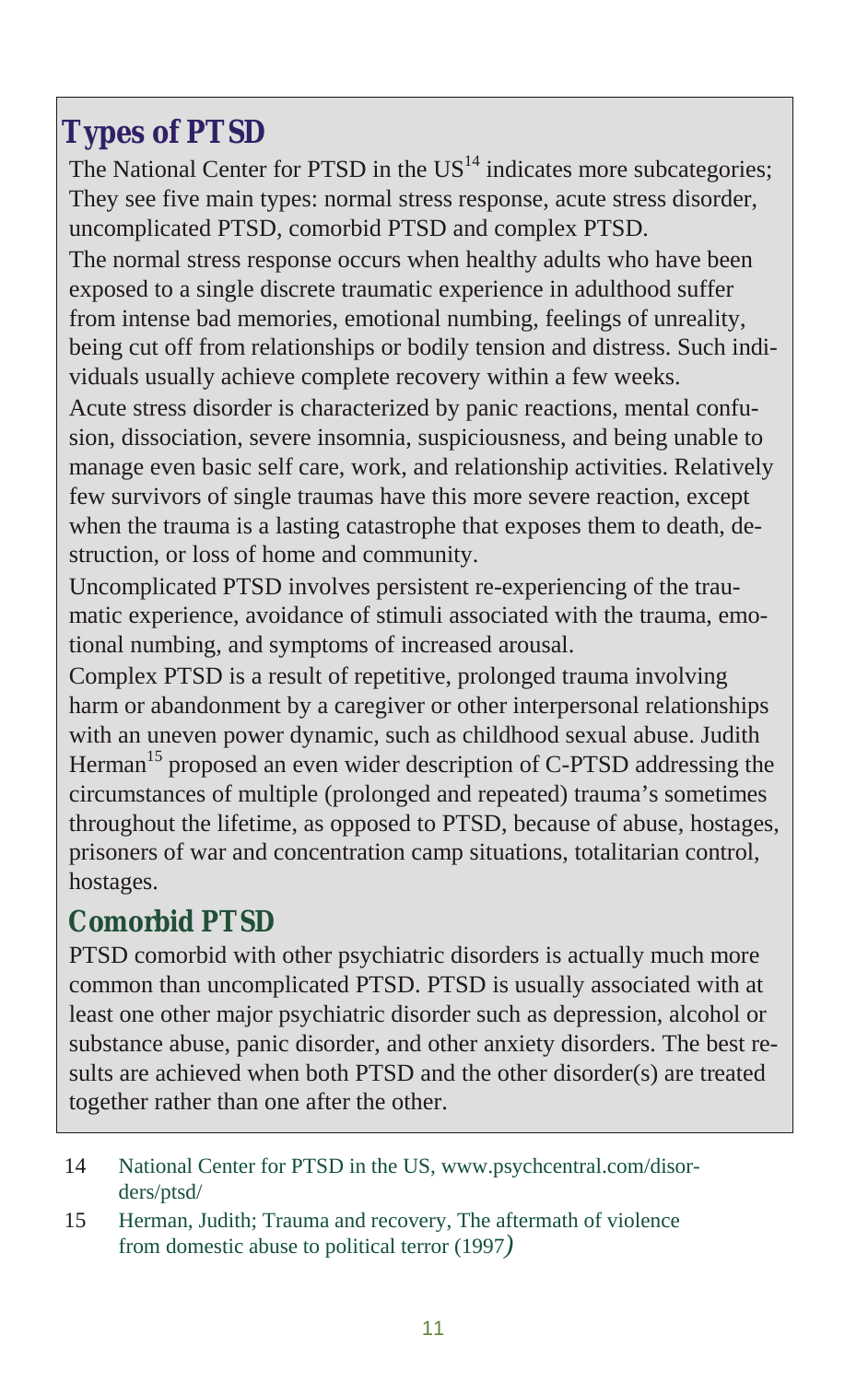## Types of PTSD

The National Center for PTSD in the US[14] indicates more subcategories; They see five main types: normal stress response, acute stress disorder, uncomplicated PTSD, comorbid PTSD and complex PTSD.

The normal stress response occurs when healthy adults who have been exposed to a single discrete traumatic experience in adulthood suffer from intense bad memories, emotional numbing, feelings of unreality, being cut off from relationships or bodily tension and distress. Such individuals usually achieve complete recovery within a few weeks.

Acute stress disorder is characterized by panic reactions, mental confusion, dissociation, severe insomnia, suspiciousness, and being unable to manage even basic self care, work, and relationship activities. Relatively few survivors of single traumas have this more severe reaction, except when the trauma is a lasting catastrophe that exposes them to death, destruction, or loss of home and community.

Uncomplicated PTSD involves persistent re-experiencing of the traumatic experience, avoidance of stimuli associated with the trauma, emotional numbing, and symptoms of increased arousal.

Complex PTSD is a result of repetitive, prolonged trauma involving harm or abandonment by a caregiver or other interpersonal relationships with an uneven power dynamic, such as childhood sexual abuse. Judith Herman[15] proposed an even wider description of C-PTSD addressing the circumstances of multiple (prolonged and repeated) trauma's sometimes throughout the lifetime, as opposed to PTSD, because of abuse, hostages, prisoners of war and concentration camp situations, totalitarian control, hostages.

## Comorbid PTSD

PTSD comorbid with other psychiatric disorders is actually much more common than uncomplicated PTSD. PTSD is usually associated with at least one other major psychiatric disorder such as depression, alcohol or substance abuse, panic disorder, and other anxiety disorders. The best results are achieved when both PTSD and the other disorder(s) are treated together rather than one after the other.

---

14 National Center for PTSD in the US, www.psychcentral.com/disorders/ptsd/

15 Herman, Judith; Trauma and recovery, The aftermath of violence from domestic abuse to political terror (1997)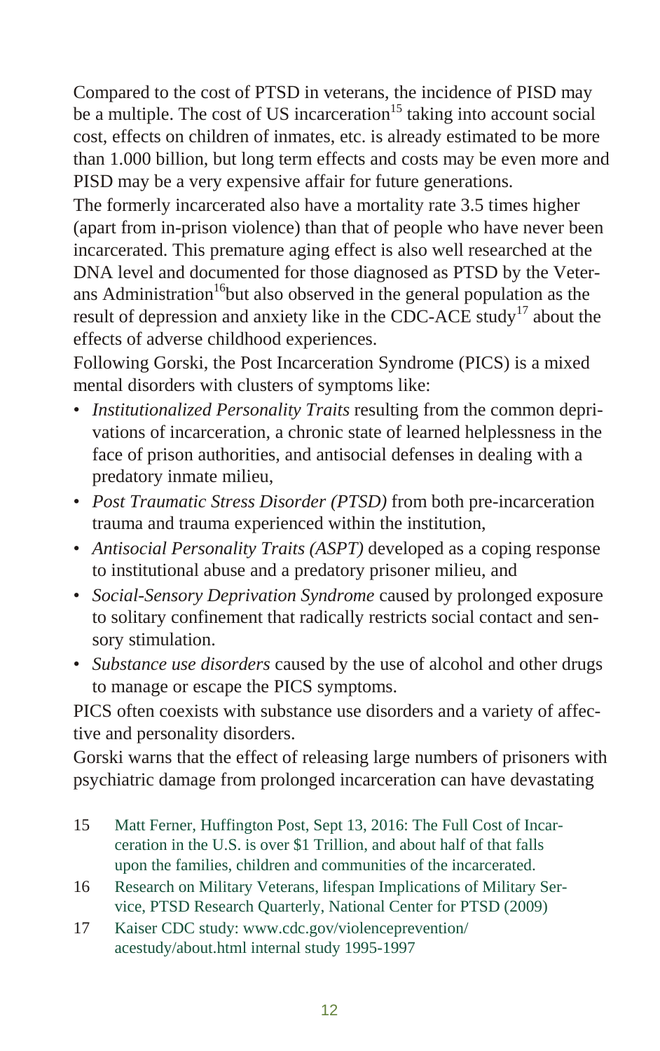Compared to the cost of PTSD in veterans, the incidence of PISD may be a multiple. The cost of US incarceration[15] taking into account social cost, effects on children of inmates, etc. is already estimated to be more than 1.000 billion, but long term effects and costs may be even more and PISD may be a very expensive affair for future generations.

The formerly incarcerated also have a mortality rate 3.5 times higher (apart from in-prison violence) than that of people who have never been incarcerated. This premature aging effect is also well researched at the DNA level and documented for those diagnosed as PTSD by the Veterans Administration[16]but also observed in the general population as the result of depression and anxiety like in the CDC-ACE study[17] about the effects of adverse childhood experiences.

Following Gorski, the Post Incarceration Syndrome (PICS) is a mixed mental disorders with clusters of symptoms like:

- *Institutionalized Personality Traits* resulting from the common deprivations of incarceration, a chronic state of learned helplessness in the face of prison authorities, and antisocial defenses in dealing with a predatory inmate milieu,
- *Post Traumatic Stress Disorder (PTSD)* from both pre-incarceration trauma and trauma experienced within the institution,
- *Antisocial Personality Traits (ASPT)* developed as a coping response to institutional abuse and a predatory prisoner milieu, and
- *Social-Sensory Deprivation Syndrome* caused by prolonged exposure to solitary confinement that radically restricts social contact and sensory stimulation.
- *Substance use disorders* caused by the use of alcohol and other drugs to manage or escape the PICS symptoms.

PICS often coexists with substance use disorders and a variety of affective and personality disorders.

Gorski warns that the effect of releasing large numbers of prisoners with psychiatric damage from prolonged incarceration can have devastating

15 Matt Ferner, Huffington Post, Sept 13, 2016: The Full Cost of Incarceration in the U.S. is over $1 Trillion, and about half of that falls upon the families, children and communities of the incarcerated.

16 Research on Military Veterans, lifespan Implications of Military Service, PTSD Research Quarterly, National Center for PTSD (2009)

17 Kaiser CDC study: www.cdc.gov/violenceprevention/acestudy/about.html internal study 1995-1997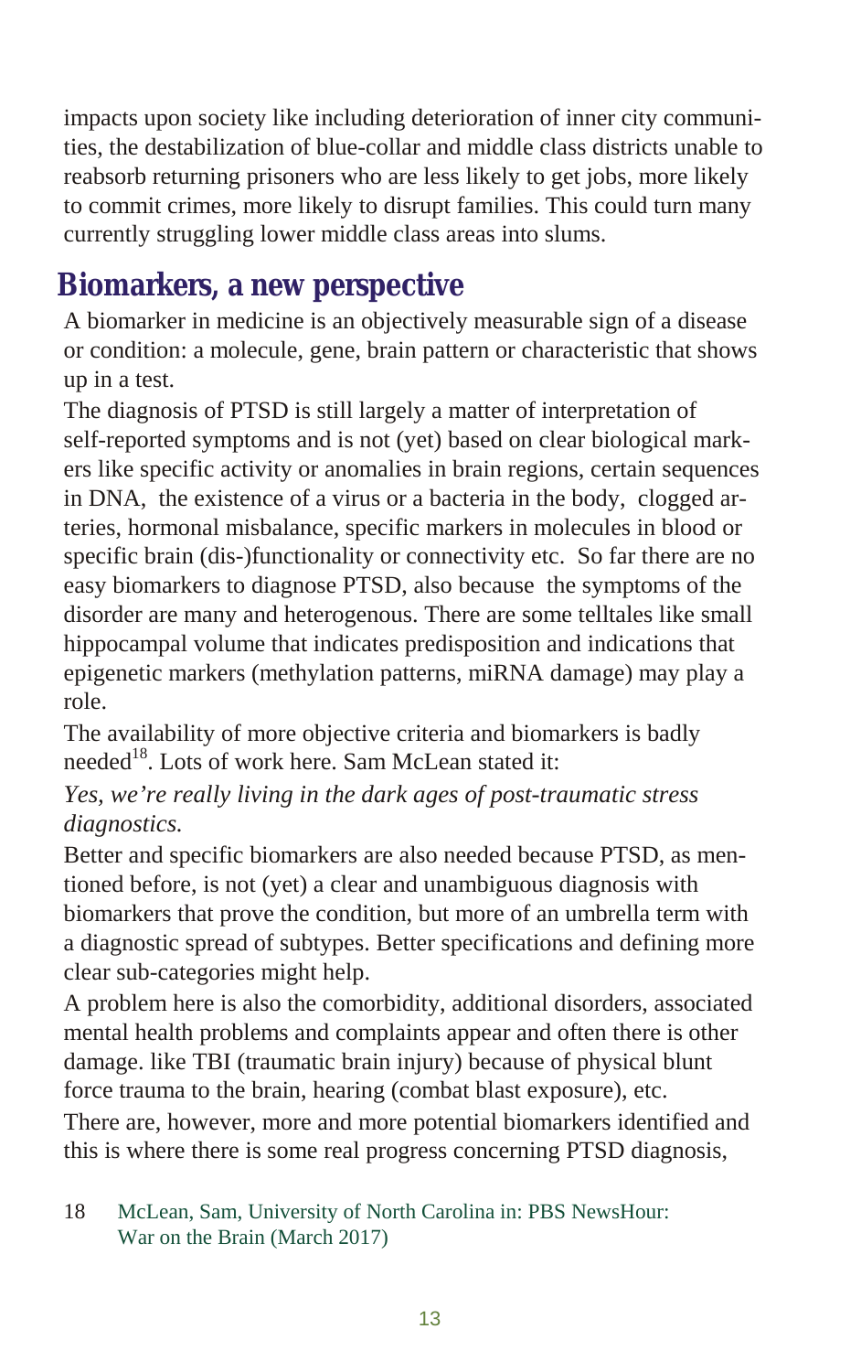impacts upon society like including deterioration of inner city communities, the destabilization of blue-collar and middle class districts unable to reabsorb returning prisoners who are less likely to get jobs, more likely to commit crimes, more likely to disrupt families. This could turn many currently struggling lower middle class areas into slums.

## Biomarkers, a new perspective

A biomarker in medicine is an objectively measurable sign of a disease or condition: a molecule, gene, brain pattern or characteristic that shows up in a test.

The diagnosis of PTSD is still largely a matter of interpretation of self-reported symptoms and is not (yet) based on clear biological markers like specific activity or anomalies in brain regions, certain sequences in DNA, the existence of a virus or a bacteria in the body, clogged arteries, hormonal misbalance, specific markers in molecules in blood or specific brain (dis-)functionality or connectivity etc. So far there are no easy biomarkers to diagnose PTSD, also because the symptoms of the disorder are many and heterogenous. There are some telltales like small hippocampal volume that indicates predisposition and indications that epigenetic markers (methylation patterns, miRNA damage) may play a role.

The availability of more objective criteria and biomarkers is badly needed[18]. Lots of work here. Sam McLean stated it:

*Yes, we're really living in the dark ages of post-traumatic stress diagnostics.*

Better and specific biomarkers are also needed because PTSD, as mentioned before, is not (yet) a clear and unambiguous diagnosis with biomarkers that prove the condition, but more of an umbrella term with a diagnostic spread of subtypes. Better specifications and defining more clear sub-categories might help.

A problem here is also the comorbidity, additional disorders, associated mental health problems and complaints appear and often there is other damage. like TBI (traumatic brain injury) because of physical blunt force trauma to the brain, hearing (combat blast exposure), etc.

There are, however, more and more potential biomarkers identified and this is where there is some real progress concerning PTSD diagnosis,

18 McLean, Sam, University of North Carolina in: PBS NewsHour: War on the Brain (March 2017)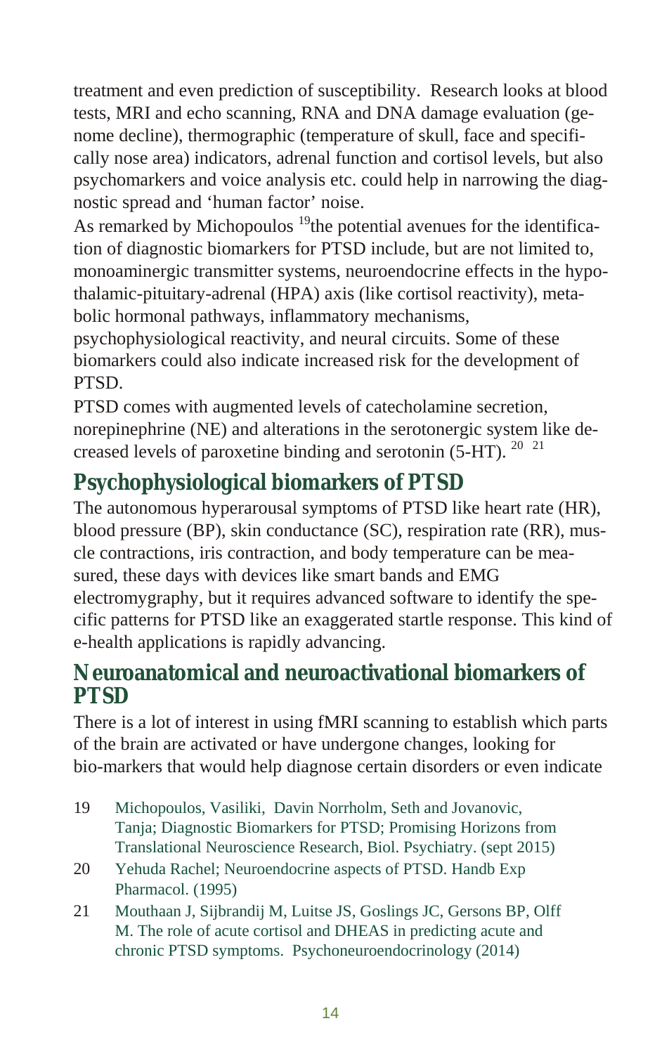treatment and even prediction of susceptibility. Research looks at blood tests, MRI and echo scanning, RNA and DNA damage evaluation (genome decline), thermographic (temperature of skull, face and specifically nose area) indicators, adrenal function and cortisol levels, but also psychomarkers and voice analysis etc. could help in narrowing the diagnostic spread and 'human factor' noise.

As remarked by Michopoulos [19]the potential avenues for the identification of diagnostic biomarkers for PTSD include, but are not limited to, monoaminergic transmitter systems, neuroendocrine effects in the hypothalamic-pituitary-adrenal (HPA) axis (like cortisol reactivity), metabolic hormonal pathways, inflammatory mechanisms, psychophysiological reactivity, and neural circuits. Some of these biomarkers could also indicate increased risk for the development of PTSD.

PTSD comes with augmented levels of catecholamine secretion, norepinephrine (NE) and alterations in the serotonergic system like decreased levels of paroxetine binding and serotonin (5-HT). [20] [21]

## Psychophysiological biomarkers of PTSD

The autonomous hyperarousal symptoms of PTSD like heart rate (HR), blood pressure (BP), skin conductance (SC), respiration rate (RR), muscle contractions, iris contraction, and body temperature can be measured, these days with devices like smart bands and EMG electromygraphy, but it requires advanced software to identify the specific patterns for PTSD like an exaggerated startle response. This kind of e-health applications is rapidly advancing.

## Neuroanatomical and neuroactivational biomarkers of PTSD

There is a lot of interest in using fMRI scanning to establish which parts of the brain are activated or have undergone changes, looking for bio-markers that would help diagnose certain disorders or even indicate

19 Michopoulos, Vasiliki, Davin Norrholm, Seth and Jovanovic, Tanja; Diagnostic Biomarkers for PTSD; Promising Horizons from Translational Neuroscience Research, Biol. Psychiatry. (sept 2015)

20 Yehuda Rachel; Neuroendocrine aspects of PTSD. Handb Exp Pharmacol. (1995)

21 Mouthaan J, Sijbrandij M, Luitse JS, Goslings JC, Gersons BP, Olff M. The role of acute cortisol and DHEAS in predicting acute and chronic PTSD symptoms. Psychoneuroendocrinology (2014)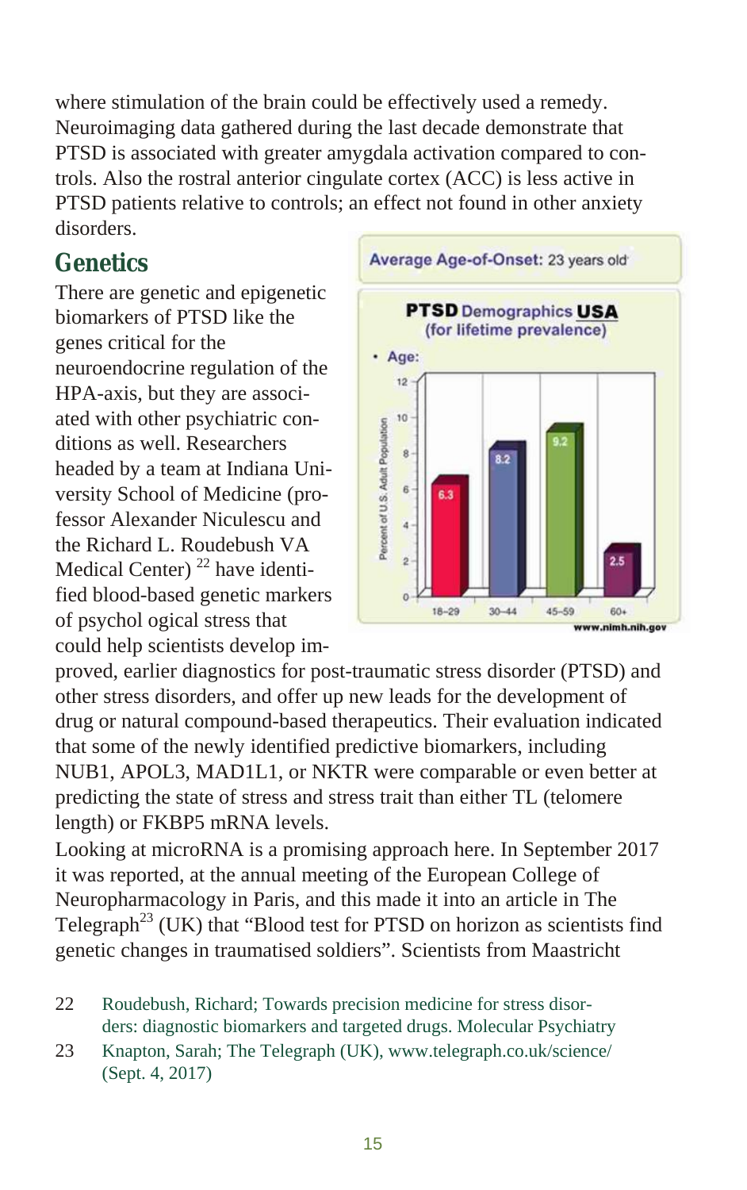where stimulation of the brain could be effectively used a remedy. Neuroimaging data gathered during the last decade demonstrate that PTSD is associated with greater amygdala activation compared to controls. Also the rostral anterior cingulate cortex (ACC) is less active in PTSD patients relative to controls; an effect not found in other anxiety disorders.

## Genetics

There are genetic and epigenetic biomarkers of PTSD like the genes critical for the neuroendocrine regulation of the HPA-axis, but they are associated with other psychiatric conditions as well. Researchers headed by a team at Indiana University School of Medicine (professor Alexander Niculescu and the Richard L. Roudebush VA Medical Center) [22] have identified blood-based genetic markers of psychol ogical stress that could help scientists develop improved, earlier diagnostics for post-traumatic stress disorder (PTSD) and other stress disorders, and offer up new leads for the development of drug or natural compound-based therapeutics. Their evaluation indicated that some of the newly identified predictive biomarkers, including NUB1, APOL3, MAD1L1, or NKTR were comparable or even better at predicting the state of stress and stress trait than either TL (telomere length) or FKBP5 mRNA levels.

Average Age-of-Onset: 23 years old

**PTSD** Demographics **USA** (for lifetime prevalence)

- Age:

| Age group | Percent of U.S. Adult Population |
|---|---|
| 18–29 | 6.3 |
| 30–44 | 8.2 |
| 45–59 | 9.2 |
| 60+ | 2.5 |

www.nimh.nih.gov

Looking at microRNA is a promising approach here. In September 2017 it was reported, at the annual meeting of the European College of Neuropharmacology in Paris, and this made it into an article in The Telegraph[23] (UK) that "Blood test for PTSD on horizon as scientists find genetic changes in traumatised soldiers". Scientists from Maastricht

22 Roudebush, Richard; Towards precision medicine for stress disorders: diagnostic biomarkers and targeted drugs. Molecular Psychiatry

23 Knapton, Sarah; The Telegraph (UK), www.telegraph.co.uk/science/ (Sept. 4, 2017)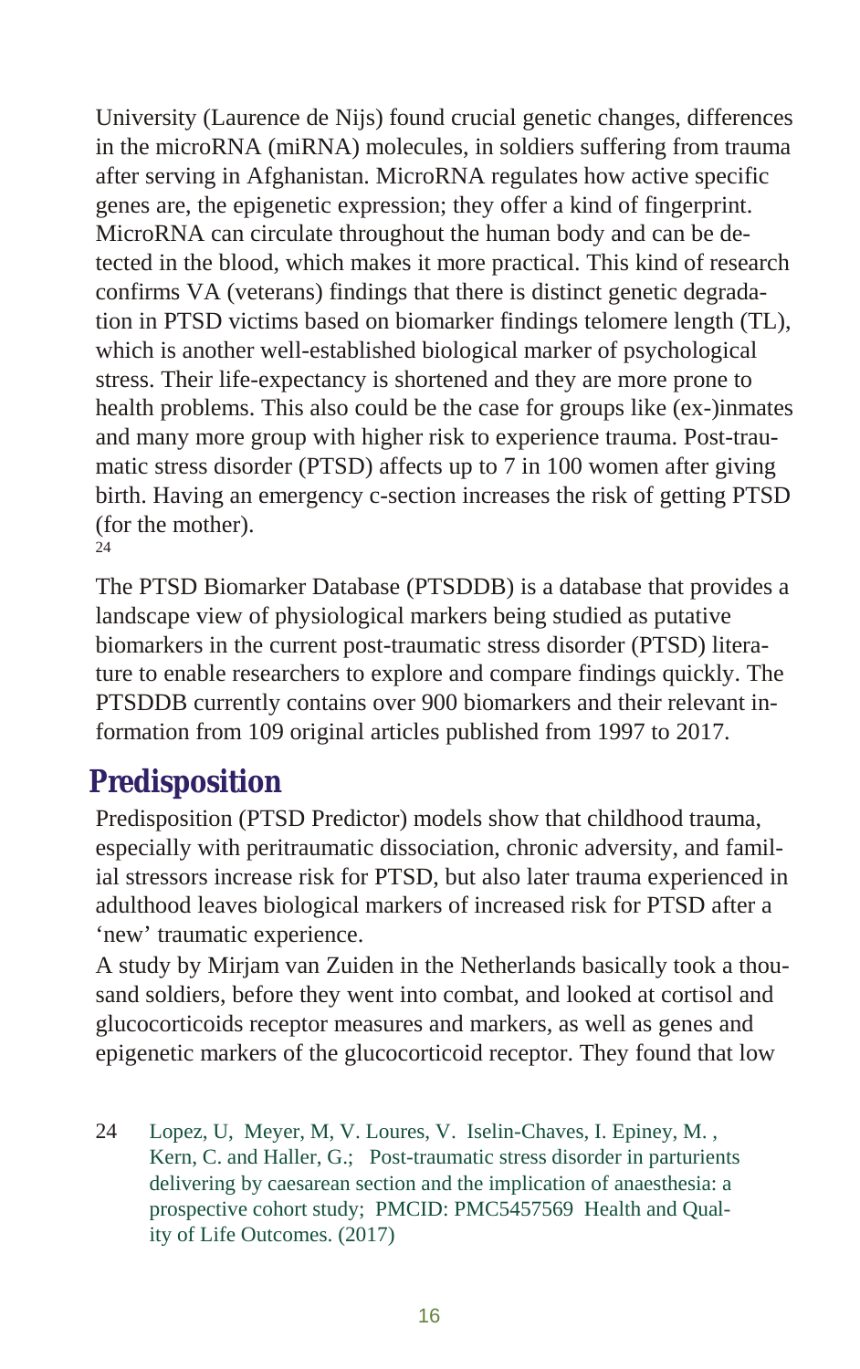University (Laurence de Nijs) found crucial genetic changes, differences in the microRNA (miRNA) molecules, in soldiers suffering from trauma after serving in Afghanistan. MicroRNA regulates how active specific genes are, the epigenetic expression; they offer a kind of fingerprint. MicroRNA can circulate throughout the human body and can be detected in the blood, which makes it more practical. This kind of research confirms VA (veterans) findings that there is distinct genetic degradation in PTSD victims based on biomarker findings telomere length (TL), which is another well-established biological marker of psychological stress. Their life-expectancy is shortened and they are more prone to health problems. This also could be the case for groups like (ex-)inmates and many more group with higher risk to experience trauma. Post-traumatic stress disorder (PTSD) affects up to 7 in 100 women after giving birth. Having an emergency c-section increases the risk of getting PTSD (for the mother).[24]

The PTSD Biomarker Database (PTSDDB) is a database that provides a landscape view of physiological markers being studied as putative biomarkers in the current post-traumatic stress disorder (PTSD) literature to enable researchers to explore and compare findings quickly. The PTSDDB currently contains over 900 biomarkers and their relevant information from 109 original articles published from 1997 to 2017.

## Predisposition

Predisposition (PTSD Predictor) models show that childhood trauma, especially with peritraumatic dissociation, chronic adversity, and familial stressors increase risk for PTSD, but also later trauma experienced in adulthood leaves biological markers of increased risk for PTSD after a 'new' traumatic experience.

A study by Mirjam van Zuiden in the Netherlands basically took a thousand soldiers, before they went into combat, and looked at cortisol and glucocorticoids receptor measures and markers, as well as genes and epigenetic markers of the glucocorticoid receptor. They found that low

24 Lopez, U, Meyer, M, V. Loures, V. Iselin-Chaves, I. Epiney, M. , Kern, C. and Haller, G.; Post-traumatic stress disorder in parturients delivering by caesarean section and the implication of anaesthesia: a prospective cohort study; PMCID: PMC5457569 Health and Quality of Life Outcomes. (2017)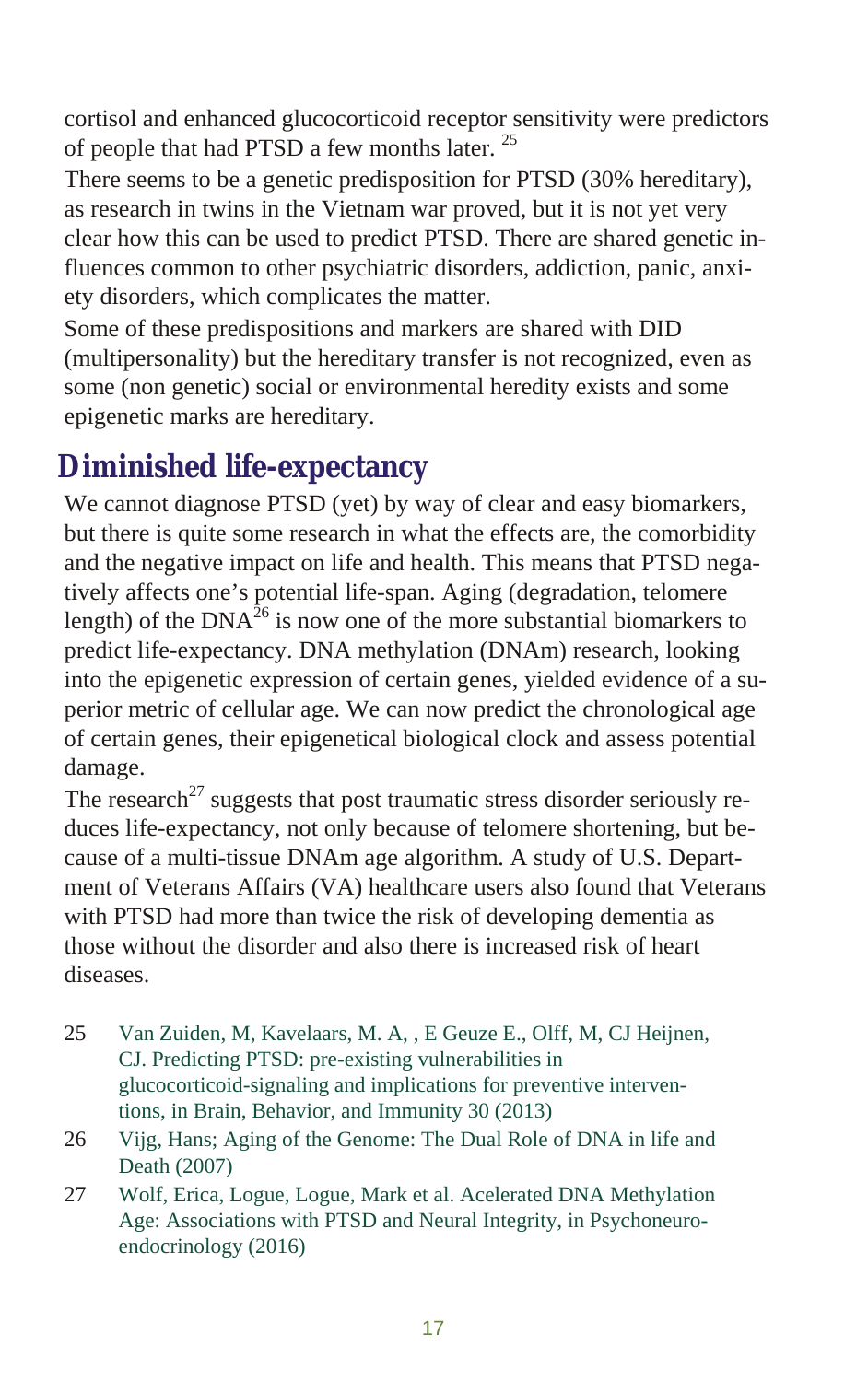cortisol and enhanced glucocorticoid receptor sensitivity were predictors of people that had PTSD a few months later. [25]

There seems to be a genetic predisposition for PTSD (30% hereditary), as research in twins in the Vietnam war proved, but it is not yet very clear how this can be used to predict PTSD. There are shared genetic influences common to other psychiatric disorders, addiction, panic, anxiety disorders, which complicates the matter.

Some of these predispositions and markers are shared with DID (multipersonality) but the hereditary transfer is not recognized, even as some (non genetic) social or environmental heredity exists and some epigenetic marks are hereditary.

## Diminished life-expectancy

We cannot diagnose PTSD (yet) by way of clear and easy biomarkers, but there is quite some research in what the effects are, the comorbidity and the negative impact on life and health. This means that PTSD negatively affects one's potential life-span. Aging (degradation, telomere length) of the DNA[26] is now one of the more substantial biomarkers to predict life-expectancy. DNA methylation (DNAm) research, looking into the epigenetic expression of certain genes, yielded evidence of a superior metric of cellular age. We can now predict the chronological age of certain genes, their epigenetical biological clock and assess potential damage.

The research[27] suggests that post traumatic stress disorder seriously reduces life-expectancy, not only because of telomere shortening, but because of a multi-tissue DNAm age algorithm. A study of U.S. Department of Veterans Affairs (VA) healthcare users also found that Veterans with PTSD had more than twice the risk of developing dementia as those without the disorder and also there is increased risk of heart diseases.

25 Van Zuiden, M, Kavelaars, M. A, , E Geuze E., Olff, M, CJ Heijnen, CJ. Predicting PTSD: pre-existing vulnerabilities in glucocorticoid-signaling and implications for preventive interventions, in Brain, Behavior, and Immunity 30 (2013)

26 Vijg, Hans; Aging of the Genome: The Dual Role of DNA in life and Death (2007)

27 Wolf, Erica, Logue, Logue, Mark et al. Acelerated DNA Methylation Age: Associations with PTSD and Neural Integrity, in Psychoneuroendocrinology (2016)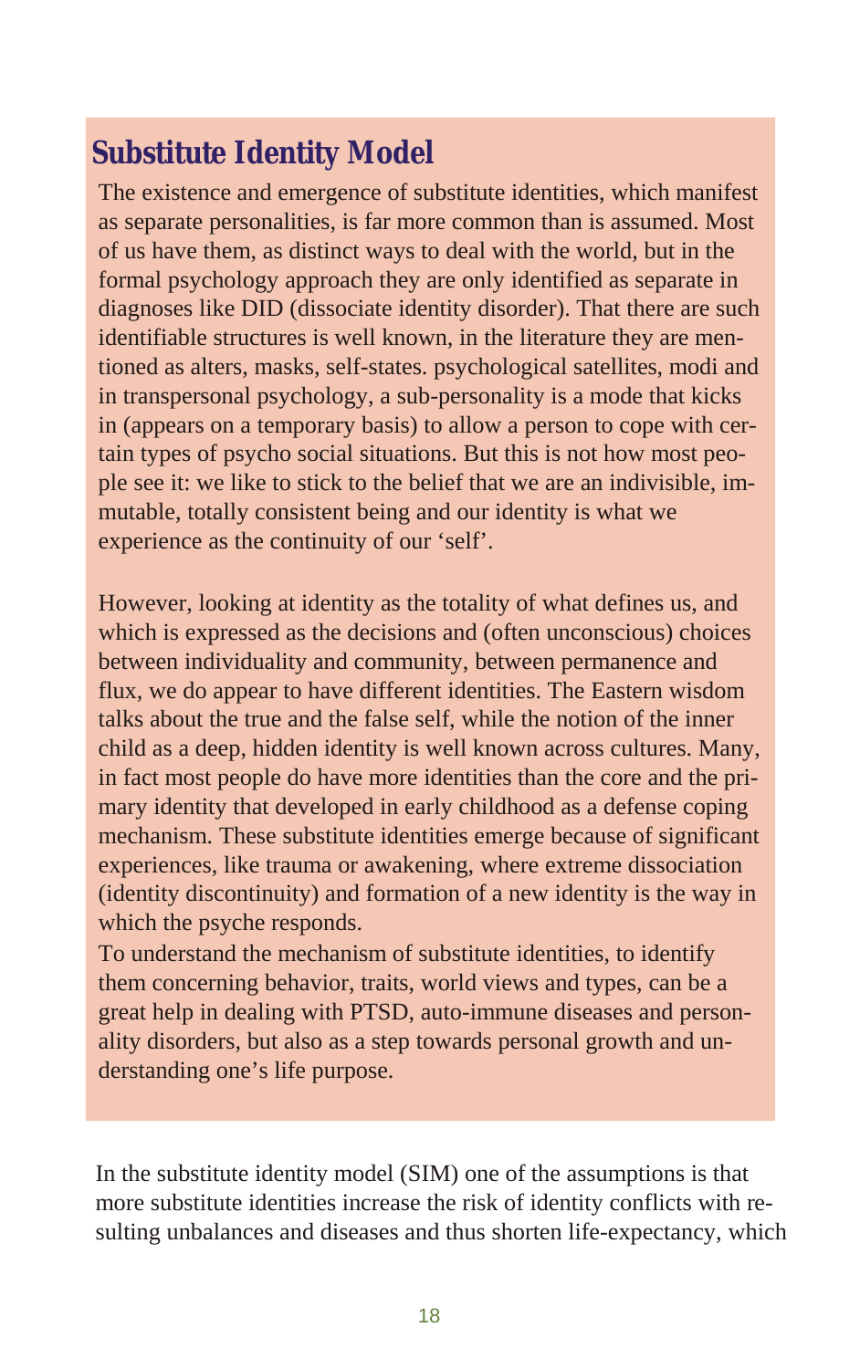## Substitute Identity Model

The existence and emergence of substitute identities, which manifest as separate personalities, is far more common than is assumed. Most of us have them, as distinct ways to deal with the world, but in the formal psychology approach they are only identified as separate in diagnoses like DID (dissociate identity disorder). That there are such identifiable structures is well known, in the literature they are mentioned as alters, masks, self-states. psychological satellites, modi and in transpersonal psychology, a sub-personality is a mode that kicks in (appears on a temporary basis) to allow a person to cope with certain types of psycho social situations. But this is not how most people see it: we like to stick to the belief that we are an indivisible, immutable, totally consistent being and our identity is what we experience as the continuity of our 'self'.

However, looking at identity as the totality of what defines us, and which is expressed as the decisions and (often unconscious) choices between individuality and community, between permanence and flux, we do appear to have different identities. The Eastern wisdom talks about the true and the false self, while the notion of the inner child as a deep, hidden identity is well known across cultures. Many, in fact most people do have more identities than the core and the primary identity that developed in early childhood as a defense coping mechanism. These substitute identities emerge because of significant experiences, like trauma or awakening, where extreme dissociation (identity discontinuity) and formation of a new identity is the way in which the psyche responds.

To understand the mechanism of substitute identities, to identify them concerning behavior, traits, world views and types, can be a great help in dealing with PTSD, auto-immune diseases and personality disorders, but also as a step towards personal growth and understanding one's life purpose.

In the substitute identity model (SIM) one of the assumptions is that more substitute identities increase the risk of identity conflicts with resulting unbalances and diseases and thus shorten life-expectancy, which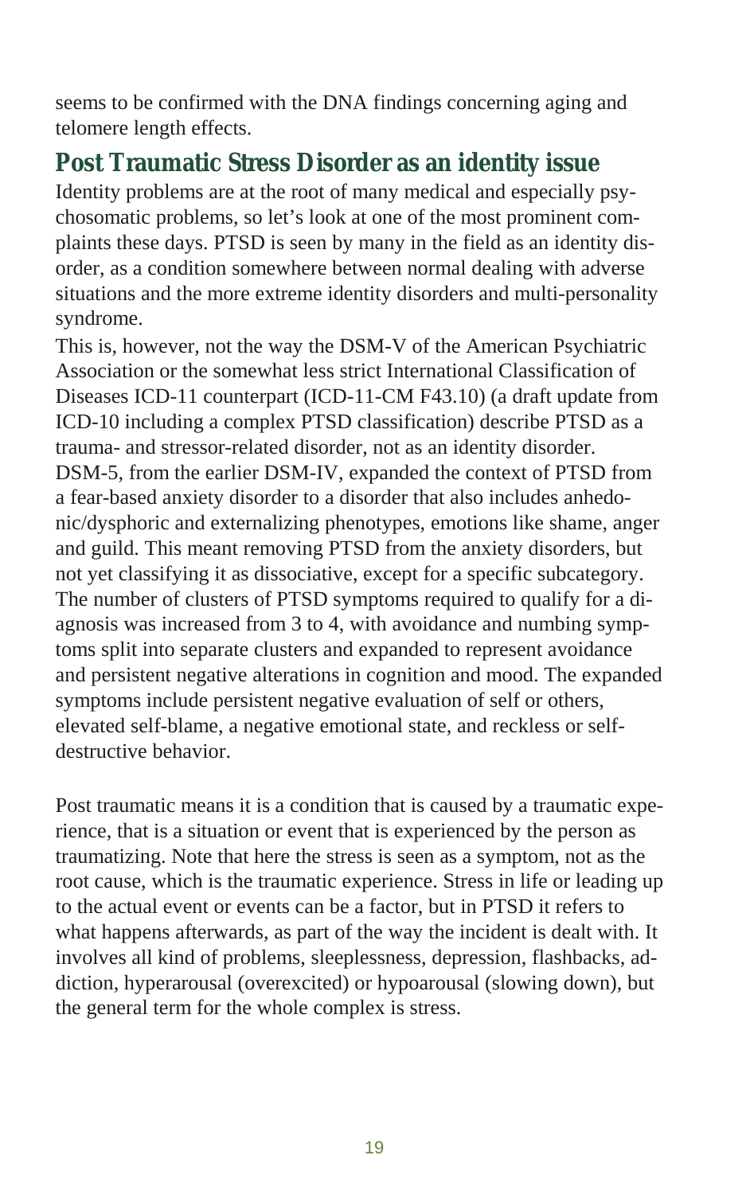seems to be confirmed with the DNA findings concerning aging and telomere length effects.

## Post Traumatic Stress Disorder as an identity issue

Identity problems are at the root of many medical and especially psychosomatic problems, so let's look at one of the most prominent complaints these days. PTSD is seen by many in the field as an identity disorder, as a condition somewhere between normal dealing with adverse situations and the more extreme identity disorders and multi-personality syndrome.

This is, however, not the way the DSM-V of the American Psychiatric Association or the somewhat less strict International Classification of Diseases ICD-11 counterpart (ICD-11-CM F43.10) (a draft update from ICD-10 including a complex PTSD classification) describe PTSD as a trauma- and stressor-related disorder, not as an identity disorder. DSM-5, from the earlier DSM-IV, expanded the context of PTSD from a fear-based anxiety disorder to a disorder that also includes anhedonic/dysphoric and externalizing phenotypes, emotions like shame, anger and guild. This meant removing PTSD from the anxiety disorders, but not yet classifying it as dissociative, except for a specific subcategory. The number of clusters of PTSD symptoms required to qualify for a diagnosis was increased from 3 to 4, with avoidance and numbing symptoms split into separate clusters and expanded to represent avoidance and persistent negative alterations in cognition and mood. The expanded symptoms include persistent negative evaluation of self or others, elevated self-blame, a negative emotional state, and reckless or self-destructive behavior.

Post traumatic means it is a condition that is caused by a traumatic experience, that is a situation or event that is experienced by the person as traumatizing. Note that here the stress is seen as a symptom, not as the root cause, which is the traumatic experience. Stress in life or leading up to the actual event or events can be a factor, but in PTSD it refers to what happens afterwards, as part of the way the incident is dealt with. It involves all kind of problems, sleeplessness, depression, flashbacks, addiction, hyperarousal (overexcited) or hypoarousal (slowing down), but the general term for the whole complex is stress.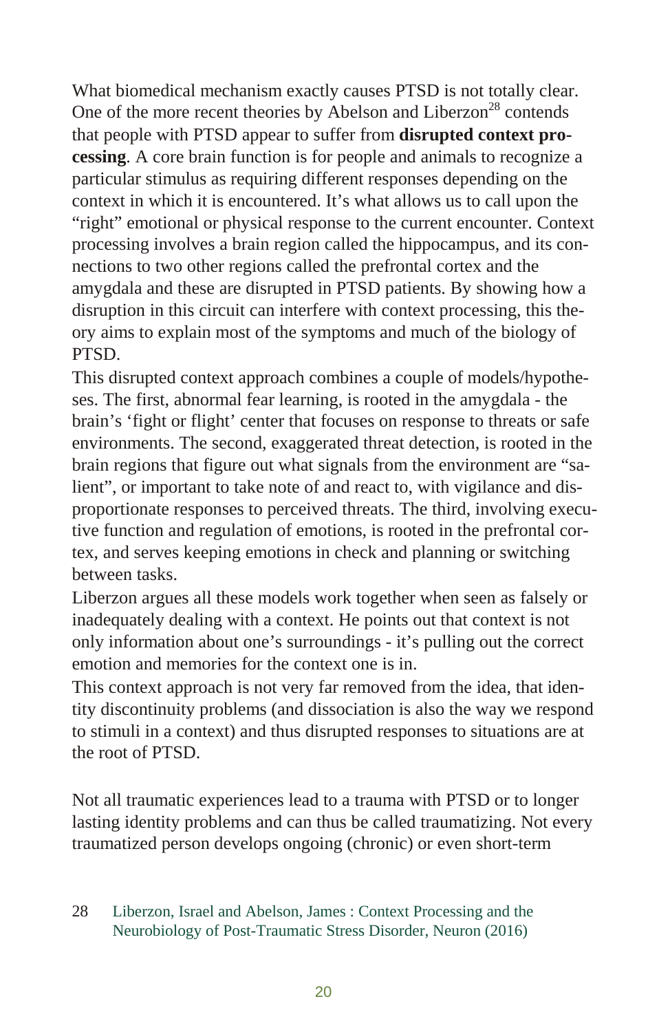What biomedical mechanism exactly causes PTSD is not totally clear. One of the more recent theories by Abelson and Liberzon[28] contends that people with PTSD appear to suffer from **disrupted context processing**. A core brain function is for people and animals to recognize a particular stimulus as requiring different responses depending on the context in which it is encountered. It's what allows us to call upon the "right" emotional or physical response to the current encounter. Context processing involves a brain region called the hippocampus, and its connections to two other regions called the prefrontal cortex and the amygdala and these are disrupted in PTSD patients. By showing how a disruption in this circuit can interfere with context processing, this theory aims to explain most of the symptoms and much of the biology of PTSD.

This disrupted context approach combines a couple of models/hypotheses. The first, abnormal fear learning, is rooted in the amygdala - the brain's 'fight or flight' center that focuses on response to threats or safe environments. The second, exaggerated threat detection, is rooted in the brain regions that figure out what signals from the environment are "salient", or important to take note of and react to, with vigilance and disproportionate responses to perceived threats. The third, involving executive function and regulation of emotions, is rooted in the prefrontal cortex, and serves keeping emotions in check and planning or switching between tasks.

Liberzon argues all these models work together when seen as falsely or inadequately dealing with a context. He points out that context is not only information about one's surroundings - it's pulling out the correct emotion and memories for the context one is in.

This context approach is not very far removed from the idea, that identity discontinuity problems (and dissociation is also the way we respond to stimuli in a context) and thus disrupted responses to situations are at the root of PTSD.

Not all traumatic experiences lead to a trauma with PTSD or to longer lasting identity problems and can thus be called traumatizing. Not every traumatized person develops ongoing (chronic) or even short-term

28 Liberzon, Israel and Abelson, James : Context Processing and the Neurobiology of Post-Traumatic Stress Disorder, Neuron (2016)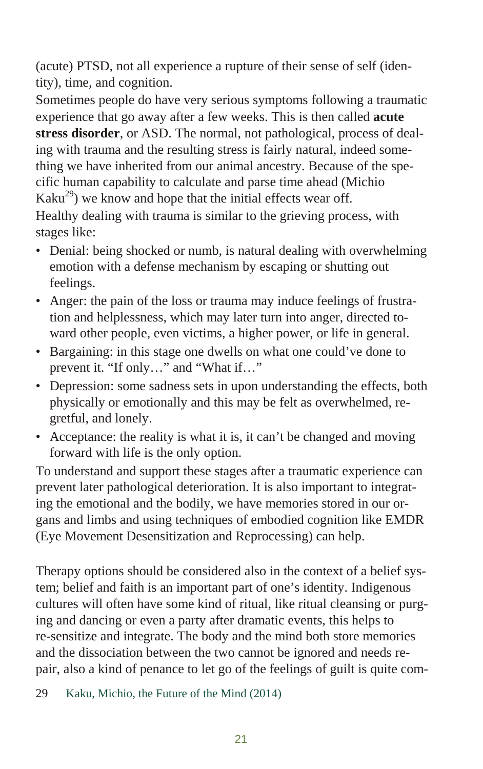(acute) PTSD, not all experience a rupture of their sense of self (identity), time, and cognition.

Sometimes people do have very serious symptoms following a traumatic experience that go away after a few weeks. This is then called **acute stress disorder**, or ASD. The normal, not pathological, process of dealing with trauma and the resulting stress is fairly natural, indeed something we have inherited from our animal ancestry. Because of the specific human capability to calculate and parse time ahead (Michio Kaku[29]) we know and hope that the initial effects wear off.

Healthy dealing with trauma is similar to the grieving process, with stages like:

- Denial: being shocked or numb, is natural dealing with overwhelming emotion with a defense mechanism by escaping or shutting out feelings.
- Anger: the pain of the loss or trauma may induce feelings of frustration and helplessness, which may later turn into anger, directed toward other people, even victims, a higher power, or life in general.
- Bargaining: in this stage one dwells on what one could've done to prevent it. "If only…" and "What if…"
- Depression: some sadness sets in upon understanding the effects, both physically or emotionally and this may be felt as overwhelmed, regretful, and lonely.
- Acceptance: the reality is what it is, it can't be changed and moving forward with life is the only option.

To understand and support these stages after a traumatic experience can prevent later pathological deterioration. It is also important to integrating the emotional and the bodily, we have memories stored in our organs and limbs and using techniques of embodied cognition like EMDR (Eye Movement Desensitization and Reprocessing) can help.

Therapy options should be considered also in the context of a belief system; belief and faith is an important part of one's identity. Indigenous cultures will often have some kind of ritual, like ritual cleansing or purging and dancing or even a party after dramatic events, this helps to re-sensitize and integrate. The body and the mind both store memories and the dissociation between the two cannot be ignored and needs repair, also a kind of penance to let go of the feelings of guilt is quite com-

29 Kaku, Michio, the Future of the Mind (2014)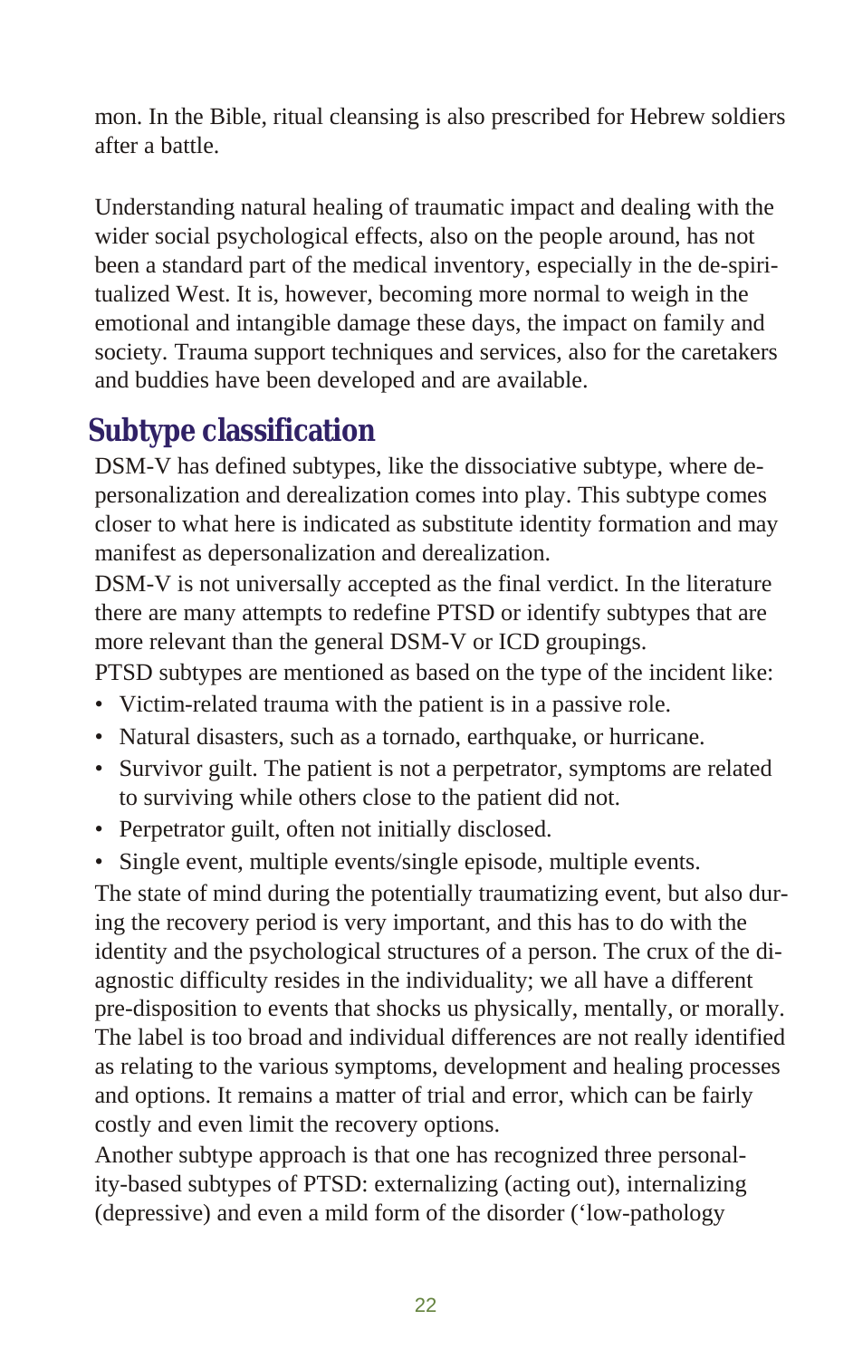mon. In the Bible, ritual cleansing is also prescribed for Hebrew soldiers after a battle.

Understanding natural healing of traumatic impact and dealing with the wider social psychological effects, also on the people around, has not been a standard part of the medical inventory, especially in the de-spiritualized West. It is, however, becoming more normal to weigh in the emotional and intangible damage these days, the impact on family and society. Trauma support techniques and services, also for the caretakers and buddies have been developed and are available.

## Subtype classification

DSM-V has defined subtypes, like the dissociative subtype, where depersonalization and derealization comes into play. This subtype comes closer to what here is indicated as substitute identity formation and may manifest as depersonalization and derealization.

DSM-V is not universally accepted as the final verdict. In the literature there are many attempts to redefine PTSD or identify subtypes that are more relevant than the general DSM-V or ICD groupings.

PTSD subtypes are mentioned as based on the type of the incident like:

- Victim-related trauma with the patient is in a passive role.
- Natural disasters, such as a tornado, earthquake, or hurricane.
- Survivor guilt. The patient is not a perpetrator, symptoms are related to surviving while others close to the patient did not.
- Perpetrator guilt, often not initially disclosed.
- Single event, multiple events/single episode, multiple events.

The state of mind during the potentially traumatizing event, but also during the recovery period is very important, and this has to do with the identity and the psychological structures of a person. The crux of the diagnostic difficulty resides in the individuality; we all have a different pre-disposition to events that shocks us physically, mentally, or morally. The label is too broad and individual differences are not really identified as relating to the various symptoms, development and healing processes and options. It remains a matter of trial and error, which can be fairly costly and even limit the recovery options.

Another subtype approach is that one has recognized three personality-based subtypes of PTSD: externalizing (acting out), internalizing (depressive) and even a mild form of the disorder ('low-pathology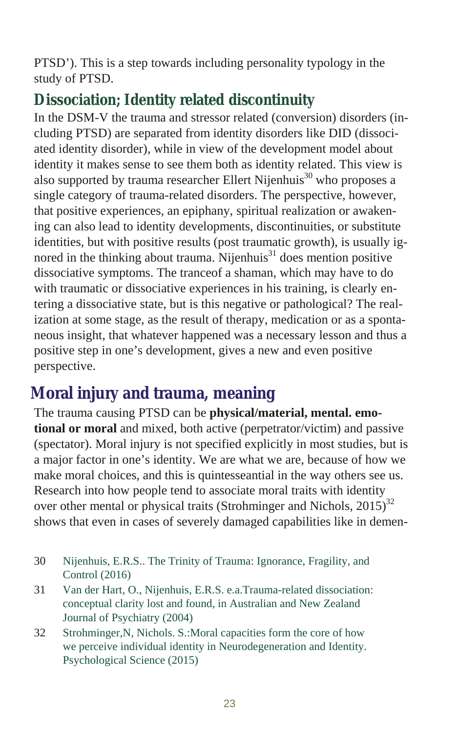PTSD'). This is a step towards including personality typology in the study of PTSD.

## Dissociation; Identity related discontinuity

In the DSM-V the trauma and stressor related (conversion) disorders (including PTSD) are separated from identity disorders like DID (dissociated identity disorder), while in view of the development model about identity it makes sense to see them both as identity related. This view is also supported by trauma researcher Ellert Nijenhuis[30] who proposes a single category of trauma-related disorders. The perspective, however, that positive experiences, an epiphany, spiritual realization or awakening can also lead to identity developments, discontinuities, or substitute identities, but with positive results (post traumatic growth), is usually ignored in the thinking about trauma. Nijenhuis[31] does mention positive dissociative symptoms. The tranceof a shaman, which may have to do with traumatic or dissociative experiences in his training, is clearly entering a dissociative state, but is this negative or pathological? The realization at some stage, as the result of therapy, medication or as a spontaneous insight, that whatever happened was a necessary lesson and thus a positive step in one's development, gives a new and even positive perspective.

## Moral injury and trauma, meaning

The trauma causing PTSD can be **physical/material, mental. emotional or moral** and mixed, both active (perpetrator/victim) and passive (spectator). Moral injury is not specified explicitly in most studies, but is a major factor in one's identity. We are what we are, because of how we make moral choices, and this is quintesseantial in the way others see us. Research into how people tend to associate moral traits with identity over other mental or physical traits (Strohminger and Nichols, 2015)[32] shows that even in cases of severely damaged capabilities like in demen-

30 Nijenhuis, E.R.S.. The Trinity of Trauma: Ignorance, Fragility, and Control (2016)

31 Van der Hart, O., Nijenhuis, E.R.S. e.a.Trauma-related dissociation: conceptual clarity lost and found, in Australian and New Zealand Journal of Psychiatry (2004)

32 Strohminger,N, Nichols. S.:Moral capacities form the core of how we perceive individual identity in Neurodegeneration and Identity. Psychological Science (2015)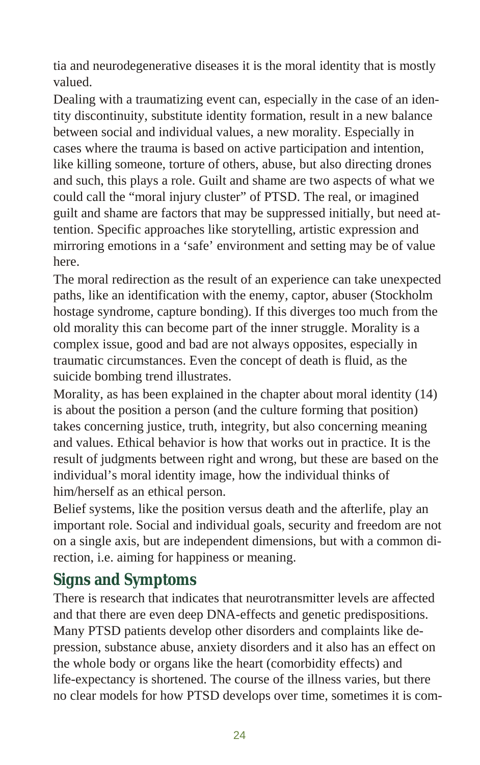tia and neurodegenerative diseases it is the moral identity that is mostly valued.

Dealing with a traumatizing event can, especially in the case of an identity discontinuity, substitute identity formation, result in a new balance between social and individual values, a new morality. Especially in cases where the trauma is based on active participation and intention, like killing someone, torture of others, abuse, but also directing drones and such, this plays a role. Guilt and shame are two aspects of what we could call the "moral injury cluster" of PTSD. The real, or imagined guilt and shame are factors that may be suppressed initially, but need attention. Specific approaches like storytelling, artistic expression and mirroring emotions in a 'safe' environment and setting may be of value here.

The moral redirection as the result of an experience can take unexpected paths, like an identification with the enemy, captor, abuser (Stockholm hostage syndrome, capture bonding). If this diverges too much from the old morality this can become part of the inner struggle. Morality is a complex issue, good and bad are not always opposites, especially in traumatic circumstances. Even the concept of death is fluid, as the suicide bombing trend illustrates.

Morality, as has been explained in the chapter about moral identity (14) is about the position a person (and the culture forming that position) takes concerning justice, truth, integrity, but also concerning meaning and values. Ethical behavior is how that works out in practice. It is the result of judgments between right and wrong, but these are based on the individual's moral identity image, how the individual thinks of him/herself as an ethical person.

Belief systems, like the position versus death and the afterlife, play an important role. Social and individual goals, security and freedom are not on a single axis, but are independent dimensions, but with a common direction, i.e. aiming for happiness or meaning.

## Signs and Symptoms

There is research that indicates that neurotransmitter levels are affected and that there are even deep DNA-effects and genetic predispositions. Many PTSD patients develop other disorders and complaints like depression, substance abuse, anxiety disorders and it also has an effect on the whole body or organs like the heart (comorbidity effects) and life-expectancy is shortened. The course of the illness varies, but there no clear models for how PTSD develops over time, sometimes it is com-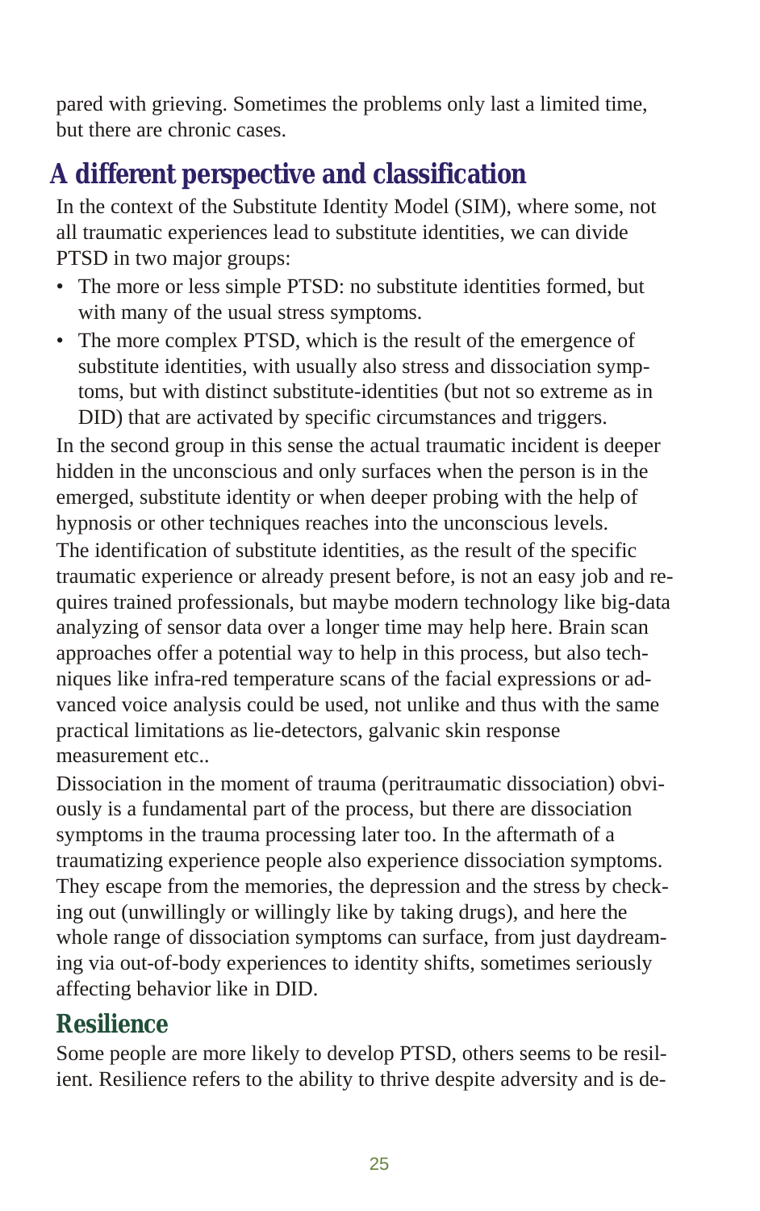pared with grieving. Sometimes the problems only last a limited time, but there are chronic cases.

## A different perspective and classification

In the context of the Substitute Identity Model (SIM), where some, not all traumatic experiences lead to substitute identities, we can divide PTSD in two major groups:

- The more or less simple PTSD: no substitute identities formed, but with many of the usual stress symptoms.
- The more complex PTSD, which is the result of the emergence of substitute identities, with usually also stress and dissociation symptoms, but with distinct substitute-identities (but not so extreme as in DID) that are activated by specific circumstances and triggers.

In the second group in this sense the actual traumatic incident is deeper hidden in the unconscious and only surfaces when the person is in the emerged, substitute identity or when deeper probing with the help of hypnosis or other techniques reaches into the unconscious levels.

The identification of substitute identities, as the result of the specific traumatic experience or already present before, is not an easy job and requires trained professionals, but maybe modern technology like big-data analyzing of sensor data over a longer time may help here. Brain scan approaches offer a potential way to help in this process, but also techniques like infra-red temperature scans of the facial expressions or advanced voice analysis could be used, not unlike and thus with the same practical limitations as lie-detectors, galvanic skin response measurement etc..

Dissociation in the moment of trauma (peritraumatic dissociation) obviously is a fundamental part of the process, but there are dissociation symptoms in the trauma processing later too. In the aftermath of a traumatizing experience people also experience dissociation symptoms. They escape from the memories, the depression and the stress by checking out (unwillingly or willingly like by taking drugs), and here the whole range of dissociation symptoms can surface, from just daydreaming via out-of-body experiences to identity shifts, sometimes seriously affecting behavior like in DID.

## Resilience

Some people are more likely to develop PTSD, others seems to be resilient. Resilience refers to the ability to thrive despite adversity and is de-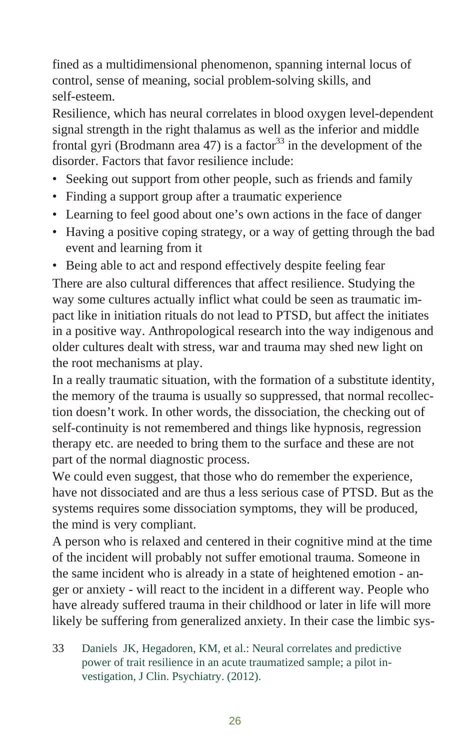fined as a multidimensional phenomenon, spanning internal locus of control, sense of meaning, social problem-solving skills, and self-esteem.

Resilience, which has neural correlates in blood oxygen level-dependent signal strength in the right thalamus as well as the inferior and middle frontal gyri (Brodmann area 47) is a factor[33] in the development of the disorder. Factors that favor resilience include:

- Seeking out support from other people, such as friends and family
- Finding a support group after a traumatic experience
- Learning to feel good about one's own actions in the face of danger
- Having a positive coping strategy, or a way of getting through the bad event and learning from it
- Being able to act and respond effectively despite feeling fear

There are also cultural differences that affect resilience. Studying the way some cultures actually inflict what could be seen as traumatic impact like in initiation rituals do not lead to PTSD, but affect the initiates in a positive way. Anthropological research into the way indigenous and older cultures dealt with stress, war and trauma may shed new light on the root mechanisms at play.

In a really traumatic situation, with the formation of a substitute identity, the memory of the trauma is usually so suppressed, that normal recollection doesn't work. In other words, the dissociation, the checking out of self-continuity is not remembered and things like hypnosis, regression therapy etc. are needed to bring them to the surface and these are not part of the normal diagnostic process.

We could even suggest, that those who do remember the experience, have not dissociated and are thus a less serious case of PTSD. But as the systems requires some dissociation symptoms, they will be produced, the mind is very compliant.

A person who is relaxed and centered in their cognitive mind at the time of the incident will probably not suffer emotional trauma. Someone in the same incident who is already in a state of heightened emotion - anger or anxiety - will react to the incident in a different way. People who have already suffered trauma in their childhood or later in life will more likely be suffering from generalized anxiety. In their case the limbic sys-

33 Daniels JK, Hegadoren, KM, et al.: Neural correlates and predictive power of trait resilience in an acute traumatized sample; a pilot investigation, J Clin. Psychiatry. (2012).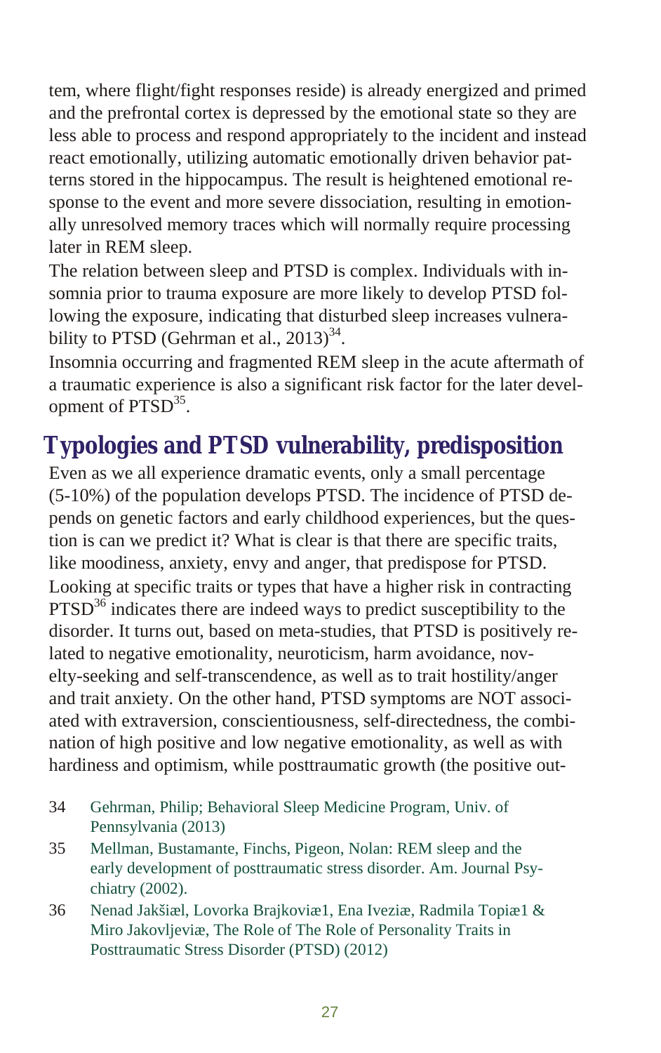tem, where flight/fight responses reside) is already energized and primed and the prefrontal cortex is depressed by the emotional state so they are less able to process and respond appropriately to the incident and instead react emotionally, utilizing automatic emotionally driven behavior patterns stored in the hippocampus. The result is heightened emotional response to the event and more severe dissociation, resulting in emotionally unresolved memory traces which will normally require processing later in REM sleep.

The relation between sleep and PTSD is complex. Individuals with insomnia prior to trauma exposure are more likely to develop PTSD following the exposure, indicating that disturbed sleep increases vulnerability to PTSD (Gehrman et al., 2013)[34].

Insomnia occurring and fragmented REM sleep in the acute aftermath of a traumatic experience is also a significant risk factor for the later development of PTSD[35].

## Typologies and PTSD vulnerability, predisposition

Even as we all experience dramatic events, only a small percentage (5-10%) of the population develops PTSD. The incidence of PTSD depends on genetic factors and early childhood experiences, but the question is can we predict it? What is clear is that there are specific traits, like moodiness, anxiety, envy and anger, that predispose for PTSD. Looking at specific traits or types that have a higher risk in contracting PTSD[36] indicates there are indeed ways to predict susceptibility to the disorder. It turns out, based on meta-studies, that PTSD is positively related to negative emotionality, neuroticism, harm avoidance, novelty-seeking and self-transcendence, as well as to trait hostility/anger and trait anxiety. On the other hand, PTSD symptoms are NOT associated with extraversion, conscientiousness, self-directedness, the combination of high positive and low negative emotionality, as well as with hardiness and optimism, while posttraumatic growth (the positive out-

34 Gehrman, Philip; Behavioral Sleep Medicine Program, Univ. of Pennsylvania (2013)

35 Mellman, Bustamante, Finchs, Pigeon, Nolan: REM sleep and the early development of posttraumatic stress disorder. Am. Journal Psychiatry (2002).

36 Nenad Jakšiæl, Lovorka Brajkoviæ1, Ena Iveziæ, Radmila Topiæ1 & Miro Jakovljeviæ, The Role of The Role of Personality Traits in Posttraumatic Stress Disorder (PTSD) (2012)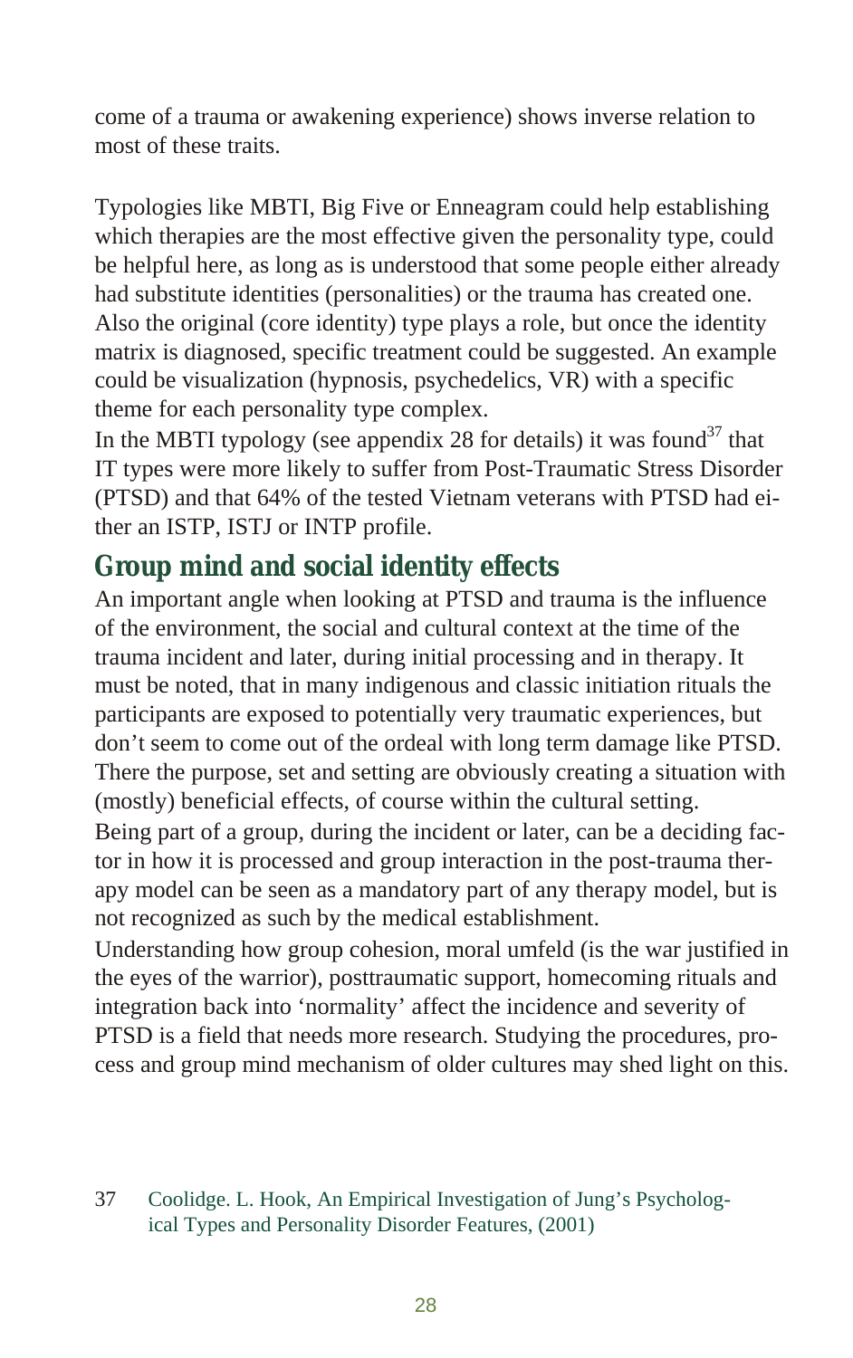come of a trauma or awakening experience) shows inverse relation to most of these traits.

Typologies like MBTI, Big Five or Enneagram could help establishing which therapies are the most effective given the personality type, could be helpful here, as long as is understood that some people either already had substitute identities (personalities) or the trauma has created one. Also the original (core identity) type plays a role, but once the identity matrix is diagnosed, specific treatment could be suggested. An example could be visualization (hypnosis, psychedelics, VR) with a specific theme for each personality type complex.
In the MBTI typology (see appendix 28 for details) it was found[37] that IT types were more likely to suffer from Post-Traumatic Stress Disorder (PTSD) and that 64% of the tested Vietnam veterans with PTSD had either an ISTP, ISTJ or INTP profile.

## Group mind and social identity effects

An important angle when looking at PTSD and trauma is the influence of the environment, the social and cultural context at the time of the trauma incident and later, during initial processing and in therapy. It must be noted, that in many indigenous and classic initiation rituals the participants are exposed to potentially very traumatic experiences, but don't seem to come out of the ordeal with long term damage like PTSD. There the purpose, set and setting are obviously creating a situation with (mostly) beneficial effects, of course within the cultural setting.
Being part of a group, during the incident or later, can be a deciding factor in how it is processed and group interaction in the post-trauma therapy model can be seen as a mandatory part of any therapy model, but is not recognized as such by the medical establishment.
Understanding how group cohesion, moral umfeld (is the war justified in the eyes of the warrior), posttraumatic support, homecoming rituals and integration back into 'normality' affect the incidence and severity of PTSD is a field that needs more research. Studying the procedures, process and group mind mechanism of older cultures may shed light on this.

37 Coolidge. L. Hook, An Empirical Investigation of Jung's Psychological Types and Personality Disorder Features, (2001)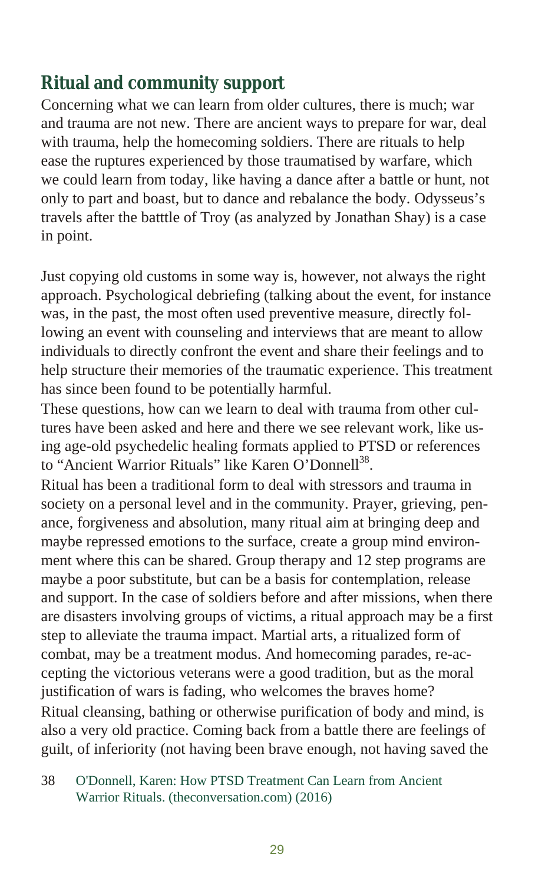## Ritual and community support

Concerning what we can learn from older cultures, there is much; war and trauma are not new. There are ancient ways to prepare for war, deal with trauma, help the homecoming soldiers. There are rituals to help ease the ruptures experienced by those traumatised by warfare, which we could learn from today, like having a dance after a battle or hunt, not only to part and boast, but to dance and rebalance the body. Odysseus's travels after the batttle of Troy (as analyzed by Jonathan Shay) is a case in point.

Just copying old customs in some way is, however, not always the right approach. Psychological debriefing (talking about the event, for instance was, in the past, the most often used preventive measure, directly following an event with counseling and interviews that are meant to allow individuals to directly confront the event and share their feelings and to help structure their memories of the traumatic experience. This treatment has since been found to be potentially harmful.

These questions, how can we learn to deal with trauma from other cultures have been asked and here and there we see relevant work, like using age-old psychedelic healing formats applied to PTSD or references to "Ancient Warrior Rituals" like Karen O'Donnell[38].

Ritual has been a traditional form to deal with stressors and trauma in society on a personal level and in the community. Prayer, grieving, penance, forgiveness and absolution, many ritual aim at bringing deep and maybe repressed emotions to the surface, create a group mind environment where this can be shared. Group therapy and 12 step programs are maybe a poor substitute, but can be a basis for contemplation, release and support. In the case of soldiers before and after missions, when there are disasters involving groups of victims, a ritual approach may be a first step to alleviate the trauma impact. Martial arts, a ritualized form of combat, may be a treatment modus. And homecoming parades, re-accepting the victorious veterans were a good tradition, but as the moral justification of wars is fading, who welcomes the braves home?

Ritual cleansing, bathing or otherwise purification of body and mind, is also a very old practice. Coming back from a battle there are feelings of guilt, of inferiority (not having been brave enough, not having saved the

38 O'Donnell, Karen: How PTSD Treatment Can Learn from Ancient Warrior Rituals. (theconversation.com) (2016)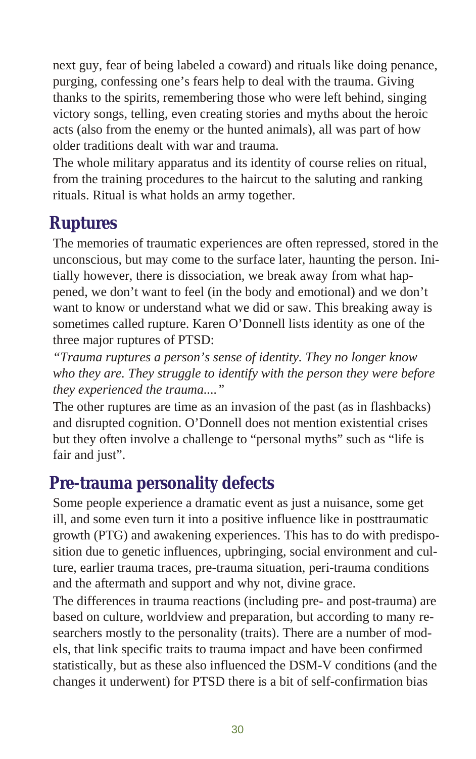next guy, fear of being labeled a coward) and rituals like doing penance, purging, confessing one's fears help to deal with the trauma. Giving thanks to the spirits, remembering those who were left behind, singing victory songs, telling, even creating stories and myths about the heroic acts (also from the enemy or the hunted animals), all was part of how older traditions dealt with war and trauma.

The whole military apparatus and its identity of course relies on ritual, from the training procedures to the haircut to the saluting and ranking rituals. Ritual is what holds an army together.

## Ruptures

The memories of traumatic experiences are often repressed, stored in the unconscious, but may come to the surface later, haunting the person. Initially however, there is dissociation, we break away from what happened, we don't want to feel (in the body and emotional) and we don't want to know or understand what we did or saw. This breaking away is sometimes called rupture. Karen O'Donnell lists identity as one of the three major ruptures of PTSD:

*"Trauma ruptures a person's sense of identity. They no longer know who they are. They struggle to identify with the person they were before they experienced the trauma...."*

The other ruptures are time as an invasion of the past (as in flashbacks) and disrupted cognition. O'Donnell does not mention existential crises but they often involve a challenge to "personal myths" such as "life is fair and just".

## Pre-trauma personality defects

Some people experience a dramatic event as just a nuisance, some get ill, and some even turn it into a positive influence like in posttraumatic growth (PTG) and awakening experiences. This has to do with predisposition due to genetic influences, upbringing, social environment and culture, earlier trauma traces, pre-trauma situation, peri-trauma conditions and the aftermath and support and why not, divine grace.

The differences in trauma reactions (including pre- and post-trauma) are based on culture, worldview and preparation, but according to many researchers mostly to the personality (traits). There are a number of models, that link specific traits to trauma impact and have been confirmed statistically, but as these also influenced the DSM-V conditions (and the changes it underwent) for PTSD there is a bit of self-confirmation bias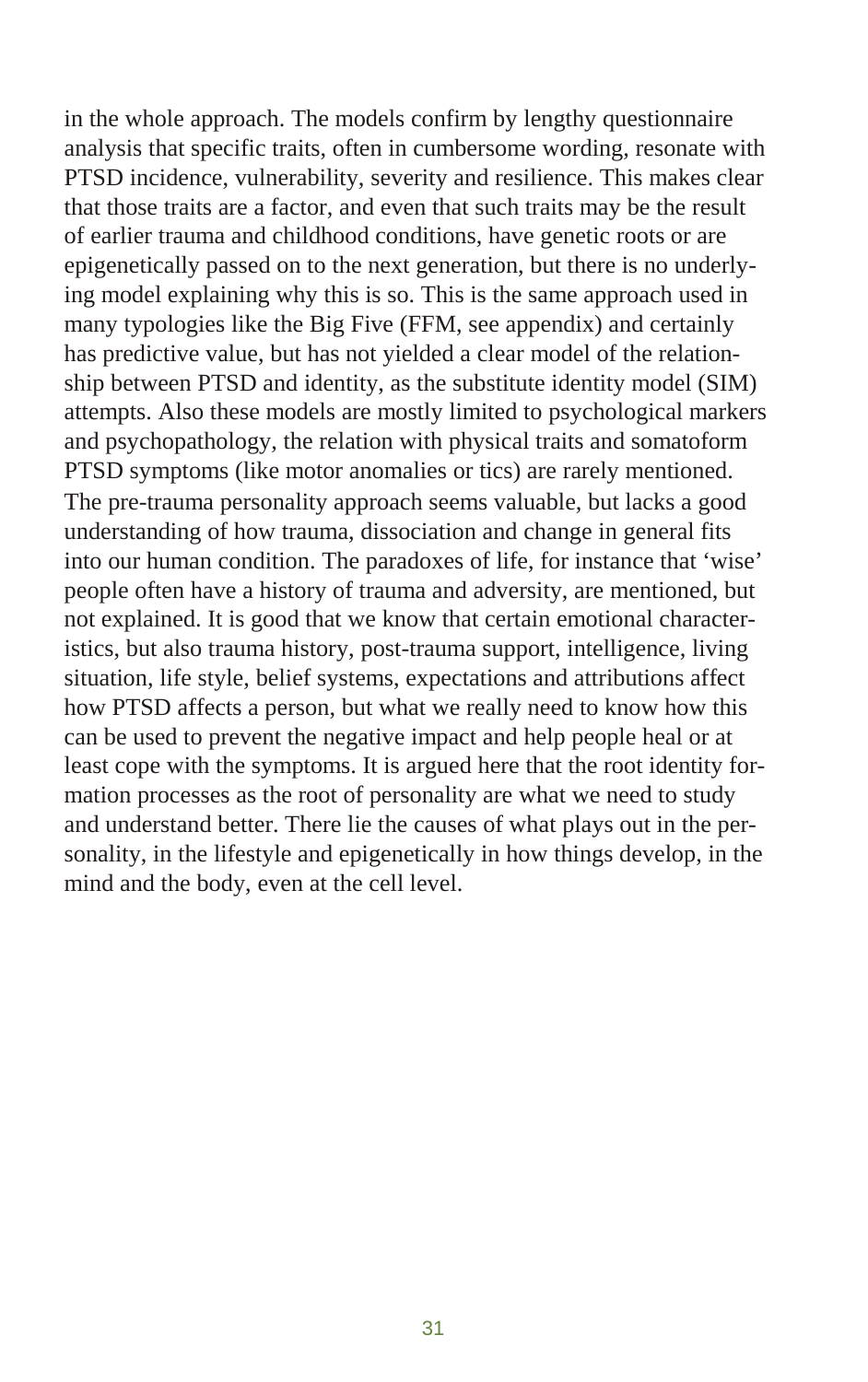in the whole approach. The models confirm by lengthy questionnaire analysis that specific traits, often in cumbersome wording, resonate with PTSD incidence, vulnerability, severity and resilience. This makes clear that those traits are a factor, and even that such traits may be the result of earlier trauma and childhood conditions, have genetic roots or are epigenetically passed on to the next generation, but there is no underlying model explaining why this is so. This is the same approach used in many typologies like the Big Five (FFM, see appendix) and certainly has predictive value, but has not yielded a clear model of the relationship between PTSD and identity, as the substitute identity model (SIM) attempts. Also these models are mostly limited to psychological markers and psychopathology, the relation with physical traits and somatoform PTSD symptoms (like motor anomalies or tics) are rarely mentioned. The pre-trauma personality approach seems valuable, but lacks a good understanding of how trauma, dissociation and change in general fits into our human condition. The paradoxes of life, for instance that 'wise' people often have a history of trauma and adversity, are mentioned, but not explained. It is good that we know that certain emotional characteristics, but also trauma history, post-trauma support, intelligence, living situation, life style, belief systems, expectations and attributions affect how PTSD affects a person, but what we really need to know how this can be used to prevent the negative impact and help people heal or at least cope with the symptoms. It is argued here that the root identity formation processes as the root of personality are what we need to study and understand better. There lie the causes of what plays out in the personality, in the lifestyle and epigenetically in how things develop, in the mind and the body, even at the cell level.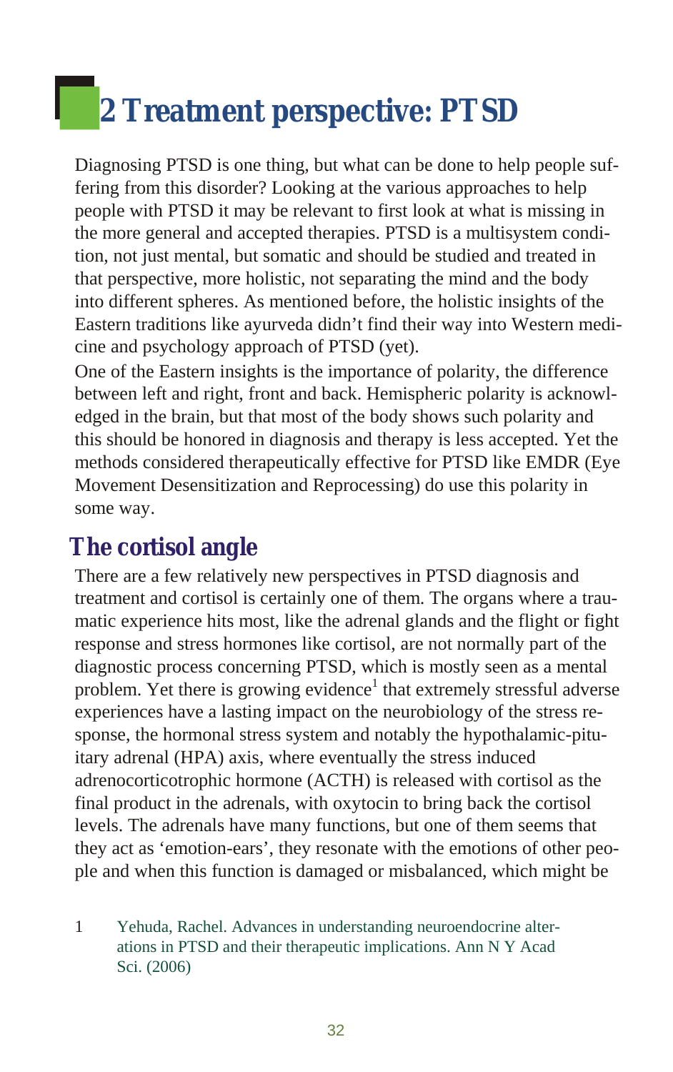# 2 Treatment perspective: PTSD

Diagnosing PTSD is one thing, but what can be done to help people suffering from this disorder? Looking at the various approaches to help people with PTSD it may be relevant to first look at what is missing in the more general and accepted therapies. PTSD is a multisystem condition, not just mental, but somatic and should be studied and treated in that perspective, more holistic, not separating the mind and the body into different spheres. As mentioned before, the holistic insights of the Eastern traditions like ayurveda didn't find their way into Western medicine and psychology approach of PTSD (yet).

One of the Eastern insights is the importance of polarity, the difference between left and right, front and back. Hemispheric polarity is acknowledged in the brain, but that most of the body shows such polarity and this should be honored in diagnosis and therapy is less accepted. Yet the methods considered therapeutically effective for PTSD like EMDR (Eye Movement Desensitization and Reprocessing) do use this polarity in some way.

## The cortisol angle

There are a few relatively new perspectives in PTSD diagnosis and treatment and cortisol is certainly one of them. The organs where a traumatic experience hits most, like the adrenal glands and the flight or fight response and stress hormones like cortisol, are not normally part of the diagnostic process concerning PTSD, which is mostly seen as a mental problem. Yet there is growing evidence[1] that extremely stressful adverse experiences have a lasting impact on the neurobiology of the stress response, the hormonal stress system and notably the hypothalamic-pituitary adrenal (HPA) axis, where eventually the stress induced adrenocorticotrophic hormone (ACTH) is released with cortisol as the final product in the adrenals, with oxytocin to bring back the cortisol levels. The adrenals have many functions, but one of them seems that they act as 'emotion-ears', they resonate with the emotions of other people and when this function is damaged or misbalanced, which might be

1 Yehuda, Rachel. Advances in understanding neuroendocrine alterations in PTSD and their therapeutic implications. Ann N Y Acad Sci. (2006)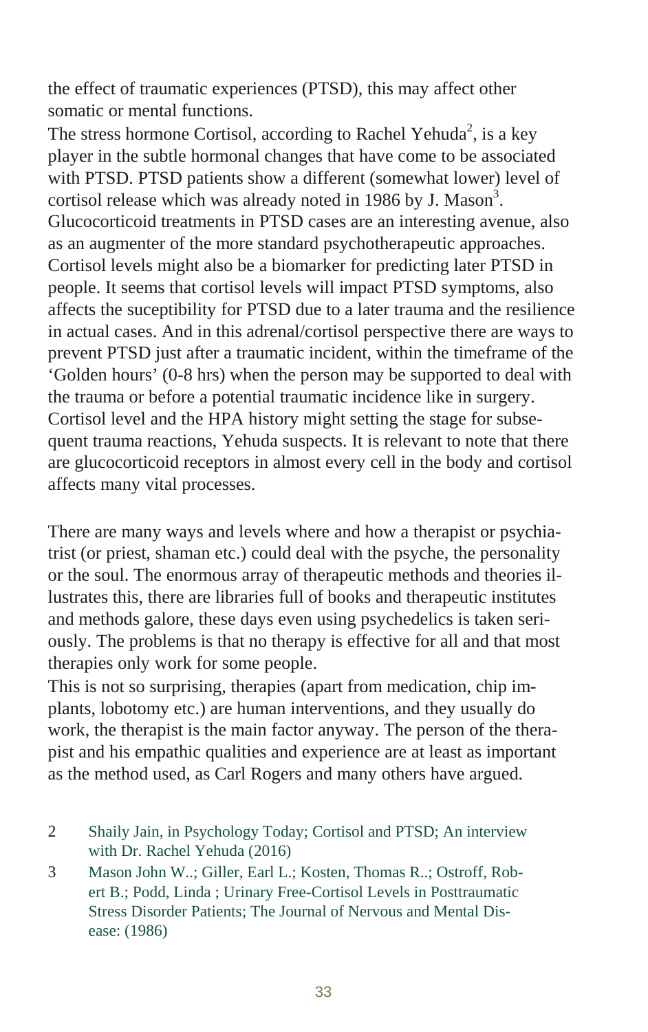the effect of traumatic experiences (PTSD), this may affect other somatic or mental functions.
The stress hormone Cortisol, according to Rachel Yehuda[2], is a key player in the subtle hormonal changes that have come to be associated with PTSD. PTSD patients show a different (somewhat lower) level of cortisol release which was already noted in 1986 by J. Mason[3]. Glucocorticoid treatments in PTSD cases are an interesting avenue, also as an augmenter of the more standard psychotherapeutic approaches. Cortisol levels might also be a biomarker for predicting later PTSD in people. It seems that cortisol levels will impact PTSD symptoms, also affects the suceptibility for PTSD due to a later trauma and the resilience in actual cases. And in this adrenal/cortisol perspective there are ways to prevent PTSD just after a traumatic incident, within the timeframe of the 'Golden hours' (0-8 hrs) when the person may be supported to deal with the trauma or before a potential traumatic incidence like in surgery. Cortisol level and the HPA history might setting the stage for subsequent trauma reactions, Yehuda suspects. It is relevant to note that there are glucocorticoid receptors in almost every cell in the body and cortisol affects many vital processes.

There are many ways and levels where and how a therapist or psychiatrist (or priest, shaman etc.) could deal with the psyche, the personality or the soul. The enormous array of therapeutic methods and theories illustrates this, there are libraries full of books and therapeutic institutes and methods galore, these days even using psychedelics is taken seriously. The problems is that no therapy is effective for all and that most therapies only work for some people.
This is not so surprising, therapies (apart from medication, chip implants, lobotomy etc.) are human interventions, and they usually do work, the therapist is the main factor anyway. The person of the therapist and his empathic qualities and experience are at least as important as the method used, as Carl Rogers and many others have argued.

2 Shaily Jain, in Psychology Today; Cortisol and PTSD; An interview with Dr. Rachel Yehuda (2016)

3 Mason John W..; Giller, Earl L.; Kosten, Thomas R..; Ostroff, Robert B.; Podd, Linda ; Urinary Free-Cortisol Levels in Posttraumatic Stress Disorder Patients; The Journal of Nervous and Mental Disease: (1986)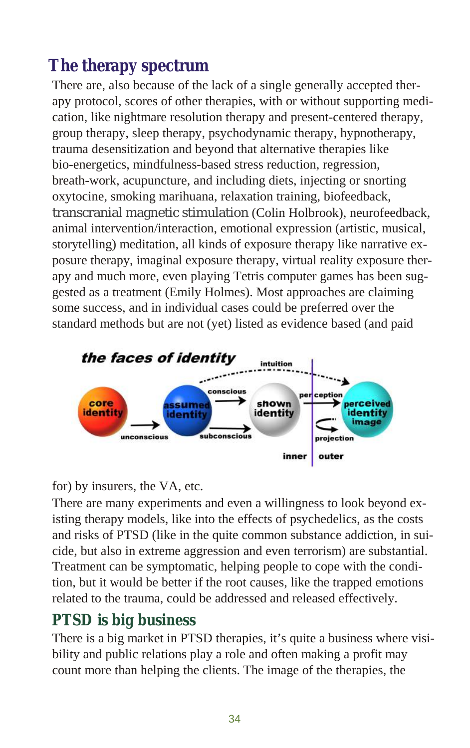## The therapy spectrum

There are, also because of the lack of a single generally accepted therapy protocol, scores of other therapies, with or without supporting medication, like nightmare resolution therapy and present-centered therapy, group therapy, sleep therapy, psychodynamic therapy, hypnotherapy, trauma desensitization and beyond that alternative therapies like bio-energetics, mindfulness-based stress reduction, regression, breath-work, acupuncture, and including diets, injecting or snorting oxytocine, smoking marihuana, relaxation training, biofeedback, transcranial magnetic stimulation (Colin Holbrook), neurofeedback, animal intervention/interaction, emotional expression (artistic, musical, storytelling) meditation, all kinds of exposure therapy like narrative exposure therapy, imaginal exposure therapy, virtual reality exposure therapy and much more, even playing Tetris computer games has been suggested as a treatment (Emily Holmes). Most approaches are claiming some success, and in individual cases could be preferred over the standard methods but are not (yet) listed as evidence based (and paid for) by insurers, the VA, etc.

There are many experiments and even a willingness to look beyond existing therapy models, like into the effects of psychedelics, as the costs and risks of PTSD (like in the quite common substance addiction, in suicide, but also in extreme aggression and even terrorism) are substantial. Treatment can be symptomatic, helping people to cope with the condition, but it would be better if the root causes, like the trapped emotions related to the trauma, could be addressed and released effectively.

## PTSD is big business

There is a big market in PTSD therapies, it's quite a business where visibility and public relations play a role and often making a profit may count more than helping the clients. The image of the therapies, the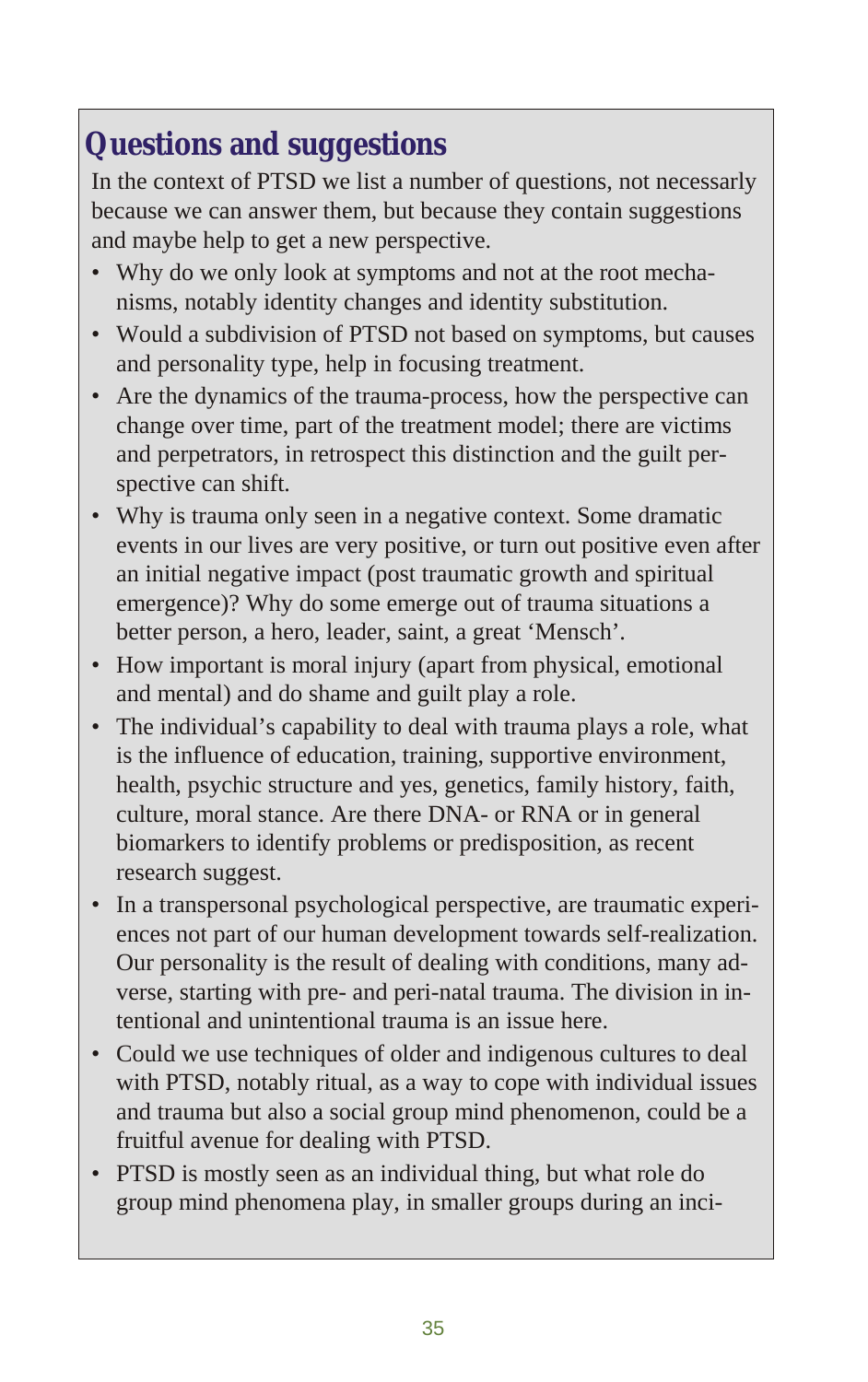## Questions and suggestions

In the context of PTSD we list a number of questions, not necessarly because we can answer them, but because they contain suggestions and maybe help to get a new perspective.

- Why do we only look at symptoms and not at the root mechanisms, notably identity changes and identity substitution.
- Would a subdivision of PTSD not based on symptoms, but causes and personality type, help in focusing treatment.
- Are the dynamics of the trauma-process, how the perspective can change over time, part of the treatment model; there are victims and perpetrators, in retrospect this distinction and the guilt perspective can shift.
- Why is trauma only seen in a negative context. Some dramatic events in our lives are very positive, or turn out positive even after an initial negative impact (post traumatic growth and spiritual emergence)? Why do some emerge out of trauma situations a better person, a hero, leader, saint, a great 'Mensch'.
- How important is moral injury (apart from physical, emotional and mental) and do shame and guilt play a role.
- The individual's capability to deal with trauma plays a role, what is the influence of education, training, supportive environment, health, psychic structure and yes, genetics, family history, faith, culture, moral stance. Are there DNA- or RNA or in general biomarkers to identify problems or predisposition, as recent research suggest.
- In a transpersonal psychological perspective, are traumatic experiences not part of our human development towards self-realization. Our personality is the result of dealing with conditions, many adverse, starting with pre- and peri-natal trauma. The division in intentional and unintentional trauma is an issue here.
- Could we use techniques of older and indigenous cultures to deal with PTSD, notably ritual, as a way to cope with individual issues and trauma but also a social group mind phenomenon, could be a fruitful avenue for dealing with PTSD.
- PTSD is mostly seen as an individual thing, but what role do group mind phenomena play, in smaller groups during an inci-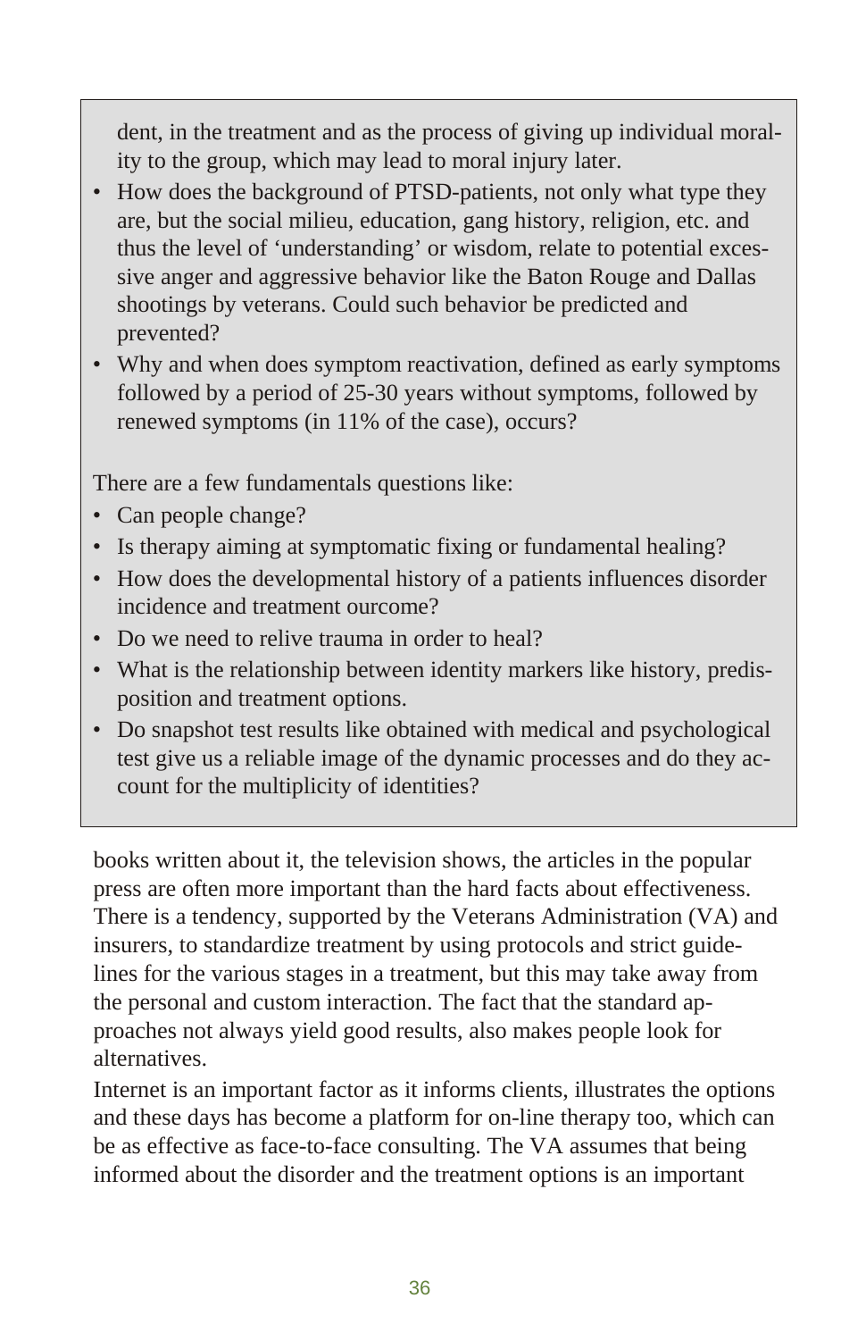dent, in the treatment and as the process of giving up individual morality to the group, which may lead to moral injury later.

- How does the background of PTSD-patients, not only what type they are, but the social milieu, education, gang history, religion, etc. and thus the level of 'understanding' or wisdom, relate to potential excessive anger and aggressive behavior like the Baton Rouge and Dallas shootings by veterans. Could such behavior be predicted and prevented?
- Why and when does symptom reactivation, defined as early symptoms followed by a period of 25-30 years without symptoms, followed by renewed symptoms (in 11% of the case), occurs?

There are a few fundamentals questions like:

- Can people change?
- Is therapy aiming at symptomatic fixing or fundamental healing?
- How does the developmental history of a patients influences disorder incidence and treatment ourcome?
- Do we need to relive trauma in order to heal?
- What is the relationship between identity markers like history, predisposition and treatment options.
- Do snapshot test results like obtained with medical and psychological test give us a reliable image of the dynamic processes and do they account for the multiplicity of identities?

books written about it, the television shows, the articles in the popular press are often more important than the hard facts about effectiveness. There is a tendency, supported by the Veterans Administration (VA) and insurers, to standardize treatment by using protocols and strict guidelines for the various stages in a treatment, but this may take away from the personal and custom interaction. The fact that the standard approaches not always yield good results, also makes people look for alternatives.

Internet is an important factor as it informs clients, illustrates the options and these days has become a platform for on-line therapy too, which can be as effective as face-to-face consulting. The VA assumes that being informed about the disorder and the treatment options is an important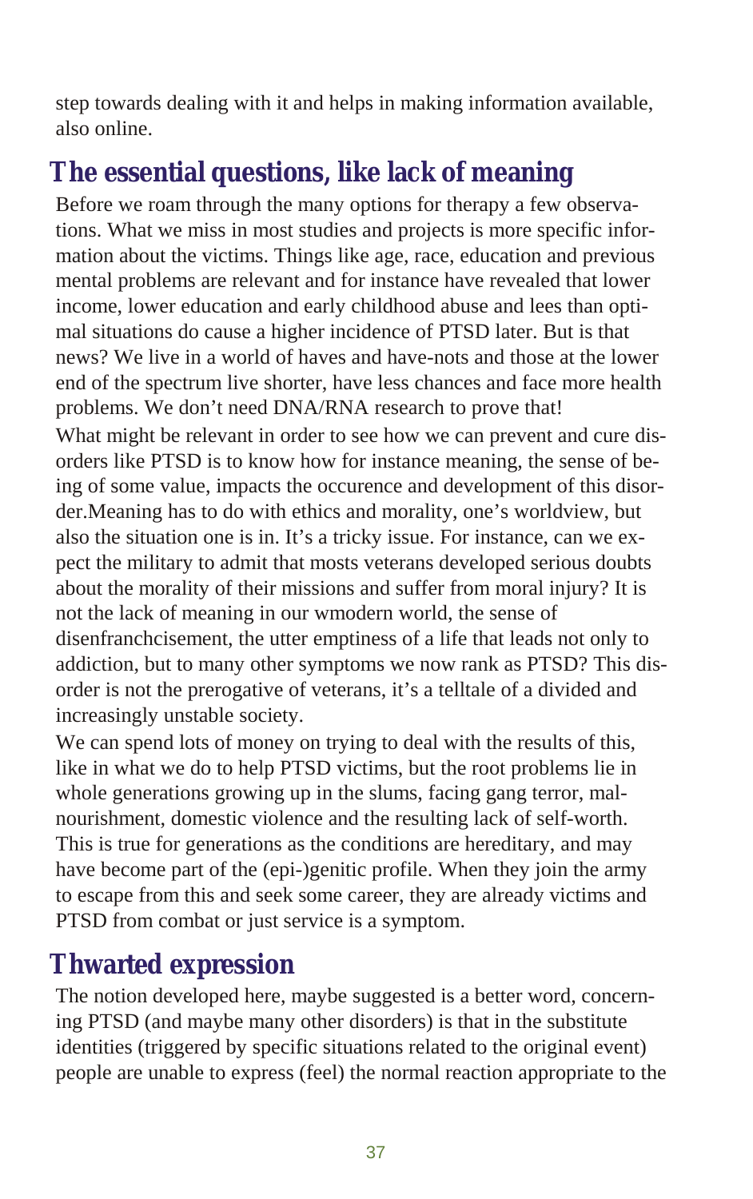step towards dealing with it and helps in making information available, also online.

## The essential questions, like lack of meaning

Before we roam through the many options for therapy a few observations. What we miss in most studies and projects is more specific information about the victims. Things like age, race, education and previous mental problems are relevant and for instance have revealed that lower income, lower education and early childhood abuse and lees than optimal situations do cause a higher incidence of PTSD later. But is that news? We live in a world of haves and have-nots and those at the lower end of the spectrum live shorter, have less chances and face more health problems. We don't need DNA/RNA research to prove that!

What might be relevant in order to see how we can prevent and cure disorders like PTSD is to know how for instance meaning, the sense of being of some value, impacts the occurence and development of this disorder.Meaning has to do with ethics and morality, one's worldview, but also the situation one is in. It's a tricky issue. For instance, can we expect the military to admit that mosts veterans developed serious doubts about the morality of their missions and suffer from moral injury? It is not the lack of meaning in our wmodern world, the sense of disenfranchcisement, the utter emptiness of a life that leads not only to addiction, but to many other symptoms we now rank as PTSD? This disorder is not the prerogative of veterans, it's a telltale of a divided and increasingly unstable society.

We can spend lots of money on trying to deal with the results of this, like in what we do to help PTSD victims, but the root problems lie in whole generations growing up in the slums, facing gang terror, malnourishment, domestic violence and the resulting lack of self-worth. This is true for generations as the conditions are hereditary, and may have become part of the (epi-)genitic profile. When they join the army to escape from this and seek some career, they are already victims and PTSD from combat or just service is a symptom.

## Thwarted expression

The notion developed here, maybe suggested is a better word, concerning PTSD (and maybe many other disorders) is that in the substitute identities (triggered by specific situations related to the original event) people are unable to express (feel) the normal reaction appropriate to the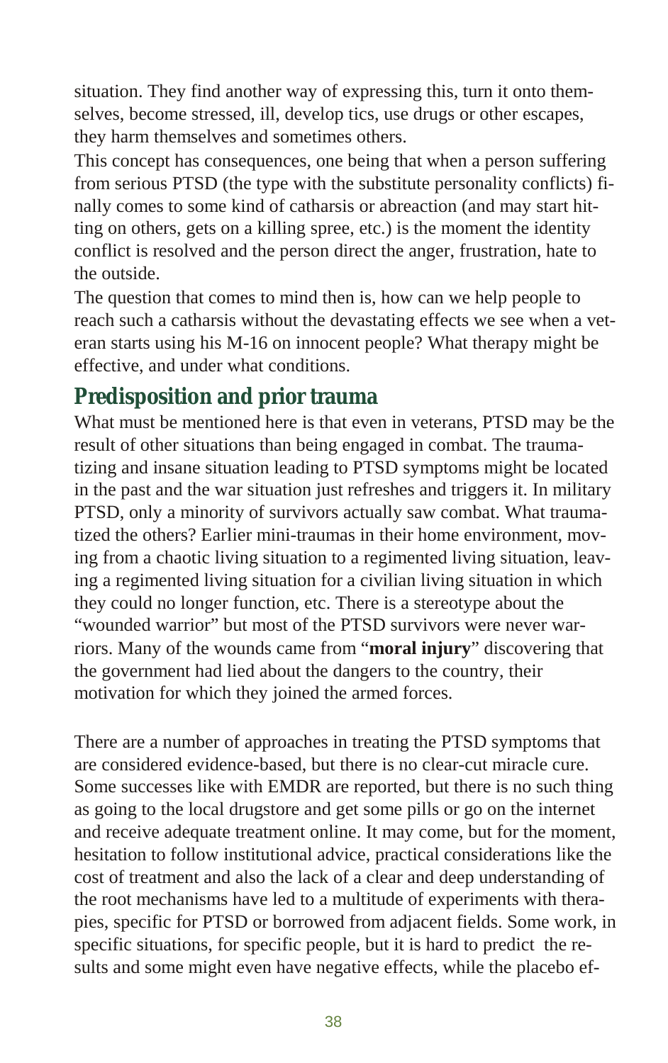situation. They find another way of expressing this, turn it onto themselves, become stressed, ill, develop tics, use drugs or other escapes, they harm themselves and sometimes others.

This concept has consequences, one being that when a person suffering from serious PTSD (the type with the substitute personality conflicts) finally comes to some kind of catharsis or abreaction (and may start hitting on others, gets on a killing spree, etc.) is the moment the identity conflict is resolved and the person direct the anger, frustration, hate to the outside.

The question that comes to mind then is, how can we help people to reach such a catharsis without the devastating effects we see when a veteran starts using his M-16 on innocent people? What therapy might be effective, and under what conditions.

## Predisposition and prior trauma

What must be mentioned here is that even in veterans, PTSD may be the result of other situations than being engaged in combat. The traumatizing and insane situation leading to PTSD symptoms might be located in the past and the war situation just refreshes and triggers it. In military PTSD, only a minority of survivors actually saw combat. What traumatized the others? Earlier mini-traumas in their home environment, moving from a chaotic living situation to a regimented living situation, leaving a regimented living situation for a civilian living situation in which they could no longer function, etc. There is a stereotype about the "wounded warrior" but most of the PTSD survivors were never warriors. Many of the wounds came from "**moral injury**" discovering that the government had lied about the dangers to the country, their motivation for which they joined the armed forces.

There are a number of approaches in treating the PTSD symptoms that are considered evidence-based, but there is no clear-cut miracle cure. Some successes like with EMDR are reported, but there is no such thing as going to the local drugstore and get some pills or go on the internet and receive adequate treatment online. It may come, but for the moment, hesitation to follow institutional advice, practical considerations like the cost of treatment and also the lack of a clear and deep understanding of the root mechanisms have led to a multitude of experiments with therapies, specific for PTSD or borrowed from adjacent fields. Some work, in specific situations, for specific people, but it is hard to predict the results and some might even have negative effects, while the placebo ef-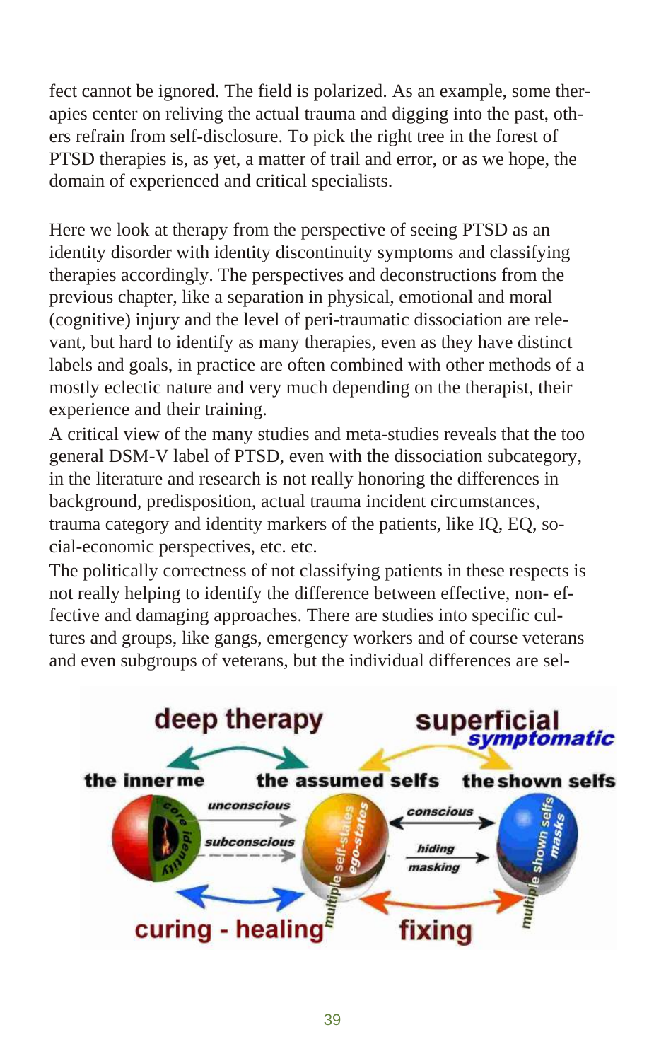fect cannot be ignored. The field is polarized. As an example, some therapies center on reliving the actual trauma and digging into the past, others refrain from self-disclosure. To pick the right tree in the forest of PTSD therapies is, as yet, a matter of trail and error, or as we hope, the domain of experienced and critical specialists.

Here we look at therapy from the perspective of seeing PTSD as an identity disorder with identity discontinuity symptoms and classifying therapies accordingly. The perspectives and deconstructions from the previous chapter, like a separation in physical, emotional and moral (cognitive) injury and the level of peri-traumatic dissociation are relevant, but hard to identify as many therapies, even as they have distinct labels and goals, in practice are often combined with other methods of a mostly eclectic nature and very much depending on the therapist, their experience and their training.

A critical view of the many studies and meta-studies reveals that the too general DSM-V label of PTSD, even with the dissociation subcategory, in the literature and research is not really honoring the differences in background, predisposition, actual trauma incident circumstances, trauma category and identity markers of the patients, like IQ, EQ, social-economic perspectives, etc. etc.

The politically correctness of not classifying patients in these respects is not really helping to identify the difference between effective, non-effective and damaging approaches. There are studies into specific cultures and groups, like gangs, emergency workers and of course veterans and even subgroups of veterans, but the individual differences are sel-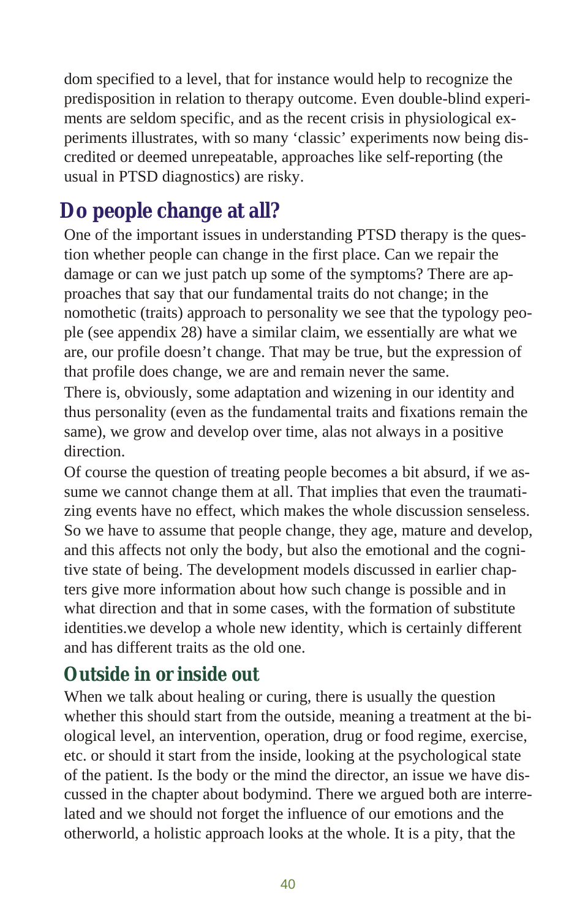dom specified to a level, that for instance would help to recognize the predisposition in relation to therapy outcome. Even double-blind experiments are seldom specific, and as the recent crisis in physiological experiments illustrates, with so many 'classic' experiments now being discredited or deemed unrepeatable, approaches like self-reporting (the usual in PTSD diagnostics) are risky.

## Do people change at all?

One of the important issues in understanding PTSD therapy is the question whether people can change in the first place. Can we repair the damage or can we just patch up some of the symptoms? There are approaches that say that our fundamental traits do not change; in the nomothetic (traits) approach to personality we see that the typology people (see appendix 28) have a similar claim, we essentially are what we are, our profile doesn't change. That may be true, but the expression of that profile does change, we are and remain never the same.

There is, obviously, some adaptation and wizening in our identity and thus personality (even as the fundamental traits and fixations remain the same), we grow and develop over time, alas not always in a positive direction.

Of course the question of treating people becomes a bit absurd, if we assume we cannot change them at all. That implies that even the traumatizing events have no effect, which makes the whole discussion senseless. So we have to assume that people change, they age, mature and develop, and this affects not only the body, but also the emotional and the cognitive state of being. The development models discussed in earlier chapters give more information about how such change is possible and in what direction and that in some cases, with the formation of substitute identities.we develop a whole new identity, which is certainly different and has different traits as the old one.

## Outside in or inside out

When we talk about healing or curing, there is usually the question whether this should start from the outside, meaning a treatment at the biological level, an intervention, operation, drug or food regime, exercise, etc. or should it start from the inside, looking at the psychological state of the patient. Is the body or the mind the director, an issue we have discussed in the chapter about bodymind. There we argued both are interrelated and we should not forget the influence of our emotions and the otherworld, a holistic approach looks at the whole. It is a pity, that the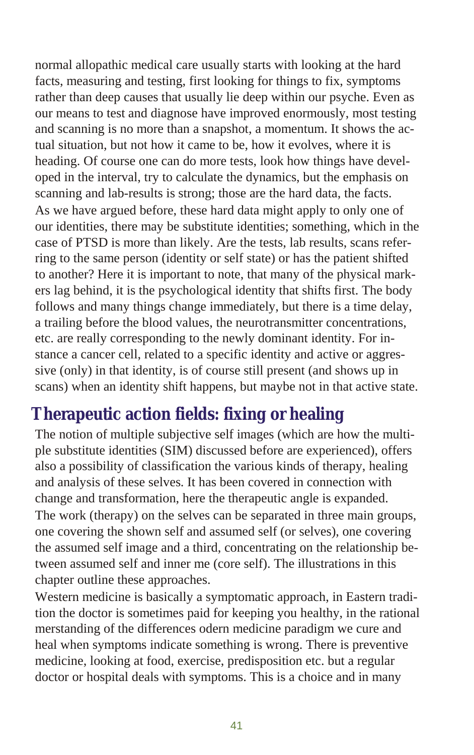normal allopathic medical care usually starts with looking at the hard facts, measuring and testing, first looking for things to fix, symptoms rather than deep causes that usually lie deep within our psyche. Even as our means to test and diagnose have improved enormously, most testing and scanning is no more than a snapshot, a momentum. It shows the actual situation, but not how it came to be, how it evolves, where it is heading. Of course one can do more tests, look how things have developed in the interval, try to calculate the dynamics, but the emphasis on scanning and lab-results is strong; those are the hard data, the facts. As we have argued before, these hard data might apply to only one of our identities, there may be substitute identities; something, which in the case of PTSD is more than likely. Are the tests, lab results, scans referring to the same person (identity or self state) or has the patient shifted to another? Here it is important to note, that many of the physical markers lag behind, it is the psychological identity that shifts first. The body follows and many things change immediately, but there is a time delay, a trailing before the blood values, the neurotransmitter concentrations, etc. are really corresponding to the newly dominant identity. For instance a cancer cell, related to a specific identity and active or aggressive (only) in that identity, is of course still present (and shows up in scans) when an identity shift happens, but maybe not in that active state.

## Therapeutic action fields: fixing or healing

The notion of multiple subjective self images (which are how the multiple substitute identities (SIM) discussed before are experienced), offers also a possibility of classification the various kinds of therapy, healing and analysis of these selves. It has been covered in connection with change and transformation, here the therapeutic angle is expanded.
The work (therapy) on the selves can be separated in three main groups, one covering the shown self and assumed self (or selves), one covering the assumed self image and a third, concentrating on the relationship between assumed self and inner me (core self). The illustrations in this chapter outline these approaches.
Western medicine is basically a symptomatic approach, in Eastern tradition the doctor is sometimes paid for keeping you healthy, in the rational merstanding of the differences odern medicine paradigm we cure and heal when symptoms indicate something is wrong. There is preventive medicine, looking at food, exercise, predisposition etc. but a regular doctor or hospital deals with symptoms. This is a choice and in many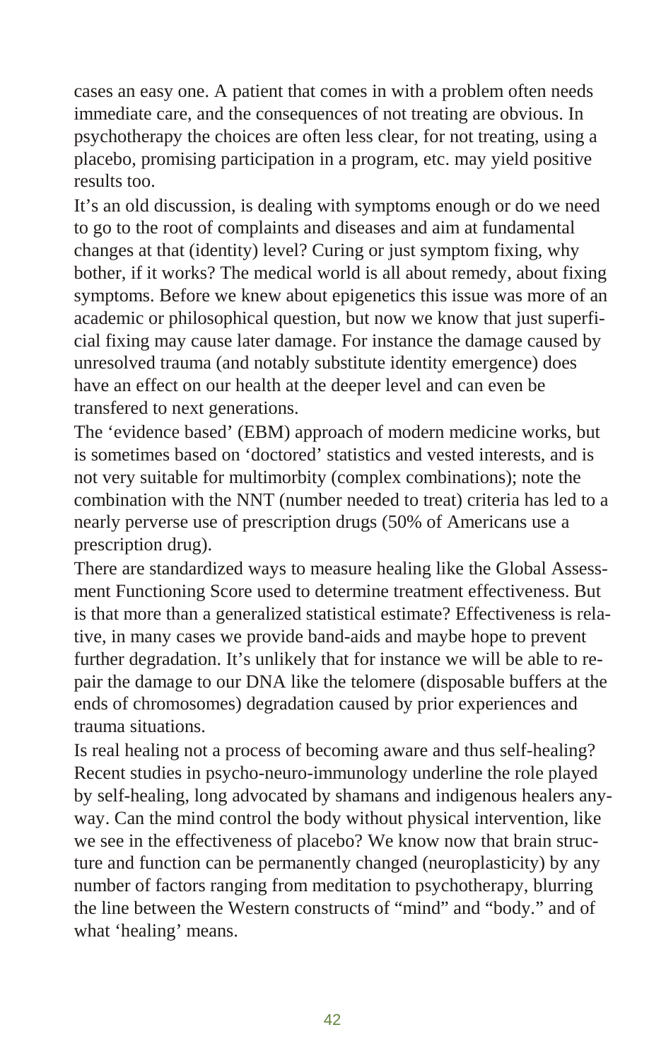cases an easy one. A patient that comes in with a problem often needs immediate care, and the consequences of not treating are obvious. In psychotherapy the choices are often less clear, for not treating, using a placebo, promising participation in a program, etc. may yield positive results too.

It's an old discussion, is dealing with symptoms enough or do we need to go to the root of complaints and diseases and aim at fundamental changes at that (identity) level? Curing or just symptom fixing, why bother, if it works? The medical world is all about remedy, about fixing symptoms. Before we knew about epigenetics this issue was more of an academic or philosophical question, but now we know that just superficial fixing may cause later damage. For instance the damage caused by unresolved trauma (and notably substitute identity emergence) does have an effect on our health at the deeper level and can even be transfered to next generations.

The 'evidence based' (EBM) approach of modern medicine works, but is sometimes based on 'doctored' statistics and vested interests, and is not very suitable for multimorbity (complex combinations); note the combination with the NNT (number needed to treat) criteria has led to a nearly perverse use of prescription drugs (50% of Americans use a prescription drug).

There are standardized ways to measure healing like the Global Assessment Functioning Score used to determine treatment effectiveness. But is that more than a generalized statistical estimate? Effectiveness is relative, in many cases we provide band-aids and maybe hope to prevent further degradation. It's unlikely that for instance we will be able to repair the damage to our DNA like the telomere (disposable buffers at the ends of chromosomes) degradation caused by prior experiences and trauma situations.

Is real healing not a process of becoming aware and thus self-healing? Recent studies in psycho-neuro-immunology underline the role played by self-healing, long advocated by shamans and indigenous healers anyway. Can the mind control the body without physical intervention, like we see in the effectiveness of placebo? We know now that brain structure and function can be permanently changed (neuroplasticity) by any number of factors ranging from meditation to psychotherapy, blurring the line between the Western constructs of "mind" and "body." and of what 'healing' means.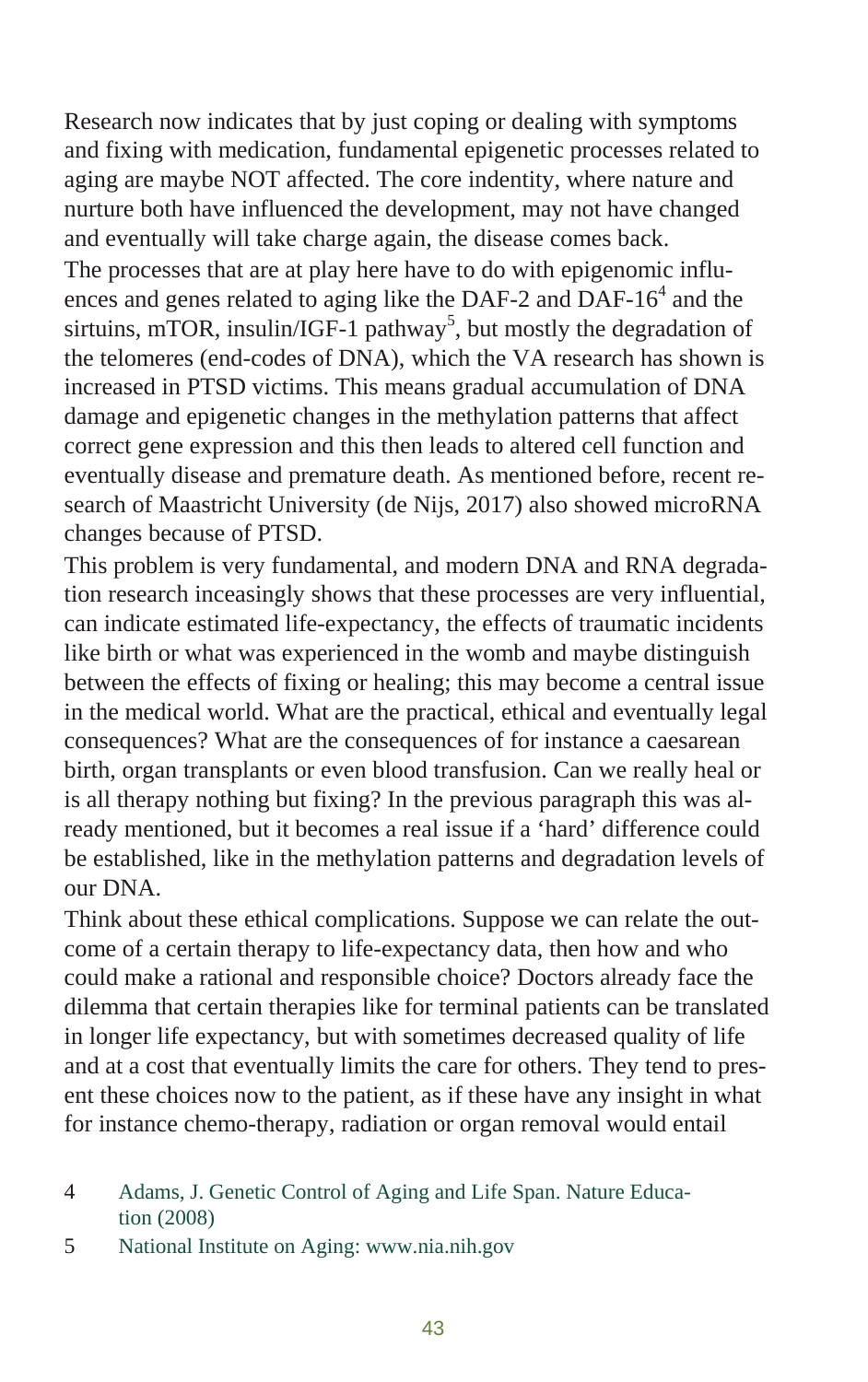Research now indicates that by just coping or dealing with symptoms and fixing with medication, fundamental epigenetic processes related to aging are maybe NOT affected. The core indentity, where nature and nurture both have influenced the development, may not have changed and eventually will take charge again, the disease comes back.

The processes that are at play here have to do with epigenomic influences and genes related to aging like the DAF-2 and DAF-16[4] and the sirtuins, mTOR, insulin/IGF-1 pathway[5], but mostly the degradation of the telomeres (end-codes of DNA), which the VA research has shown is increased in PTSD victims. This means gradual accumulation of DNA damage and epigenetic changes in the methylation patterns that affect correct gene expression and this then leads to altered cell function and eventually disease and premature death. As mentioned before, recent research of Maastricht University (de Nijs, 2017) also showed microRNA changes because of PTSD.

This problem is very fundamental, and modern DNA and RNA degradation research inceasingly shows that these processes are very influential, can indicate estimated life-expectancy, the effects of traumatic incidents like birth or what was experienced in the womb and maybe distinguish between the effects of fixing or healing; this may become a central issue in the medical world. What are the practical, ethical and eventually legal consequences? What are the consequences of for instance a caesarean birth, organ transplants or even blood transfusion. Can we really heal or is all therapy nothing but fixing? In the previous paragraph this was already mentioned, but it becomes a real issue if a 'hard' difference could be established, like in the methylation patterns and degradation levels of our DNA.

Think about these ethical complications. Suppose we can relate the outcome of a certain therapy to life-expectancy data, then how and who could make a rational and responsible choice? Doctors already face the dilemma that certain therapies like for terminal patients can be translated in longer life expectancy, but with sometimes decreased quality of life and at a cost that eventually limits the care for others. They tend to present these choices now to the patient, as if these have any insight in what for instance chemo-therapy, radiation or organ removal would entail

4 Adams, J. Genetic Control of Aging and Life Span. Nature Education (2008)

5 National Institute on Aging: www.nia.nih.gov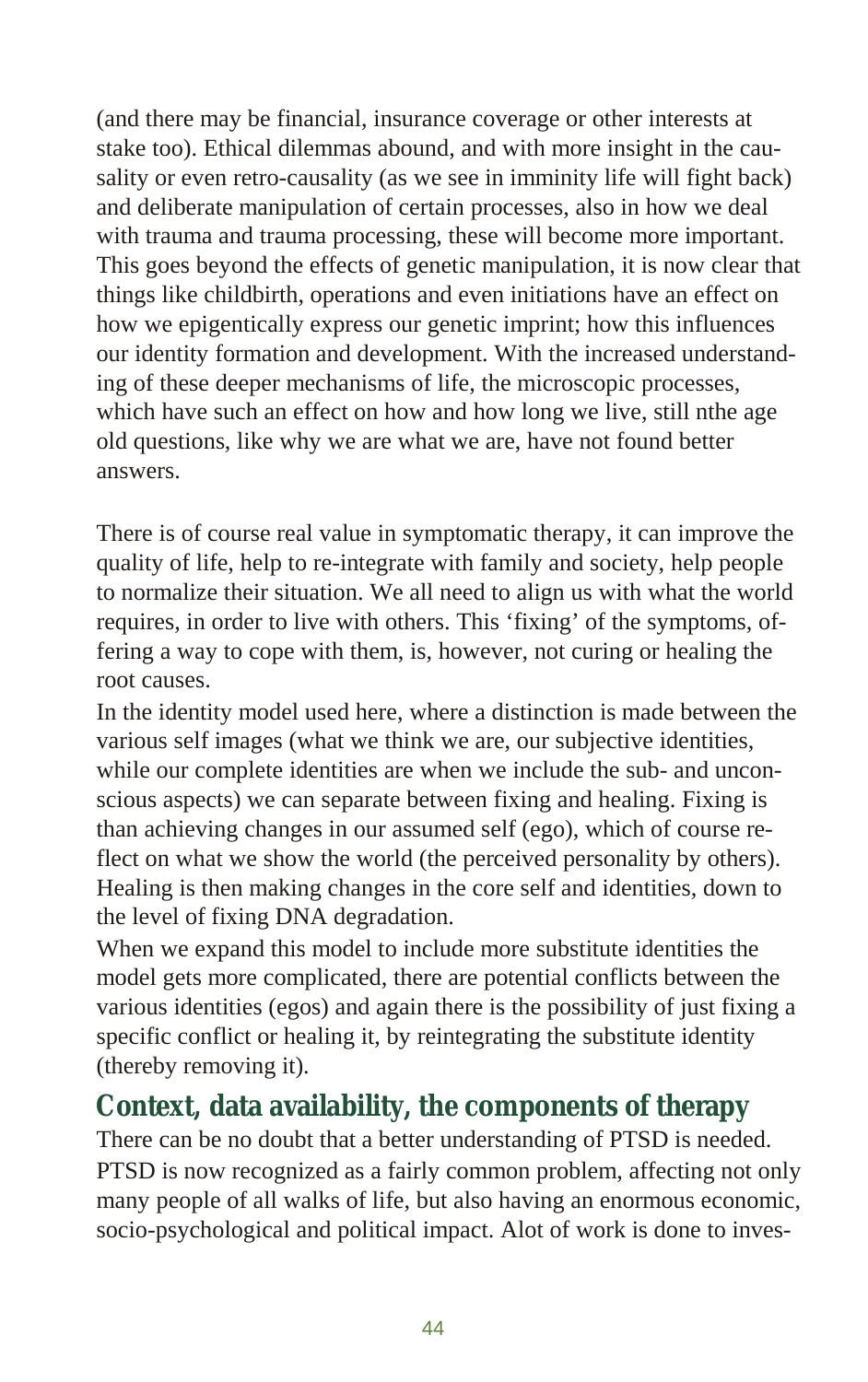(and there may be financial, insurance coverage or other interests at stake too). Ethical dilemmas abound, and with more insight in the causality or even retro-causality (as we see in imminity life will fight back) and deliberate manipulation of certain processes, also in how we deal with trauma and trauma processing, these will become more important. This goes beyond the effects of genetic manipulation, it is now clear that things like childbirth, operations and even initiations have an effect on how we epigentically express our genetic imprint; how this influences our identity formation and development. With the increased understanding of these deeper mechanisms of life, the microscopic processes, which have such an effect on how and how long we live, still nthe age old questions, like why we are what we are, have not found better answers.

There is of course real value in symptomatic therapy, it can improve the quality of life, help to re-integrate with family and society, help people to normalize their situation. We all need to align us with what the world requires, in order to live with others. This 'fixing' of the symptoms, offering a way to cope with them, is, however, not curing or healing the root causes.

In the identity model used here, where a distinction is made between the various self images (what we think we are, our subjective identities, while our complete identities are when we include the sub- and unconscious aspects) we can separate between fixing and healing. Fixing is than achieving changes in our assumed self (ego), which of course reflect on what we show the world (the perceived personality by others). Healing is then making changes in the core self and identities, down to the level of fixing DNA degradation.

When we expand this model to include more substitute identities the model gets more complicated, there are potential conflicts between the various identities (egos) and again there is the possibility of just fixing a specific conflict or healing it, by reintegrating the substitute identity (thereby removing it).

## Context, data availability, the components of therapy

There can be no doubt that a better understanding of PTSD is needed. PTSD is now recognized as a fairly common problem, affecting not only many people of all walks of life, but also having an enormous economic, socio-psychological and political impact. Alot of work is done to inves-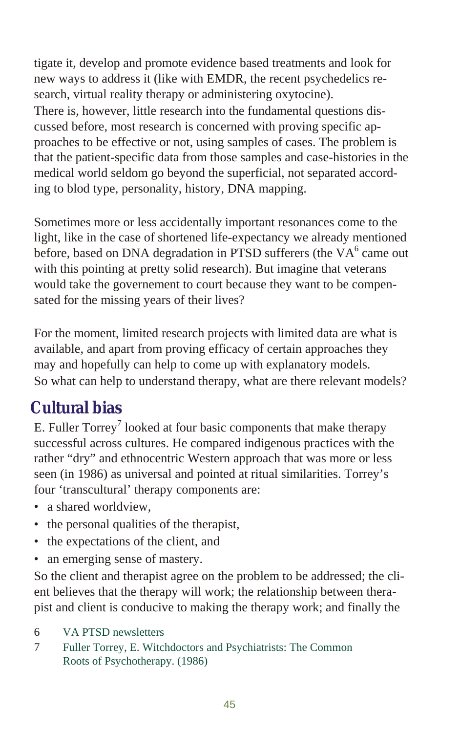tigate it, develop and promote evidence based treatments and look for new ways to address it (like with EMDR, the recent psychedelics research, virtual reality therapy or administering oxytocine).
There is, however, little research into the fundamental questions discussed before, most research is concerned with proving specific approaches to be effective or not, using samples of cases. The problem is that the patient-specific data from those samples and case-histories in the medical world seldom go beyond the superficial, not separated according to blod type, personality, history, DNA mapping.

Sometimes more or less accidentally important resonances come to the light, like in the case of shortened life-expectancy we already mentioned before, based on DNA degradation in PTSD sufferers (the VA[6] came out with this pointing at pretty solid research). But imagine that veterans would take the governement to court because they want to be compensated for the missing years of their lives?

For the moment, limited research projects with limited data are what is available, and apart from proving efficacy of certain approaches they may and hopefully can help to come up with explanatory models.
So what can help to understand therapy, what are there relevant models?

## Cultural bias

E. Fuller Torrey[7] looked at four basic components that make therapy successful across cultures. He compared indigenous practices with the rather "dry" and ethnocentric Western approach that was more or less seen (in 1986) as universal and pointed at ritual similarities. Torrey's four 'transcultural' therapy components are:

- a shared worldview,
- the personal qualities of the therapist,
- the expectations of the client, and
- an emerging sense of mastery.

So the client and therapist agree on the problem to be addressed; the client believes that the therapy will work; the relationship between therapist and client is conducive to making the therapy work; and finally the

6 VA PTSD newsletters

7 Fuller Torrey, E. Witchdoctors and Psychiatrists: The Common Roots of Psychotherapy. (1986)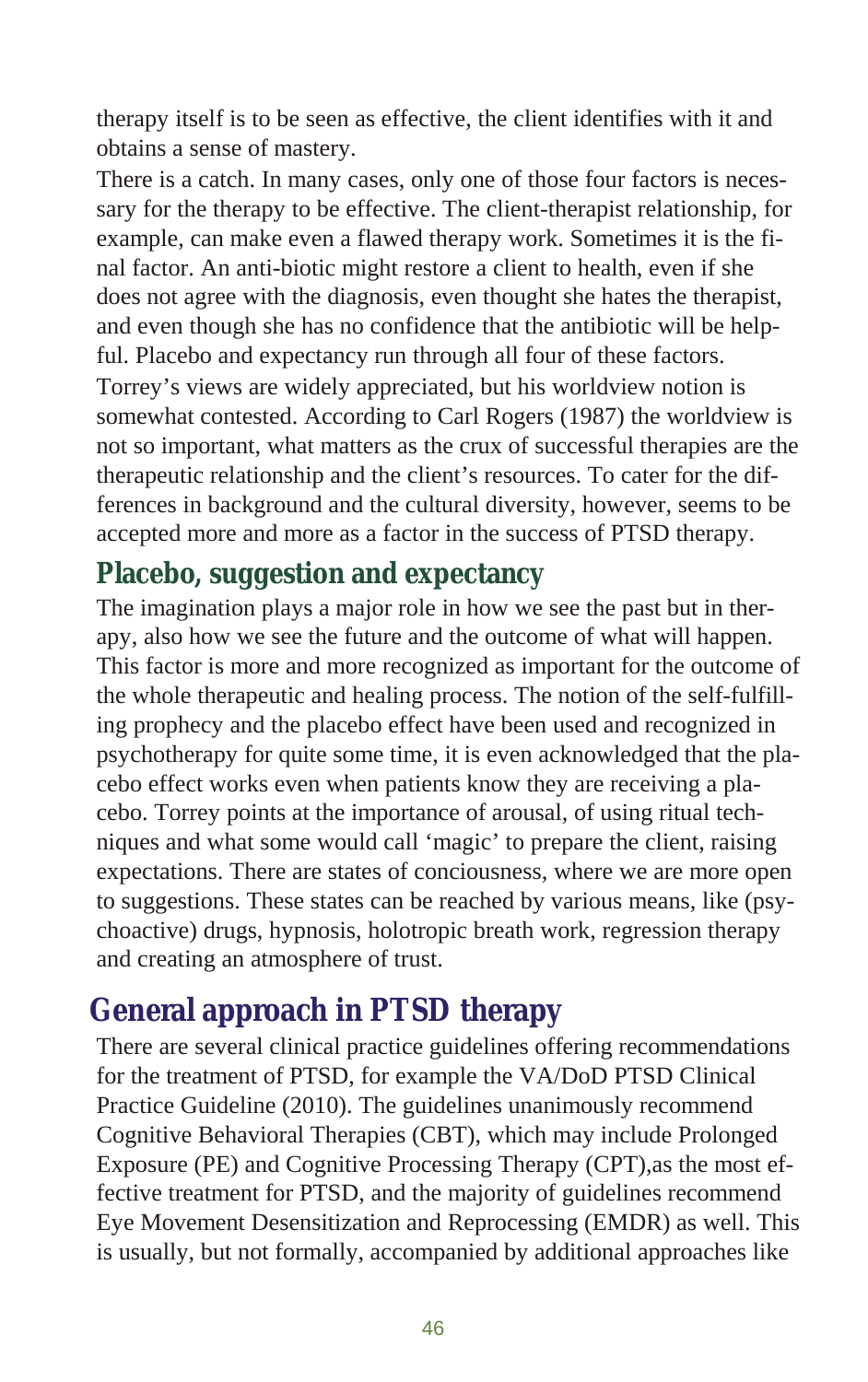therapy itself is to be seen as effective, the client identifies with it and obtains a sense of mastery.

There is a catch. In many cases, only one of those four factors is necessary for the therapy to be effective. The client-therapist relationship, for example, can make even a flawed therapy work. Sometimes it is the final factor. An anti-biotic might restore a client to health, even if she does not agree with the diagnosis, even thought she hates the therapist, and even though she has no confidence that the antibiotic will be helpful. Placebo and expectancy run through all four of these factors.

Torrey's views are widely appreciated, but his worldview notion is somewhat contested. According to Carl Rogers (1987) the worldview is not so important, what matters as the crux of successful therapies are the therapeutic relationship and the client's resources. To cater for the differences in background and the cultural diversity, however, seems to be accepted more and more as a factor in the success of PTSD therapy.

### Placebo, suggestion and expectancy

The imagination plays a major role in how we see the past but in therapy, also how we see the future and the outcome of what will happen. This factor is more and more recognized as important for the outcome of the whole therapeutic and healing process. The notion of the self-fulfilling prophecy and the placebo effect have been used and recognized in psychotherapy for quite some time, it is even acknowledged that the placebo effect works even when patients know they are receiving a placebo. Torrey points at the importance of arousal, of using ritual techniques and what some would call 'magic' to prepare the client, raising expectations. There are states of conciousness, where we are more open to suggestions. These states can be reached by various means, like (psychoactive) drugs, hypnosis, holotropic breath work, regression therapy and creating an atmosphere of trust.

## General approach in PTSD therapy

There are several clinical practice guidelines offering recommendations for the treatment of PTSD, for example the VA/DoD PTSD Clinical Practice Guideline (2010). The guidelines unanimously recommend Cognitive Behavioral Therapies (CBT), which may include Prolonged Exposure (PE) and Cognitive Processing Therapy (CPT),as the most effective treatment for PTSD, and the majority of guidelines recommend Eye Movement Desensitization and Reprocessing (EMDR) as well. This is usually, but not formally, accompanied by additional approaches like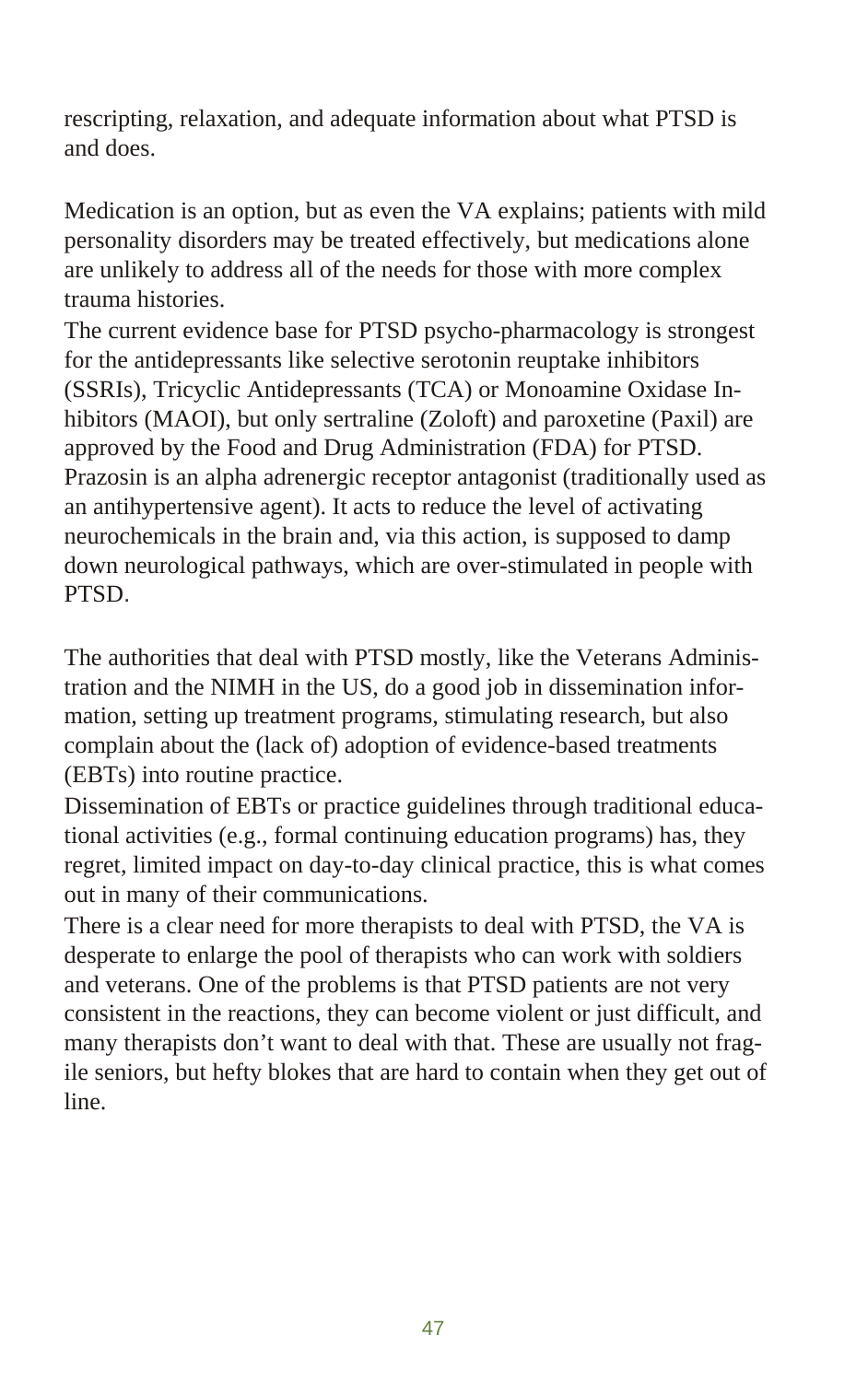rescripting, relaxation, and adequate information about what PTSD is and does.

Medication is an option, but as even the VA explains; patients with mild personality disorders may be treated effectively, but medications alone are unlikely to address all of the needs for those with more complex trauma histories.
The current evidence base for PTSD psycho-pharmacology is strongest for the antidepressants like selective serotonin reuptake inhibitors (SSRIs), Tricyclic Antidepressants (TCA) or Monoamine Oxidase Inhibitors (MAOI), but only sertraline (Zoloft) and paroxetine (Paxil) are approved by the Food and Drug Administration (FDA) for PTSD. Prazosin is an alpha adrenergic receptor antagonist (traditionally used as an antihypertensive agent). It acts to reduce the level of activating neurochemicals in the brain and, via this action, is supposed to damp down neurological pathways, which are over-stimulated in people with PTSD.

The authorities that deal with PTSD mostly, like the Veterans Administration and the NIMH in the US, do a good job in dissemination information, setting up treatment programs, stimulating research, but also complain about the (lack of) adoption of evidence-based treatments (EBTs) into routine practice.
Dissemination of EBTs or practice guidelines through traditional educational activities (e.g., formal continuing education programs) has, they regret, limited impact on day-to-day clinical practice, this is what comes out in many of their communications.
There is a clear need for more therapists to deal with PTSD, the VA is desperate to enlarge the pool of therapists who can work with soldiers and veterans. One of the problems is that PTSD patients are not very consistent in the reactions, they can become violent or just difficult, and many therapists don't want to deal with that. These are usually not fragile seniors, but hefty blokes that are hard to contain when they get out of line.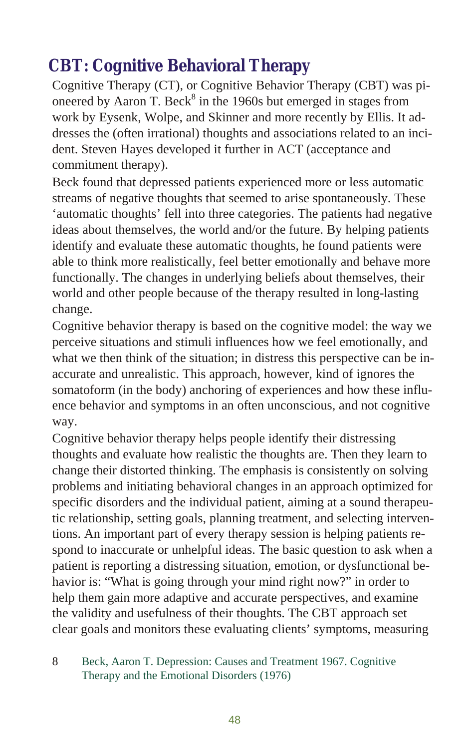## CBT: Cognitive Behavioral Therapy

Cognitive Therapy (CT), or Cognitive Behavior Therapy (CBT) was pioneered by Aaron T. Beck[8] in the 1960s but emerged in stages from work by Eysenk, Wolpe, and Skinner and more recently by Ellis. It addresses the (often irrational) thoughts and associations related to an incident. Steven Hayes developed it further in ACT (acceptance and commitment therapy).

Beck found that depressed patients experienced more or less automatic streams of negative thoughts that seemed to arise spontaneously. These 'automatic thoughts' fell into three categories. The patients had negative ideas about themselves, the world and/or the future. By helping patients identify and evaluate these automatic thoughts, he found patients were able to think more realistically, feel better emotionally and behave more functionally. The changes in underlying beliefs about themselves, their world and other people because of the therapy resulted in long-lasting change.

Cognitive behavior therapy is based on the cognitive model: the way we perceive situations and stimuli influences how we feel emotionally, and what we then think of the situation; in distress this perspective can be inaccurate and unrealistic. This approach, however, kind of ignores the somatoform (in the body) anchoring of experiences and how these influence behavior and symptoms in an often unconscious, and not cognitive way.

Cognitive behavior therapy helps people identify their distressing thoughts and evaluate how realistic the thoughts are. Then they learn to change their distorted thinking. The emphasis is consistently on solving problems and initiating behavioral changes in an approach optimized for specific disorders and the individual patient, aiming at a sound therapeutic relationship, setting goals, planning treatment, and selecting interventions. An important part of every therapy session is helping patients respond to inaccurate or unhelpful ideas. The basic question to ask when a patient is reporting a distressing situation, emotion, or dysfunctional behavior is: "What is going through your mind right now?" in order to help them gain more adaptive and accurate perspectives, and examine the validity and usefulness of their thoughts. The CBT approach set clear goals and monitors these evaluating clients' symptoms, measuring

8 Beck, Aaron T. Depression: Causes and Treatment 1967. Cognitive Therapy and the Emotional Disorders (1976)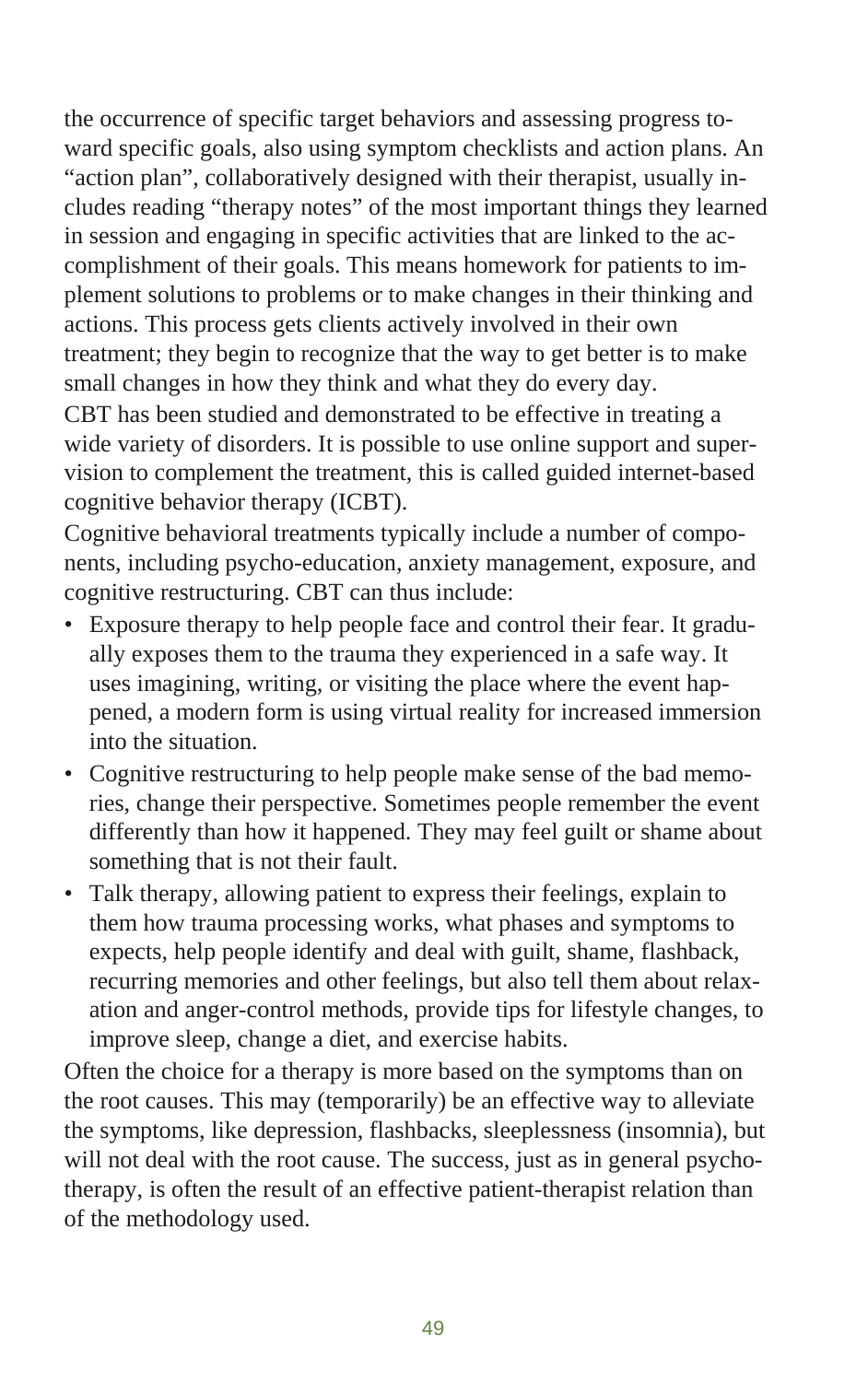the occurrence of specific target behaviors and assessing progress toward specific goals, also using symptom checklists and action plans. An "action plan", collaboratively designed with their therapist, usually includes reading "therapy notes" of the most important things they learned in session and engaging in specific activities that are linked to the accomplishment of their goals. This means homework for patients to implement solutions to problems or to make changes in their thinking and actions. This process gets clients actively involved in their own treatment; they begin to recognize that the way to get better is to make small changes in how they think and what they do every day.

CBT has been studied and demonstrated to be effective in treating a wide variety of disorders. It is possible to use online support and supervision to complement the treatment, this is called guided internet-based cognitive behavior therapy (ICBT).

Cognitive behavioral treatments typically include a number of components, including psycho-education, anxiety management, exposure, and cognitive restructuring. CBT can thus include:

- Exposure therapy to help people face and control their fear. It gradually exposes them to the trauma they experienced in a safe way. It uses imagining, writing, or visiting the place where the event happened, a modern form is using virtual reality for increased immersion into the situation.
- Cognitive restructuring to help people make sense of the bad memories, change their perspective. Sometimes people remember the event differently than how it happened. They may feel guilt or shame about something that is not their fault.
- Talk therapy, allowing patient to express their feelings, explain to them how trauma processing works, what phases and symptoms to expects, help people identify and deal with guilt, shame, flashback, recurring memories and other feelings, but also tell them about relaxation and anger-control methods, provide tips for lifestyle changes, to improve sleep, change a diet, and exercise habits.

Often the choice for a therapy is more based on the symptoms than on the root causes. This may (temporarily) be an effective way to alleviate the symptoms, like depression, flashbacks, sleeplessness (insomnia), but will not deal with the root cause. The success, just as in general psychotherapy, is often the result of an effective patient-therapist relation than of the methodology used.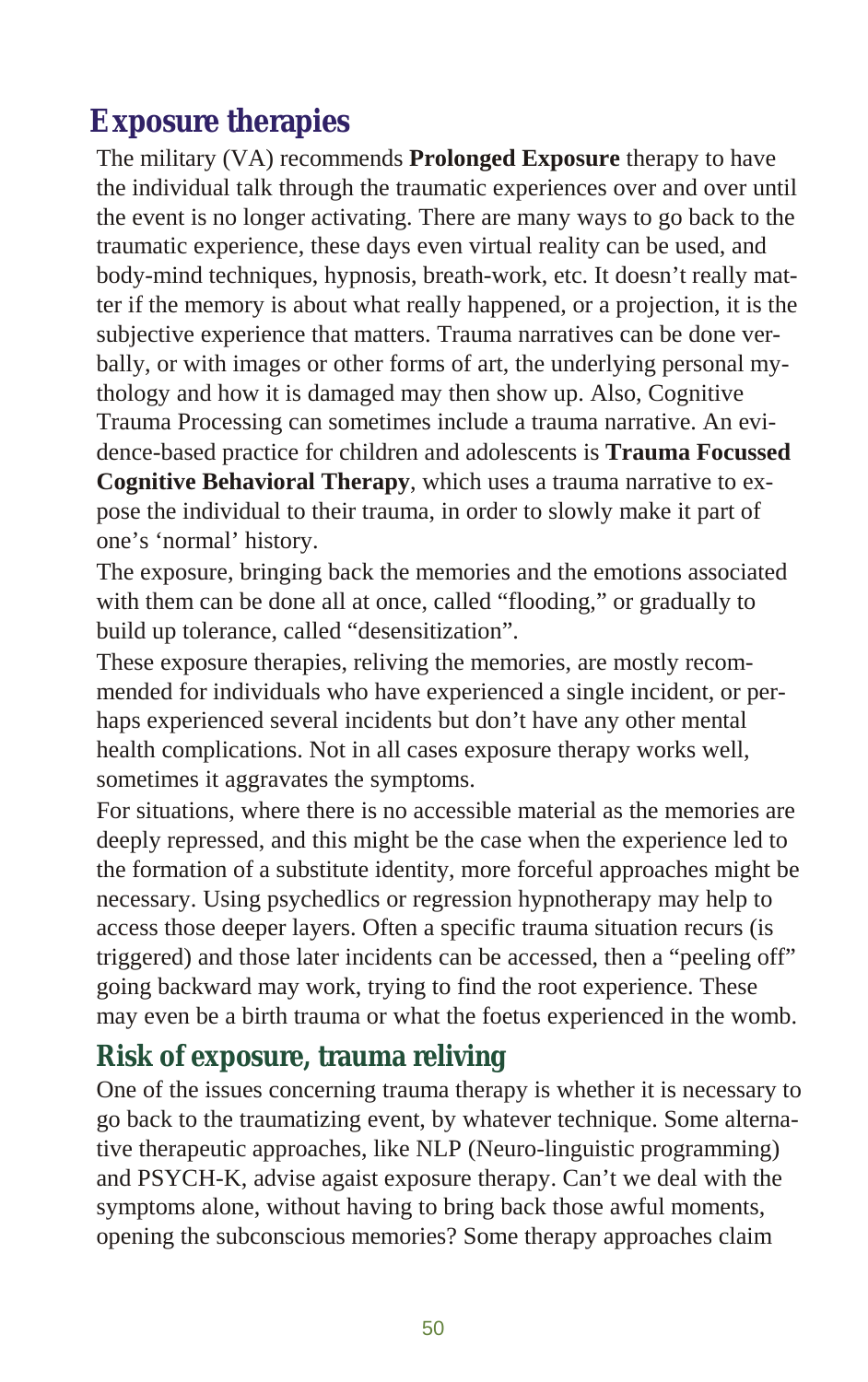## Exposure therapies

The military (VA) recommends **Prolonged Exposure** therapy to have the individual talk through the traumatic experiences over and over until the event is no longer activating. There are many ways to go back to the traumatic experience, these days even virtual reality can be used, and body-mind techniques, hypnosis, breath-work, etc. It doesn't really matter if the memory is about what really happened, or a projection, it is the subjective experience that matters. Trauma narratives can be done verbally, or with images or other forms of art, the underlying personal mythology and how it is damaged may then show up. Also, Cognitive Trauma Processing can sometimes include a trauma narrative. An evidence-based practice for children and adolescents is **Trauma Focussed Cognitive Behavioral Therapy**, which uses a trauma narrative to expose the individual to their trauma, in order to slowly make it part of one's 'normal' history.

The exposure, bringing back the memories and the emotions associated with them can be done all at once, called "flooding," or gradually to build up tolerance, called "desensitization".

These exposure therapies, reliving the memories, are mostly recommended for individuals who have experienced a single incident, or perhaps experienced several incidents but don't have any other mental health complications. Not in all cases exposure therapy works well, sometimes it aggravates the symptoms.

For situations, where there is no accessible material as the memories are deeply repressed, and this might be the case when the experience led to the formation of a substitute identity, more forceful approaches might be necessary. Using psychedlics or regression hypnotherapy may help to access those deeper layers. Often a specific trauma situation recurs (is triggered) and those later incidents can be accessed, then a "peeling off" going backward may work, trying to find the root experience. These may even be a birth trauma or what the foetus experienced in the womb.

### Risk of exposure, trauma reliving

One of the issues concerning trauma therapy is whether it is necessary to go back to the traumatizing event, by whatever technique. Some alternative therapeutic approaches, like NLP (Neuro-linguistic programming) and PSYCH-K, advise agaist exposure therapy. Can't we deal with the symptoms alone, without having to bring back those awful moments, opening the subconscious memories? Some therapy approaches claim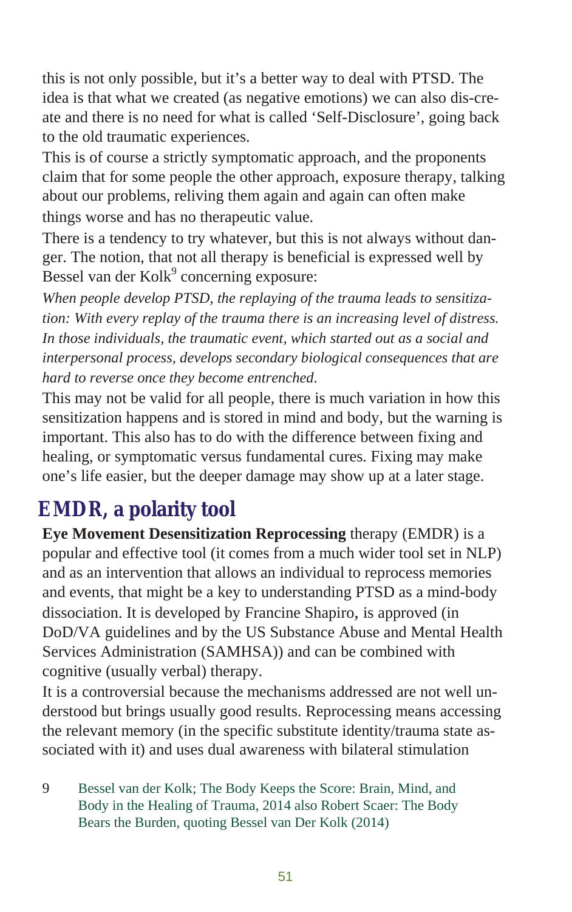this is not only possible, but it's a better way to deal with PTSD. The idea is that what we created (as negative emotions) we can also dis-create and there is no need for what is called 'Self-Disclosure', going back to the old traumatic experiences.

This is of course a strictly symptomatic approach, and the proponents claim that for some people the other approach, exposure therapy, talking about our problems, reliving them again and again can often make things worse and has no therapeutic value.

There is a tendency to try whatever, but this is not always without danger. The notion, that not all therapy is beneficial is expressed well by Bessel van der Kolk[9] concerning exposure:

*When people develop PTSD, the replaying of the trauma leads to sensitization: With every replay of the trauma there is an increasing level of distress. In those individuals, the traumatic event, which started out as a social and interpersonal process, develops secondary biological consequences that are hard to reverse once they become entrenched.*

This may not be valid for all people, there is much variation in how this sensitization happens and is stored in mind and body, but the warning is important. This also has to do with the difference between fixing and healing, or symptomatic versus fundamental cures. Fixing may make one's life easier, but the deeper damage may show up at a later stage.

## EMDR, a polarity tool

**Eye Movement Desensitization Reprocessing** therapy (EMDR) is a popular and effective tool (it comes from a much wider tool set in NLP) and as an intervention that allows an individual to reprocess memories and events, that might be a key to understanding PTSD as a mind-body dissociation. It is developed by Francine Shapiro, is approved (in DoD/VA guidelines and by the US Substance Abuse and Mental Health Services Administration (SAMHSA)) and can be combined with cognitive (usually verbal) therapy.

It is a controversial because the mechanisms addressed are not well understood but brings usually good results. Reprocessing means accessing the relevant memory (in the specific substitute identity/trauma state associated with it) and uses dual awareness with bilateral stimulation

9 Bessel van der Kolk; The Body Keeps the Score: Brain, Mind, and Body in the Healing of Trauma, 2014 also Robert Scaer: The Body Bears the Burden, quoting Bessel van Der Kolk (2014)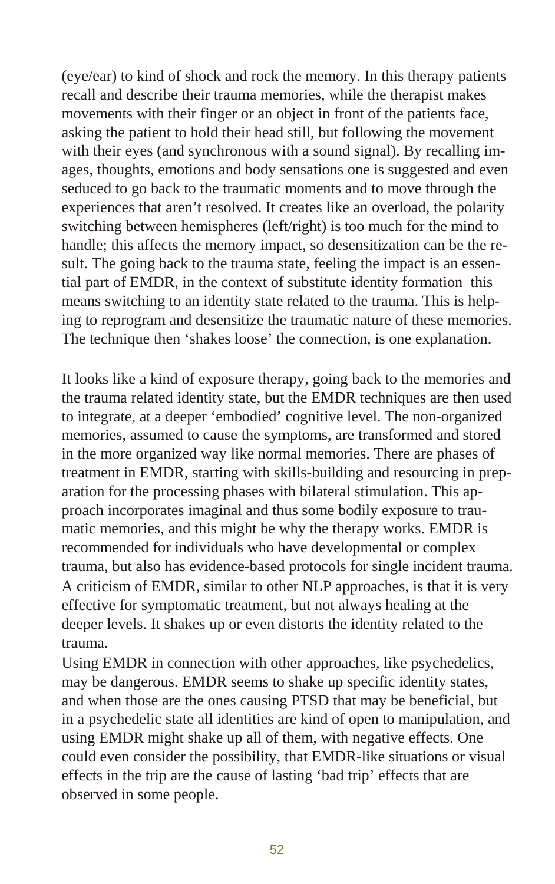(eye/ear) to kind of shock and rock the memory. In this therapy patients recall and describe their trauma memories, while the therapist makes movements with their finger or an object in front of the patients face, asking the patient to hold their head still, but following the movement with their eyes (and synchronous with a sound signal). By recalling images, thoughts, emotions and body sensations one is suggested and even seduced to go back to the traumatic moments and to move through the experiences that aren't resolved. It creates like an overload, the polarity switching between hemispheres (left/right) is too much for the mind to handle; this affects the memory impact, so desensitization can be the result. The going back to the trauma state, feeling the impact is an essential part of EMDR, in the context of substitute identity formation this means switching to an identity state related to the trauma. This is helping to reprogram and desensitize the traumatic nature of these memories. The technique then 'shakes loose' the connection, is one explanation.

It looks like a kind of exposure therapy, going back to the memories and the trauma related identity state, but the EMDR techniques are then used to integrate, at a deeper 'embodied' cognitive level. The non-organized memories, assumed to cause the symptoms, are transformed and stored in the more organized way like normal memories. There are phases of treatment in EMDR, starting with skills-building and resourcing in preparation for the processing phases with bilateral stimulation. This approach incorporates imaginal and thus some bodily exposure to traumatic memories, and this might be why the therapy works. EMDR is recommended for individuals who have developmental or complex trauma, but also has evidence-based protocols for single incident trauma. A criticism of EMDR, similar to other NLP approaches, is that it is very effective for symptomatic treatment, but not always healing at the deeper levels. It shakes up or even distorts the identity related to the trauma.

Using EMDR in connection with other approaches, like psychedelics, may be dangerous. EMDR seems to shake up specific identity states, and when those are the ones causing PTSD that may be beneficial, but in a psychedelic state all identities are kind of open to manipulation, and using EMDR might shake up all of them, with negative effects. One could even consider the possibility, that EMDR-like situations or visual effects in the trip are the cause of lasting 'bad trip' effects that are observed in some people.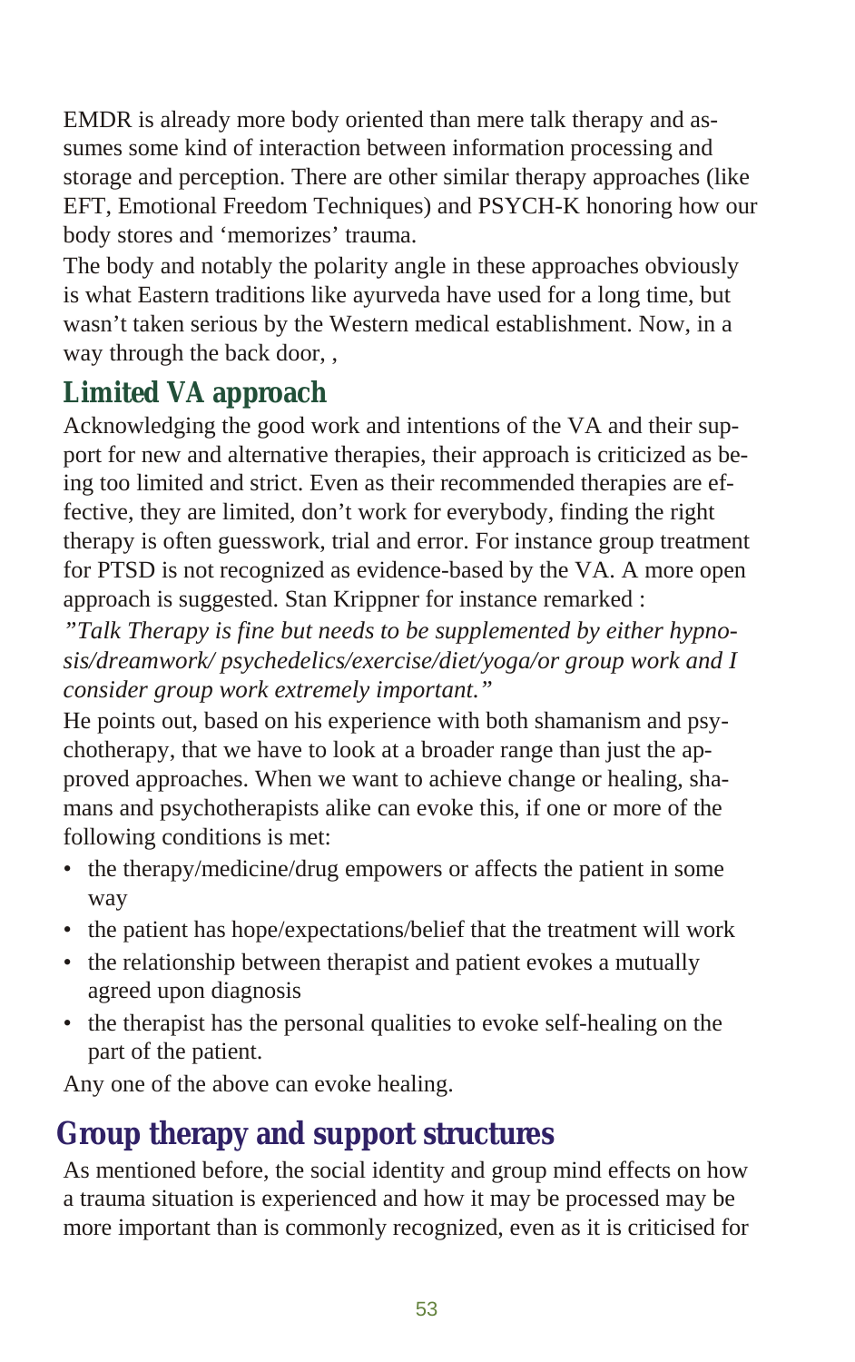EMDR is already more body oriented than mere talk therapy and assumes some kind of interaction between information processing and storage and perception. There are other similar therapy approaches (like EFT, Emotional Freedom Techniques) and PSYCH-K honoring how our body stores and 'memorizes' trauma.

The body and notably the polarity angle in these approaches obviously is what Eastern traditions like ayurveda have used for a long time, but wasn't taken serious by the Western medical establishment. Now, in a way through the back door, ,

## Limited VA approach

Acknowledging the good work and intentions of the VA and their support for new and alternative therapies, their approach is criticized as being too limited and strict. Even as their recommended therapies are effective, they are limited, don't work for everybody, finding the right therapy is often guesswork, trial and error. For instance group treatment for PTSD is not recognized as evidence-based by the VA. A more open approach is suggested. Stan Krippner for instance remarked :

*"Talk Therapy is fine but needs to be supplemented by either hypnosis/dreamwork/ psychedelics/exercise/diet/yoga/or group work and I consider group work extremely important."*

He points out, based on his experience with both shamanism and psychotherapy, that we have to look at a broader range than just the approved approaches. When we want to achieve change or healing, shamans and psychotherapists alike can evoke this, if one or more of the following conditions is met:

- the therapy/medicine/drug empowers or affects the patient in some way
- the patient has hope/expectations/belief that the treatment will work
- the relationship between therapist and patient evokes a mutually agreed upon diagnosis
- the therapist has the personal qualities to evoke self-healing on the part of the patient.

Any one of the above can evoke healing.

## Group therapy and support structures

As mentioned before, the social identity and group mind effects on how a trauma situation is experienced and how it may be processed may be more important than is commonly recognized, even as it is criticised for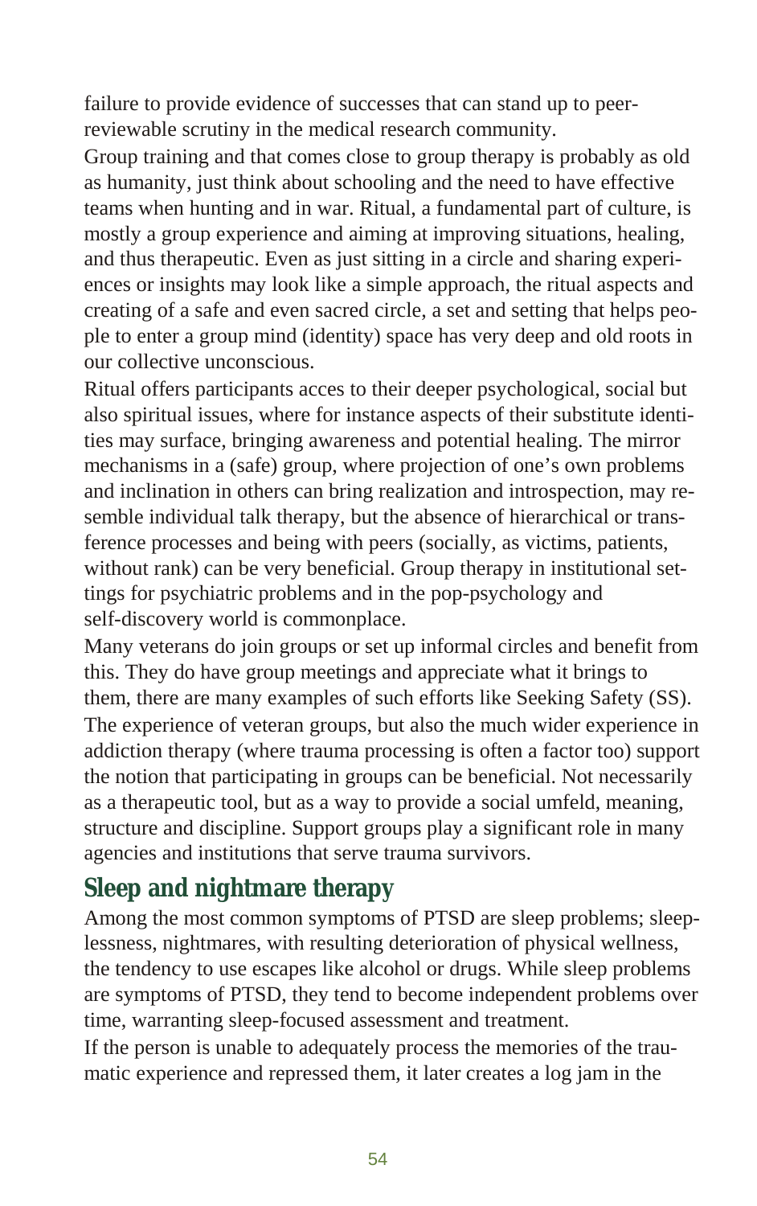failure to provide evidence of successes that can stand up to peer-reviewable scrutiny in the medical research community.

Group training and that comes close to group therapy is probably as old as humanity, just think about schooling and the need to have effective teams when hunting and in war. Ritual, a fundamental part of culture, is mostly a group experience and aiming at improving situations, healing, and thus therapeutic. Even as just sitting in a circle and sharing experiences or insights may look like a simple approach, the ritual aspects and creating of a safe and even sacred circle, a set and setting that helps people to enter a group mind (identity) space has very deep and old roots in our collective unconscious.

Ritual offers participants acces to their deeper psychological, social but also spiritual issues, where for instance aspects of their substitute identities may surface, bringing awareness and potential healing. The mirror mechanisms in a (safe) group, where projection of one's own problems and inclination in others can bring realization and introspection, may resemble individual talk therapy, but the absence of hierarchical or transference processes and being with peers (socially, as victims, patients, without rank) can be very beneficial. Group therapy in institutional settings for psychiatric problems and in the pop-psychology and self-discovery world is commonplace.

Many veterans do join groups or set up informal circles and benefit from this. They do have group meetings and appreciate what it brings to them, there are many examples of such efforts like Seeking Safety (SS). The experience of veteran groups, but also the much wider experience in addiction therapy (where trauma processing is often a factor too) support the notion that participating in groups can be beneficial. Not necessarily as a therapeutic tool, but as a way to provide a social umfeld, meaning, structure and discipline. Support groups play a significant role in many agencies and institutions that serve trauma survivors.

## Sleep and nightmare therapy

Among the most common symptoms of PTSD are sleep problems; sleeplessness, nightmares, with resulting deterioration of physical wellness, the tendency to use escapes like alcohol or drugs. While sleep problems are symptoms of PTSD, they tend to become independent problems over time, warranting sleep-focused assessment and treatment.

If the person is unable to adequately process the memories of the traumatic experience and repressed them, it later creates a log jam in the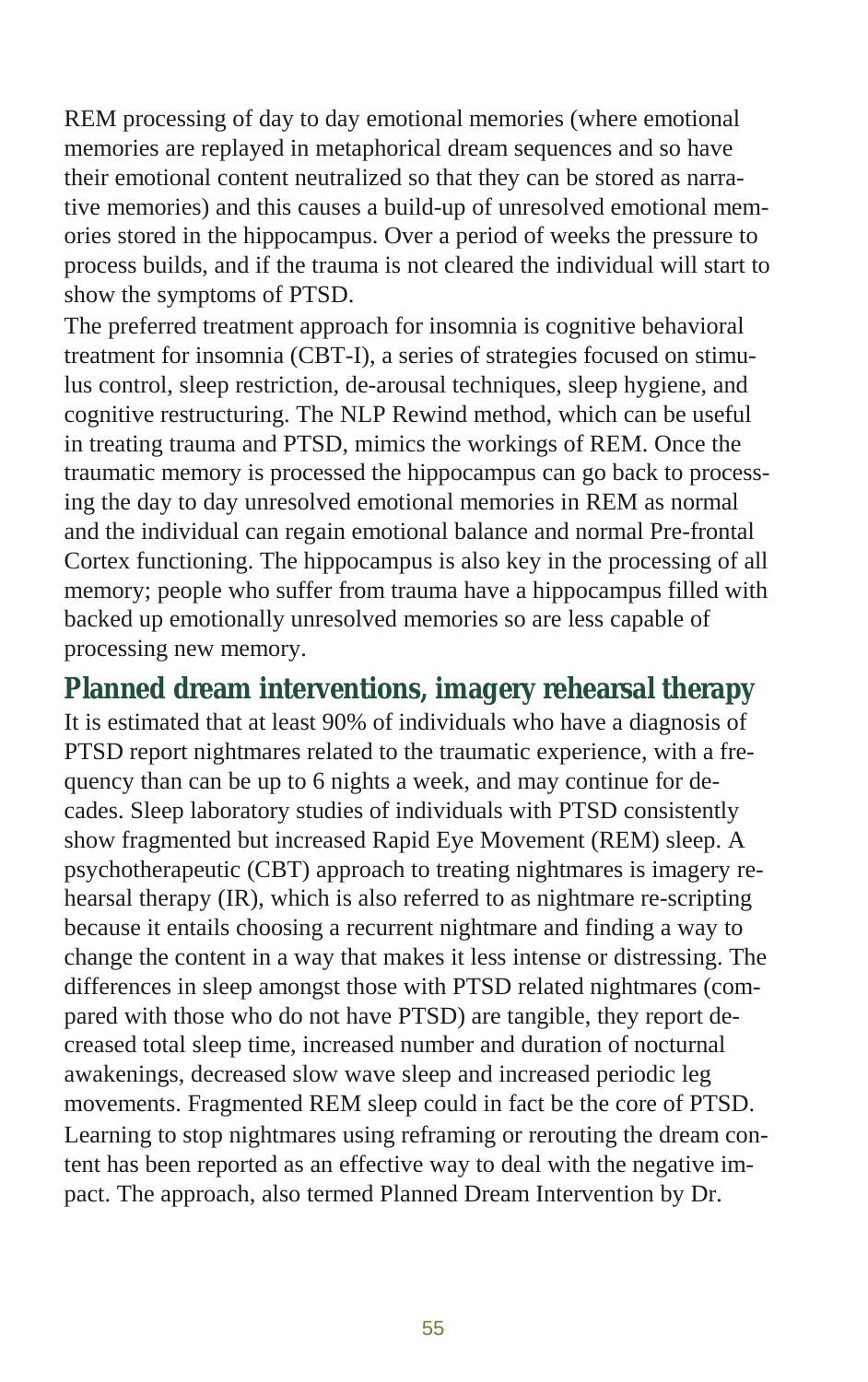REM processing of day to day emotional memories (where emotional memories are replayed in metaphorical dream sequences and so have their emotional content neutralized so that they can be stored as narrative memories) and this causes a build-up of unresolved emotional memories stored in the hippocampus. Over a period of weeks the pressure to process builds, and if the trauma is not cleared the individual will start to show the symptoms of PTSD.

The preferred treatment approach for insomnia is cognitive behavioral treatment for insomnia (CBT-I), a series of strategies focused on stimulus control, sleep restriction, de-arousal techniques, sleep hygiene, and cognitive restructuring. The NLP Rewind method, which can be useful in treating trauma and PTSD, mimics the workings of REM. Once the traumatic memory is processed the hippocampus can go back to processing the day to day unresolved emotional memories in REM as normal and the individual can regain emotional balance and normal Pre-frontal Cortex functioning. The hippocampus is also key in the processing of all memory; people who suffer from trauma have a hippocampus filled with backed up emotionally unresolved memories so are less capable of processing new memory.

## Planned dream interventions, imagery rehearsal therapy

It is estimated that at least 90% of individuals who have a diagnosis of PTSD report nightmares related to the traumatic experience, with a frequency than can be up to 6 nights a week, and may continue for decades. Sleep laboratory studies of individuals with PTSD consistently show fragmented but increased Rapid Eye Movement (REM) sleep. A psychotherapeutic (CBT) approach to treating nightmares is imagery rehearsal therapy (IR), which is also referred to as nightmare re-scripting because it entails choosing a recurrent nightmare and finding a way to change the content in a way that makes it less intense or distressing. The differences in sleep amongst those with PTSD related nightmares (compared with those who do not have PTSD) are tangible, they report decreased total sleep time, increased number and duration of nocturnal awakenings, decreased slow wave sleep and increased periodic leg movements. Fragmented REM sleep could in fact be the core of PTSD. Learning to stop nightmares using reframing or rerouting the dream content has been reported as an effective way to deal with the negative impact. The approach, also termed Planned Dream Intervention by Dr.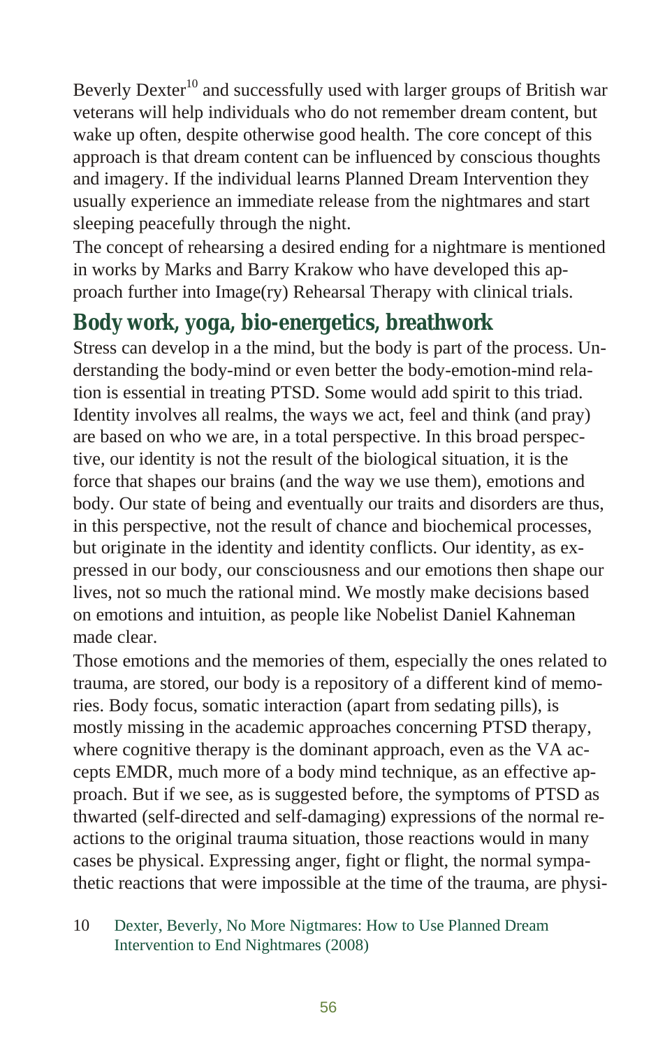Beverly Dexter[10] and successfully used with larger groups of British war veterans will help individuals who do not remember dream content, but wake up often, despite otherwise good health. The core concept of this approach is that dream content can be influenced by conscious thoughts and imagery. If the individual learns Planned Dream Intervention they usually experience an immediate release from the nightmares and start sleeping peacefully through the night.

The concept of rehearsing a desired ending for a nightmare is mentioned in works by Marks and Barry Krakow who have developed this approach further into Image(ry) Rehearsal Therapy with clinical trials.

## Body work, yoga, bio-energetics, breathwork

Stress can develop in a the mind, but the body is part of the process. Understanding the body-mind or even better the body-emotion-mind relation is essential in treating PTSD. Some would add spirit to this triad. Identity involves all realms, the ways we act, feel and think (and pray) are based on who we are, in a total perspective. In this broad perspective, our identity is not the result of the biological situation, it is the force that shapes our brains (and the way we use them), emotions and body. Our state of being and eventually our traits and disorders are thus, in this perspective, not the result of chance and biochemical processes, but originate in the identity and identity conflicts. Our identity, as expressed in our body, our consciousness and our emotions then shape our lives, not so much the rational mind. We mostly make decisions based on emotions and intuition, as people like Nobelist Daniel Kahneman made clear.

Those emotions and the memories of them, especially the ones related to trauma, are stored, our body is a repository of a different kind of memories. Body focus, somatic interaction (apart from sedating pills), is mostly missing in the academic approaches concerning PTSD therapy, where cognitive therapy is the dominant approach, even as the VA accepts EMDR, much more of a body mind technique, as an effective approach. But if we see, as is suggested before, the symptoms of PTSD as thwarted (self-directed and self-damaging) expressions of the normal reactions to the original trauma situation, those reactions would in many cases be physical. Expressing anger, fight or flight, the normal sympathetic reactions that were impossible at the time of the trauma, are physi-

10 Dexter, Beverly, No More Nigtmares: How to Use Planned Dream Intervention to End Nightmares (2008)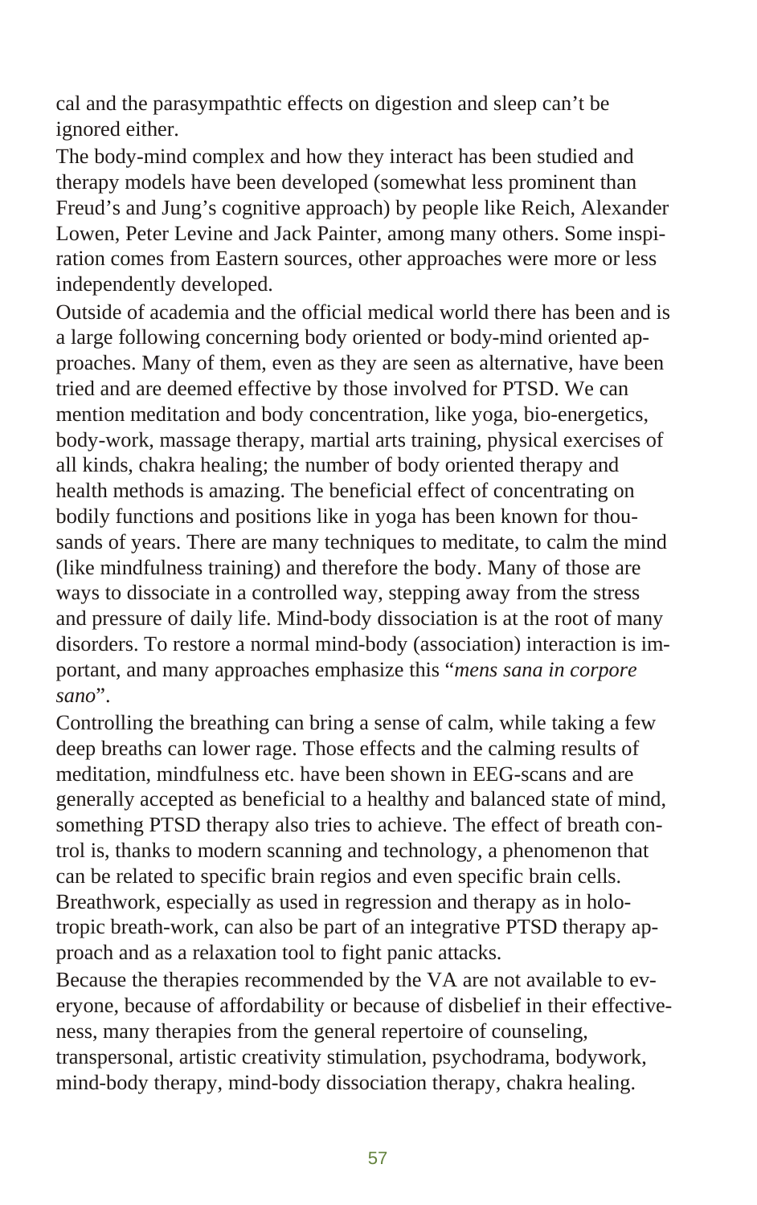cal and the parasympathtic effects on digestion and sleep can't be ignored either.

The body-mind complex and how they interact has been studied and therapy models have been developed (somewhat less prominent than Freud's and Jung's cognitive approach) by people like Reich, Alexander Lowen, Peter Levine and Jack Painter, among many others. Some inspiration comes from Eastern sources, other approaches were more or less independently developed.

Outside of academia and the official medical world there has been and is a large following concerning body oriented or body-mind oriented approaches. Many of them, even as they are seen as alternative, have been tried and are deemed effective by those involved for PTSD. We can mention meditation and body concentration, like yoga, bio-energetics, body-work, massage therapy, martial arts training, physical exercises of all kinds, chakra healing; the number of body oriented therapy and health methods is amazing. The beneficial effect of concentrating on bodily functions and positions like in yoga has been known for thousands of years. There are many techniques to meditate, to calm the mind (like mindfulness training) and therefore the body. Many of those are ways to dissociate in a controlled way, stepping away from the stress and pressure of daily life. Mind-body dissociation is at the root of many disorders. To restore a normal mind-body (association) interaction is important, and many approaches emphasize this "*mens sana in corpore sano*".

Controlling the breathing can bring a sense of calm, while taking a few deep breaths can lower rage. Those effects and the calming results of meditation, mindfulness etc. have been shown in EEG-scans and are generally accepted as beneficial to a healthy and balanced state of mind, something PTSD therapy also tries to achieve. The effect of breath control is, thanks to modern scanning and technology, a phenomenon that can be related to specific brain regios and even specific brain cells. Breathwork, especially as used in regression and therapy as in holotropic breath-work, can also be part of an integrative PTSD therapy approach and as a relaxation tool to fight panic attacks.

Because the therapies recommended by the VA are not available to everyone, because of affordability or because of disbelief in their effectiveness, many therapies from the general repertoire of counseling, transpersonal, artistic creativity stimulation, psychodrama, bodywork, mind-body therapy, mind-body dissociation therapy, chakra healing.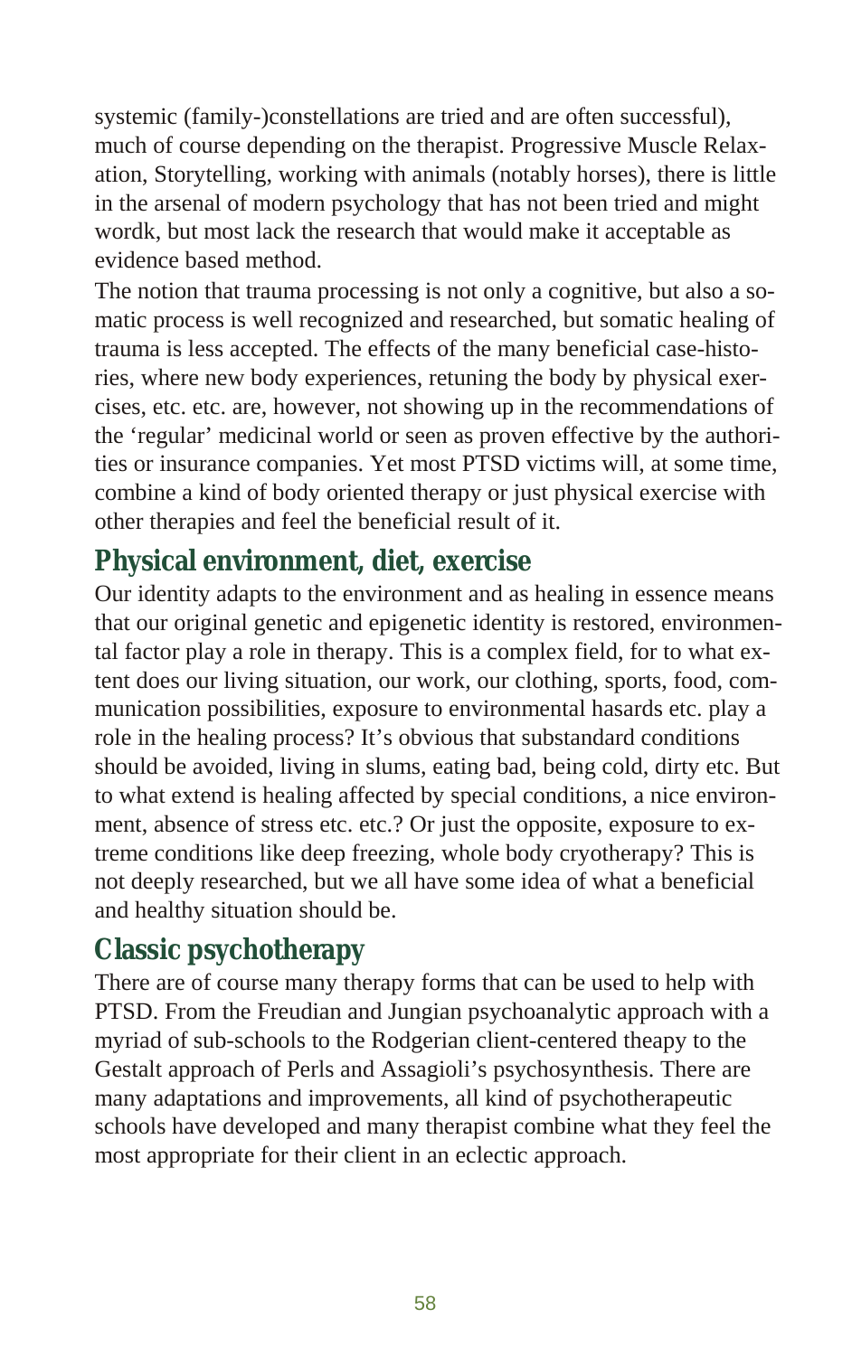systemic (family-)constellations are tried and are often successful), much of course depending on the therapist. Progressive Muscle Relaxation, Storytelling, working with animals (notably horses), there is little in the arsenal of modern psychology that has not been tried and might wordk, but most lack the research that would make it acceptable as evidence based method.

The notion that trauma processing is not only a cognitive, but also a somatic process is well recognized and researched, but somatic healing of trauma is less accepted. The effects of the many beneficial case-histories, where new body experiences, retuning the body by physical exercises, etc. etc. are, however, not showing up in the recommendations of the 'regular' medicinal world or seen as proven effective by the authorities or insurance companies. Yet most PTSD victims will, at some time, combine a kind of body oriented therapy or just physical exercise with other therapies and feel the beneficial result of it.

## Physical environment, diet, exercise

Our identity adapts to the environment and as healing in essence means that our original genetic and epigenetic identity is restored, environmental factor play a role in therapy. This is a complex field, for to what extent does our living situation, our work, our clothing, sports, food, communication possibilities, exposure to environmental hasards etc. play a role in the healing process? It's obvious that substandard conditions should be avoided, living in slums, eating bad, being cold, dirty etc. But to what extend is healing affected by special conditions, a nice environment, absence of stress etc. etc.? Or just the opposite, exposure to extreme conditions like deep freezing, whole body cryotherapy? This is not deeply researched, but we all have some idea of what a beneficial and healthy situation should be.

## Classic psychotherapy

There are of course many therapy forms that can be used to help with PTSD. From the Freudian and Jungian psychoanalytic approach with a myriad of sub-schools to the Rodgerian client-centered theapy to the Gestalt approach of Perls and Assagioli's psychosynthesis. There are many adaptations and improvements, all kind of psychotherapeutic schools have developed and many therapist combine what they feel the most appropriate for their client in an eclectic approach.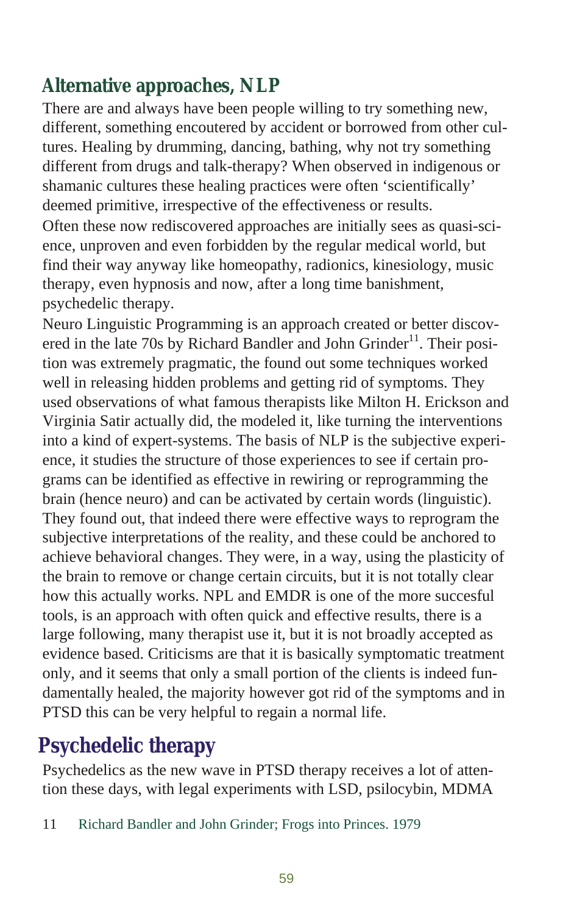## Alternative approaches, NLP

There are and always have been people willing to try something new, different, something encoutered by accident or borrowed from other cultures. Healing by drumming, dancing, bathing, why not try something different from drugs and talk-therapy? When observed in indigenous or shamanic cultures these healing practices were often 'scientifically' deemed primitive, irrespective of the effectiveness or results.

Often these now rediscovered approaches are initially sees as quasi-science, unproven and even forbidden by the regular medical world, but find their way anyway like homeopathy, radionics, kinesiology, music therapy, even hypnosis and now, after a long time banishment, psychedelic therapy.

Neuro Linguistic Programming is an approach created or better discovered in the late 70s by Richard Bandler and John Grinder[11]. Their position was extremely pragmatic, the found out some techniques worked well in releasing hidden problems and getting rid of symptoms. They used observations of what famous therapists like Milton H. Erickson and Virginia Satir actually did, the modeled it, like turning the interventions into a kind of expert-systems. The basis of NLP is the subjective experience, it studies the structure of those experiences to see if certain programs can be identified as effective in rewiring or reprogramming the brain (hence neuro) and can be activated by certain words (linguistic). They found out, that indeed there were effective ways to reprogram the subjective interpretations of the reality, and these could be anchored to achieve behavioral changes. They were, in a way, using the plasticity of the brain to remove or change certain circuits, but it is not totally clear how this actually works. NPL and EMDR is one of the more succesful tools, is an approach with often quick and effective results, there is a large following, many therapist use it, but it is not broadly accepted as evidence based. Criticisms are that it is basically symptomatic treatment only, and it seems that only a small portion of the clients is indeed fundamentally healed, the majority however got rid of the symptoms and in PTSD this can be very helpful to regain a normal life.

## Psychedelic therapy

Psychedelics as the new wave in PTSD therapy receives a lot of attention these days, with legal experiments with LSD, psilocybin, MDMA

11 Richard Bandler and John Grinder; Frogs into Princes. 1979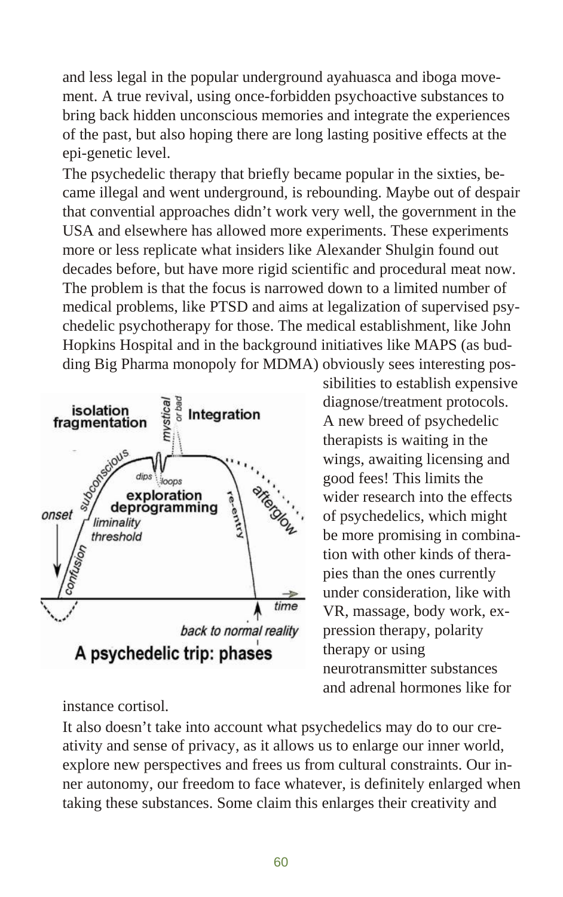and less legal in the popular underground ayahuasca and iboga movement. A true revival, using once-forbidden psychoactive substances to bring back hidden unconscious memories and integrate the experiences of the past, but also hoping there are long lasting positive effects at the epi-genetic level.

The psychedelic therapy that briefly became popular in the sixties, became illegal and went underground, is rebounding. Maybe out of despair that convential approaches didn't work very well, the government in the USA and elsewhere has allowed more experiments. These experiments more or less replicate what insiders like Alexander Shulgin found out decades before, but have more rigid scientific and procedural meat now. The problem is that the focus is narrowed down to a limited number of medical problems, like PTSD and aims at legalization of supervised psychedelic psychotherapy for those. The medical establishment, like John Hopkins Hospital and in the background initiatives like MAPS (as budding Big Pharma monopoly for MDMA) obviously sees interesting possibilities to establish expensive diagnose/treatment protocols. A new breed of psychedelic therapists is waiting in the wings, awaiting licensing and good fees! This limits the wider research into the effects of psychedelics, which might be more promising in combination with other kinds of therapies than the ones currently under consideration, like with VR, massage, body work, expression therapy, polarity therapy or using neurotransmitter substances and adrenal hormones like for instance cortisol.

A psychedelic trip: phases

It also doesn't take into account what psychedelics may do to our creativity and sense of privacy, as it allows us to enlarge our inner world, explore new perspectives and frees us from cultural constraints. Our inner autonomy, our freedom to face whatever, is definitely enlarged when taking these substances. Some claim this enlarges their creativity and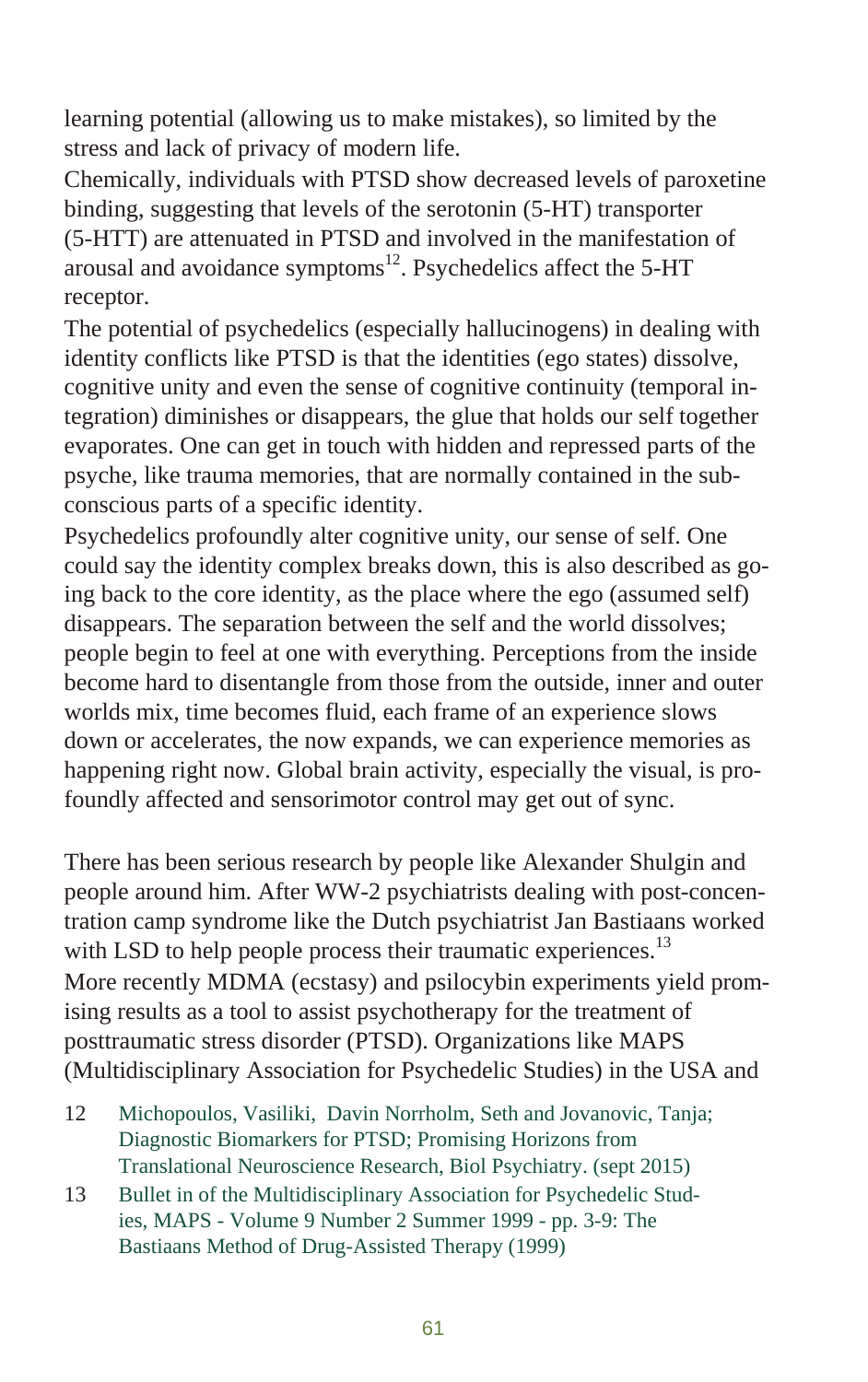learning potential (allowing us to make mistakes), so limited by the stress and lack of privacy of modern life.

Chemically, individuals with PTSD show decreased levels of paroxetine binding, suggesting that levels of the serotonin (5-HT) transporter (5-HTT) are attenuated in PTSD and involved in the manifestation of arousal and avoidance symptoms[12]. Psychedelics affect the 5-HT receptor.

The potential of psychedelics (especially hallucinogens) in dealing with identity conflicts like PTSD is that the identities (ego states) dissolve, cognitive unity and even the sense of cognitive continuity (temporal integration) diminishes or disappears, the glue that holds our self together evaporates. One can get in touch with hidden and repressed parts of the psyche, like trauma memories, that are normally contained in the subconscious parts of a specific identity.

Psychedelics profoundly alter cognitive unity, our sense of self. One could say the identity complex breaks down, this is also described as going back to the core identity, as the place where the ego (assumed self) disappears. The separation between the self and the world dissolves; people begin to feel at one with everything. Perceptions from the inside become hard to disentangle from those from the outside, inner and outer worlds mix, time becomes fluid, each frame of an experience slows down or accelerates, the now expands, we can experience memories as happening right now. Global brain activity, especially the visual, is profoundly affected and sensorimotor control may get out of sync.

There has been serious research by people like Alexander Shulgin and people around him. After WW-2 psychiatrists dealing with post-concentration camp syndrome like the Dutch psychiatrist Jan Bastiaans worked with LSD to help people process their traumatic experiences.[13]

More recently MDMA (ecstasy) and psilocybin experiments yield promising results as a tool to assist psychotherapy for the treatment of posttraumatic stress disorder (PTSD). Organizations like MAPS (Multidisciplinary Association for Psychedelic Studies) in the USA and

12 Michopoulos, Vasiliki, Davin Norrholm, Seth and Jovanovic, Tanja; Diagnostic Biomarkers for PTSD; Promising Horizons from Translational Neuroscience Research, Biol Psychiatry. (sept 2015)

13 Bullet in of the Multidisciplinary Association for Psychedelic Studies, MAPS - Volume 9 Number 2 Summer 1999 - pp. 3-9: The Bastiaans Method of Drug-Assisted Therapy (1999)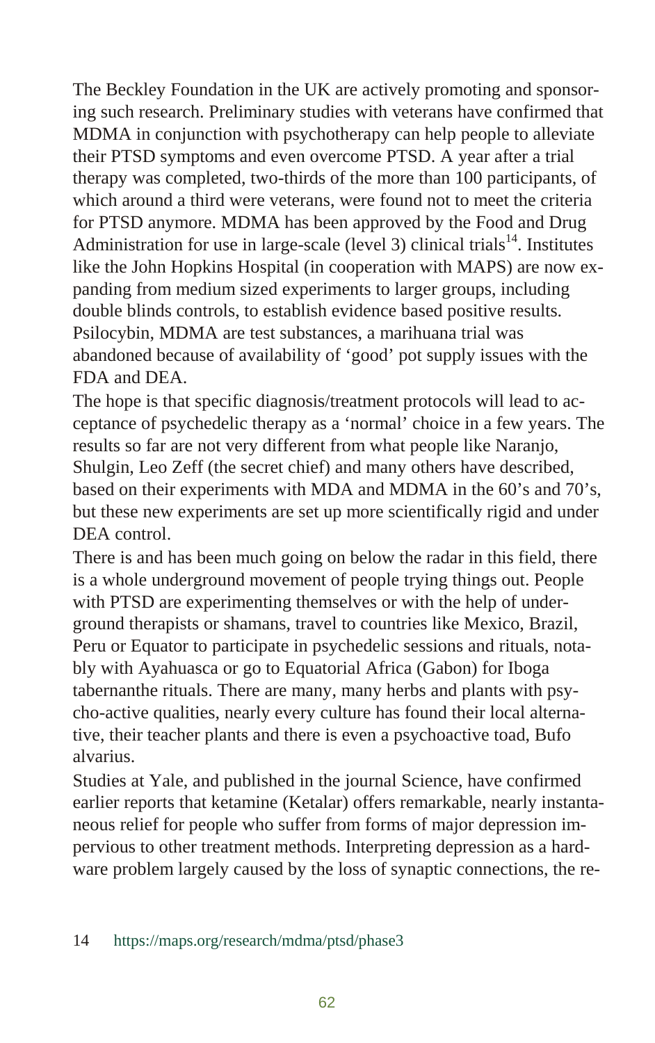The Beckley Foundation in the UK are actively promoting and sponsoring such research. Preliminary studies with veterans have confirmed that MDMA in conjunction with psychotherapy can help people to alleviate their PTSD symptoms and even overcome PTSD. A year after a trial therapy was completed, two-thirds of the more than 100 participants, of which around a third were veterans, were found not to meet the criteria for PTSD anymore. MDMA has been approved by the Food and Drug Administration for use in large-scale (level 3) clinical trials[14]. Institutes like the John Hopkins Hospital (in cooperation with MAPS) are now expanding from medium sized experiments to larger groups, including double blinds controls, to establish evidence based positive results. Psilocybin, MDMA are test substances, a marihuana trial was abandoned because of availability of 'good' pot supply issues with the FDA and DEA.

The hope is that specific diagnosis/treatment protocols will lead to acceptance of psychedelic therapy as a 'normal' choice in a few years. The results so far are not very different from what people like Naranjo, Shulgin, Leo Zeff (the secret chief) and many others have described, based on their experiments with MDA and MDMA in the 60's and 70's, but these new experiments are set up more scientifically rigid and under DEA control.

There is and has been much going on below the radar in this field, there is a whole underground movement of people trying things out. People with PTSD are experimenting themselves or with the help of underground therapists or shamans, travel to countries like Mexico, Brazil, Peru or Equator to participate in psychedelic sessions and rituals, notably with Ayahuasca or go to Equatorial Africa (Gabon) for Iboga tabernanthe rituals. There are many, many herbs and plants with psycho-active qualities, nearly every culture has found their local alternative, their teacher plants and there is even a psychoactive toad, Bufo alvarius.

Studies at Yale, and published in the journal Science, have confirmed earlier reports that ketamine (Ketalar) offers remarkable, nearly instantaneous relief for people who suffer from forms of major depression impervious to other treatment methods. Interpreting depression as a hardware problem largely caused by the loss of synaptic connections, the re-

14 https://maps.org/research/mdma/ptsd/phase3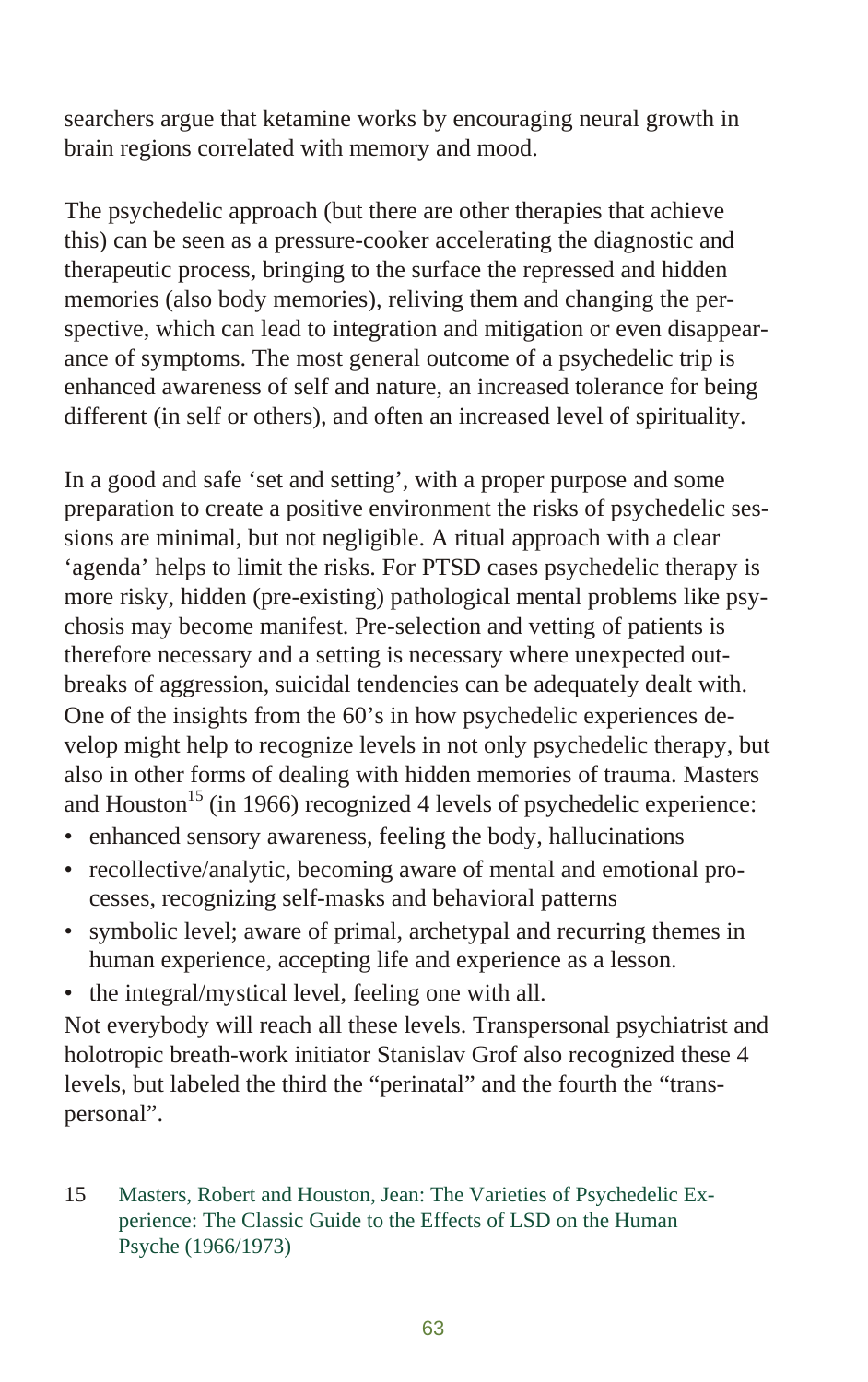searchers argue that ketamine works by encouraging neural growth in brain regions correlated with memory and mood.

The psychedelic approach (but there are other therapies that achieve this) can be seen as a pressure-cooker accelerating the diagnostic and therapeutic process, bringing to the surface the repressed and hidden memories (also body memories), reliving them and changing the perspective, which can lead to integration and mitigation or even disappearance of symptoms. The most general outcome of a psychedelic trip is enhanced awareness of self and nature, an increased tolerance for being different (in self or others), and often an increased level of spirituality.

In a good and safe 'set and setting', with a proper purpose and some preparation to create a positive environment the risks of psychedelic sessions are minimal, but not negligible. A ritual approach with a clear 'agenda' helps to limit the risks. For PTSD cases psychedelic therapy is more risky, hidden (pre-existing) pathological mental problems like psychosis may become manifest. Pre-selection and vetting of patients is therefore necessary and a setting is necessary where unexpected outbreaks of aggression, suicidal tendencies can be adequately dealt with. One of the insights from the 60's in how psychedelic experiences develop might help to recognize levels in not only psychedelic therapy, but also in other forms of dealing with hidden memories of trauma. Masters and Houston[15] (in 1966) recognized 4 levels of psychedelic experience:

- enhanced sensory awareness, feeling the body, hallucinations
- recollective/analytic, becoming aware of mental and emotional processes, recognizing self-masks and behavioral patterns
- symbolic level; aware of primal, archetypal and recurring themes in human experience, accepting life and experience as a lesson.
- the integral/mystical level, feeling one with all.

Not everybody will reach all these levels. Transpersonal psychiatrist and holotropic breath-work initiator Stanislav Grof also recognized these 4 levels, but labeled the third the "perinatal" and the fourth the "transpersonal".

15 Masters, Robert and Houston, Jean: The Varieties of Psychedelic Experience: The Classic Guide to the Effects of LSD on the Human Psyche (1966/1973)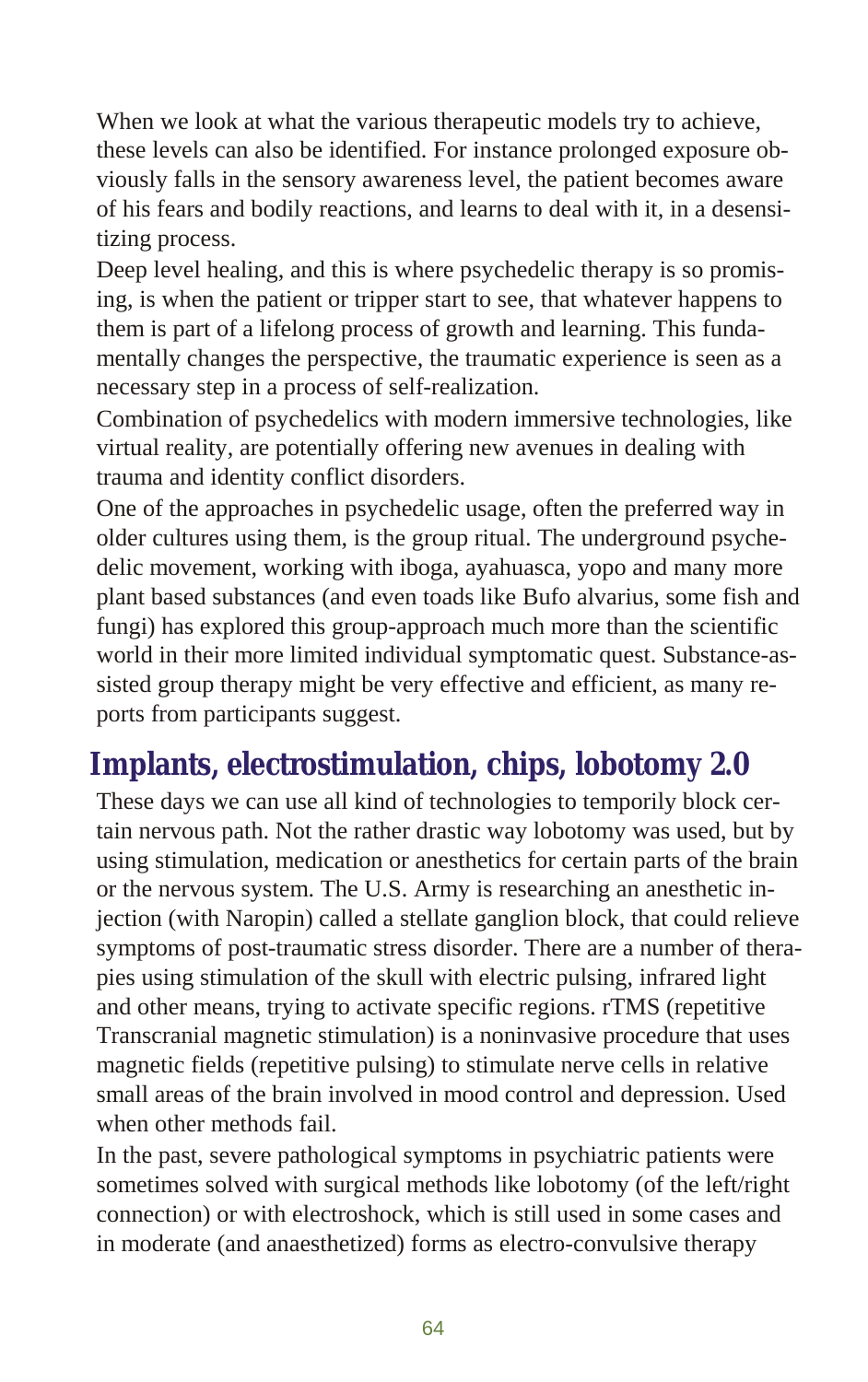When we look at what the various therapeutic models try to achieve, these levels can also be identified. For instance prolonged exposure obviously falls in the sensory awareness level, the patient becomes aware of his fears and bodily reactions, and learns to deal with it, in a desensitizing process.

Deep level healing, and this is where psychedelic therapy is so promising, is when the patient or tripper start to see, that whatever happens to them is part of a lifelong process of growth and learning. This fundamentally changes the perspective, the traumatic experience is seen as a necessary step in a process of self-realization.

Combination of psychedelics with modern immersive technologies, like virtual reality, are potentially offering new avenues in dealing with trauma and identity conflict disorders.

One of the approaches in psychedelic usage, often the preferred way in older cultures using them, is the group ritual. The underground psychedelic movement, working with iboga, ayahuasca, yopo and many more plant based substances (and even toads like Bufo alvarius, some fish and fungi) has explored this group-approach much more than the scientific world in their more limited individual symptomatic quest. Substance-assisted group therapy might be very effective and efficient, as many reports from participants suggest.

## Implants, electrostimulation, chips, lobotomy 2.0

These days we can use all kind of technologies to temporily block certain nervous path. Not the rather drastic way lobotomy was used, but by using stimulation, medication or anesthetics for certain parts of the brain or the nervous system. The U.S. Army is researching an anesthetic injection (with Naropin) called a stellate ganglion block, that could relieve symptoms of post-traumatic stress disorder. There are a number of therapies using stimulation of the skull with electric pulsing, infrared light and other means, trying to activate specific regions. rTMS (repetitive Transcranial magnetic stimulation) is a noninvasive procedure that uses magnetic fields (repetitive pulsing) to stimulate nerve cells in relative small areas of the brain involved in mood control and depression. Used when other methods fail.

In the past, severe pathological symptoms in psychiatric patients were sometimes solved with surgical methods like lobotomy (of the left/right connection) or with electroshock, which is still used in some cases and in moderate (and anaesthetized) forms as electro-convulsive therapy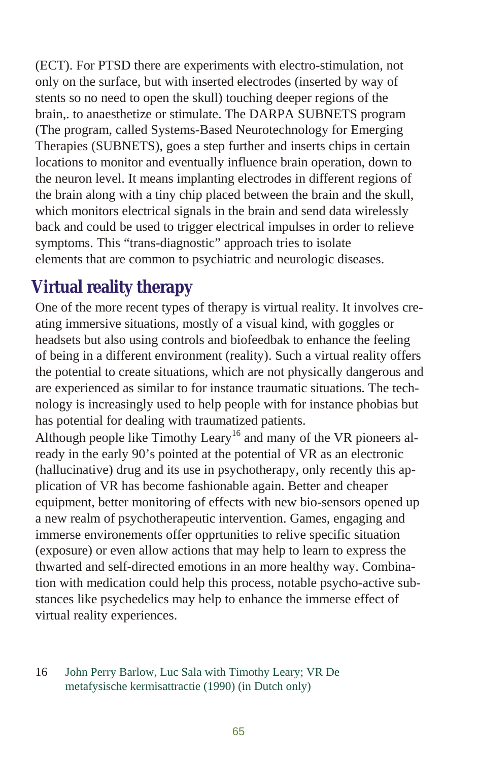(ECT). For PTSD there are experiments with electro-stimulation, not only on the surface, but with inserted electrodes (inserted by way of stents so no need to open the skull) touching deeper regions of the brain,. to anaesthetize or stimulate. The DARPA SUBNETS program (The program, called Systems-Based Neurotechnology for Emerging Therapies (SUBNETS), goes a step further and inserts chips in certain locations to monitor and eventually influence brain operation, down to the neuron level. It means implanting electrodes in different regions of the brain along with a tiny chip placed between the brain and the skull, which monitors electrical signals in the brain and send data wirelessly back and could be used to trigger electrical impulses in order to relieve symptoms. This "trans-diagnostic" approach tries to isolate elements that are common to psychiatric and neurologic diseases.

## Virtual reality therapy

One of the more recent types of therapy is virtual reality. It involves creating immersive situations, mostly of a visual kind, with goggles or headsets but also using controls and biofeedbak to enhance the feeling of being in a different environment (reality). Such a virtual reality offers the potential to create situations, which are not physically dangerous and are experienced as similar to for instance traumatic situations. The technology is increasingly used to help people with for instance phobias but has potential for dealing with traumatized patients.

Although people like Timothy Leary[16] and many of the VR pioneers already in the early 90's pointed at the potential of VR as an electronic (hallucinative) drug and its use in psychotherapy, only recently this application of VR has become fashionable again. Better and cheaper equipment, better monitoring of effects with new bio-sensors opened up a new realm of psychotherapeutic intervention. Games, engaging and immerse environements offer opprtunities to relive specific situation (exposure) or even allow actions that may help to learn to express the thwarted and self-directed emotions in an more healthy way. Combination with medication could help this process, notable psycho-active substances like psychedelics may help to enhance the immerse effect of virtual reality experiences.

16 John Perry Barlow, Luc Sala with Timothy Leary; VR De metafysische kermisattractie (1990) (in Dutch only)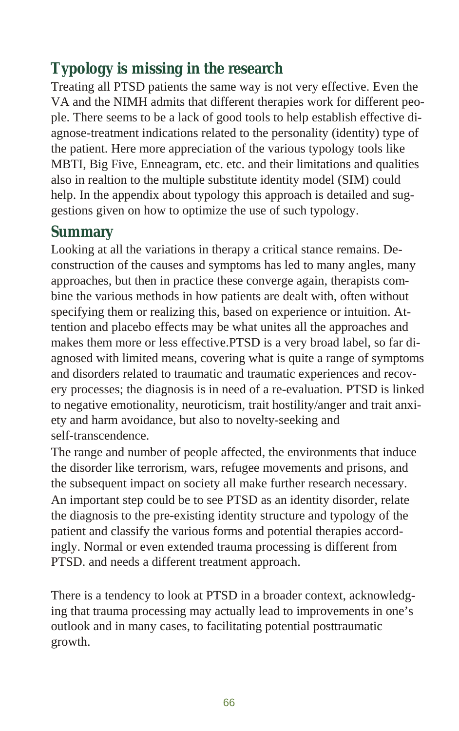## Typology is missing in the research

Treating all PTSD patients the same way is not very effective. Even the VA and the NIMH admits that different therapies work for different people. There seems to be a lack of good tools to help establish effective diagnose-treatment indications related to the personality (identity) type of the patient. Here more appreciation of the various typology tools like MBTI, Big Five, Enneagram, etc. etc. and their limitations and qualities also in realtion to the multiple substitute identity model (SIM) could help. In the appendix about typology this approach is detailed and suggestions given on how to optimize the use of such typology.

## Summary

Looking at all the variations in therapy a critical stance remains. Deconstruction of the causes and symptoms has led to many angles, many approaches, but then in practice these converge again, therapists combine the various methods in how patients are dealt with, often without specifying them or realizing this, based on experience or intuition. Attention and placebo effects may be what unites all the approaches and makes them more or less effective.PTSD is a very broad label, so far diagnosed with limited means, covering what is quite a range of symptoms and disorders related to traumatic and traumatic experiences and recovery processes; the diagnosis is in need of a re-evaluation. PTSD is linked to negative emotionality, neuroticism, trait hostility/anger and trait anxiety and harm avoidance, but also to novelty-seeking and self-transcendence.

The range and number of people affected, the environments that induce the disorder like terrorism, wars, refugee movements and prisons, and the subsequent impact on society all make further research necessary. An important step could be to see PTSD as an identity disorder, relate the diagnosis to the pre-existing identity structure and typology of the patient and classify the various forms and potential therapies accordingly. Normal or even extended trauma processing is different from PTSD. and needs a different treatment approach.

There is a tendency to look at PTSD in a broader context, acknowledging that trauma processing may actually lead to improvements in one's outlook and in many cases, to facilitating potential posttraumatic growth.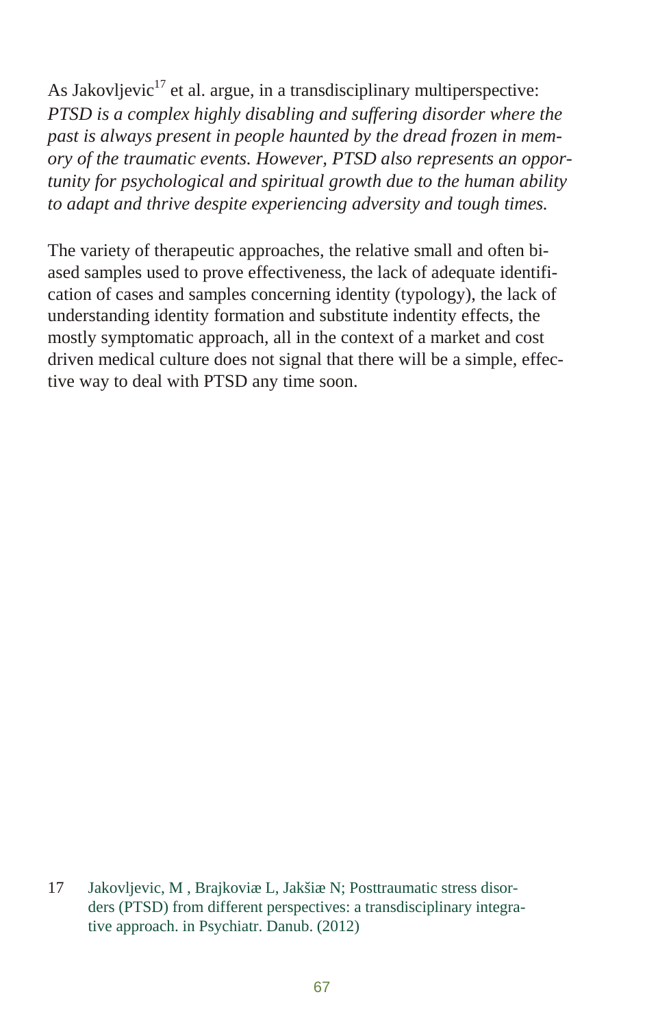As Jakovljevic[17] et al. argue, in a transdisciplinary multiperspective: *PTSD is a complex highly disabling and suffering disorder where the past is always present in people haunted by the dread frozen in memory of the traumatic events. However, PTSD also represents an opportunity for psychological and spiritual growth due to the human ability to adapt and thrive despite experiencing adversity and tough times.*

The variety of therapeutic approaches, the relative small and often biased samples used to prove effectiveness, the lack of adequate identification of cases and samples concerning identity (typology), the lack of understanding identity formation and substitute indentity effects, the mostly symptomatic approach, all in the context of a market and cost driven medical culture does not signal that there will be a simple, effective way to deal with PTSD any time soon.

17 Jakovljevic, M , Brajkoviæ L, Jakšiæ N; Posttraumatic stress disorders (PTSD) from different perspectives: a transdisciplinary integrative approach. in Psychiatr. Danub. (2012)